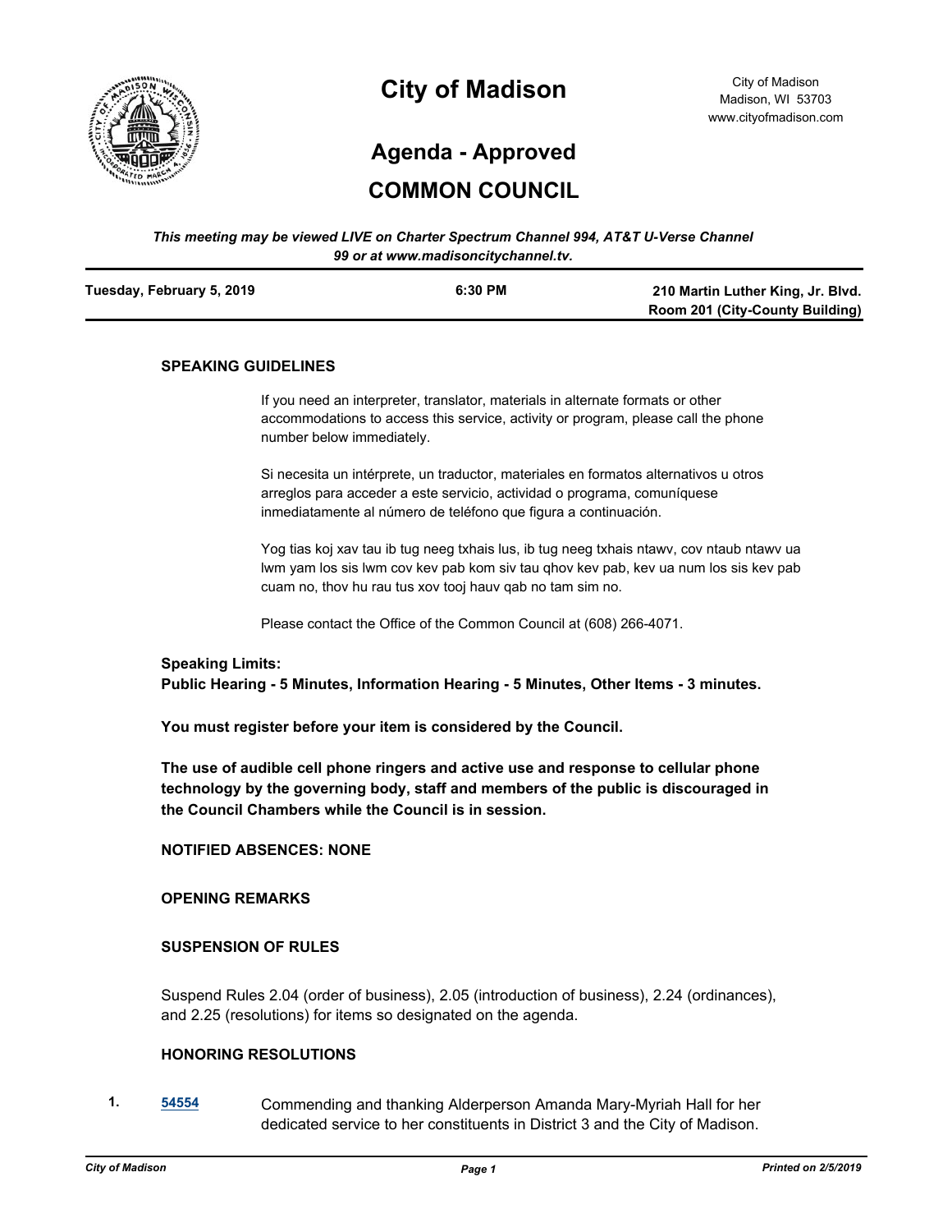# City of Madison

City of Madison
Madison, WI 53703
www.cityofmadison.com

## Agenda - Approved

## COMMON COUNCIL

*This meeting may be viewed LIVE on Charter Spectrum Channel 994, AT&T U-Verse Channel 99 or at www.madisoncitychannel.tv.*

**Tuesday, February 5, 2019** | **6:30 PM** | **210 Martin Luther King, Jr. Blvd. Room 201 (City-County Building)**

### SPEAKING GUIDELINES

If you need an interpreter, translator, materials in alternate formats or other accommodations to access this service, activity or program, please call the phone number below immediately.

Si necesita un intérprete, un traductor, materiales en formatos alternativos u otros arreglos para acceder a este servicio, actividad o programa, comuníquese inmediatamente al número de teléfono que figura a continuación.

Yog tias koj xav tau ib tug neeg txhais lus, ib tug neeg txhais ntawv, cov ntaub ntawv ua lwm yam los sis lwm cov kev pab kom siv tau qhov kev pab, kev ua num los sis kev pab cuam no, thov hu rau tus xov tooj hauv qab no tam sim no.

Please contact the Office of the Common Council at (608) 266-4071.

**Speaking Limits:**
**Public Hearing - 5 Minutes, Information Hearing - 5 Minutes, Other Items - 3 minutes.**

**You must register before your item is considered by the Council.**

**The use of audible cell phone ringers and active use and response to cellular phone technology by the governing body, staff and members of the public is discouraged in the Council Chambers while the Council is in session.**

### NOTIFIED ABSENCES: NONE

### OPENING REMARKS

### SUSPENSION OF RULES

Suspend Rules 2.04 (order of business), 2.05 (introduction of business), 2.24 (ordinances), and 2.25 (resolutions) for items so designated on the agenda.

### HONORING RESOLUTIONS

1. **54554** Commending and thanking Alderperson Amanda Mary-Myriah Hall for her dedicated service to her constituents in District 3 and the City of Madison.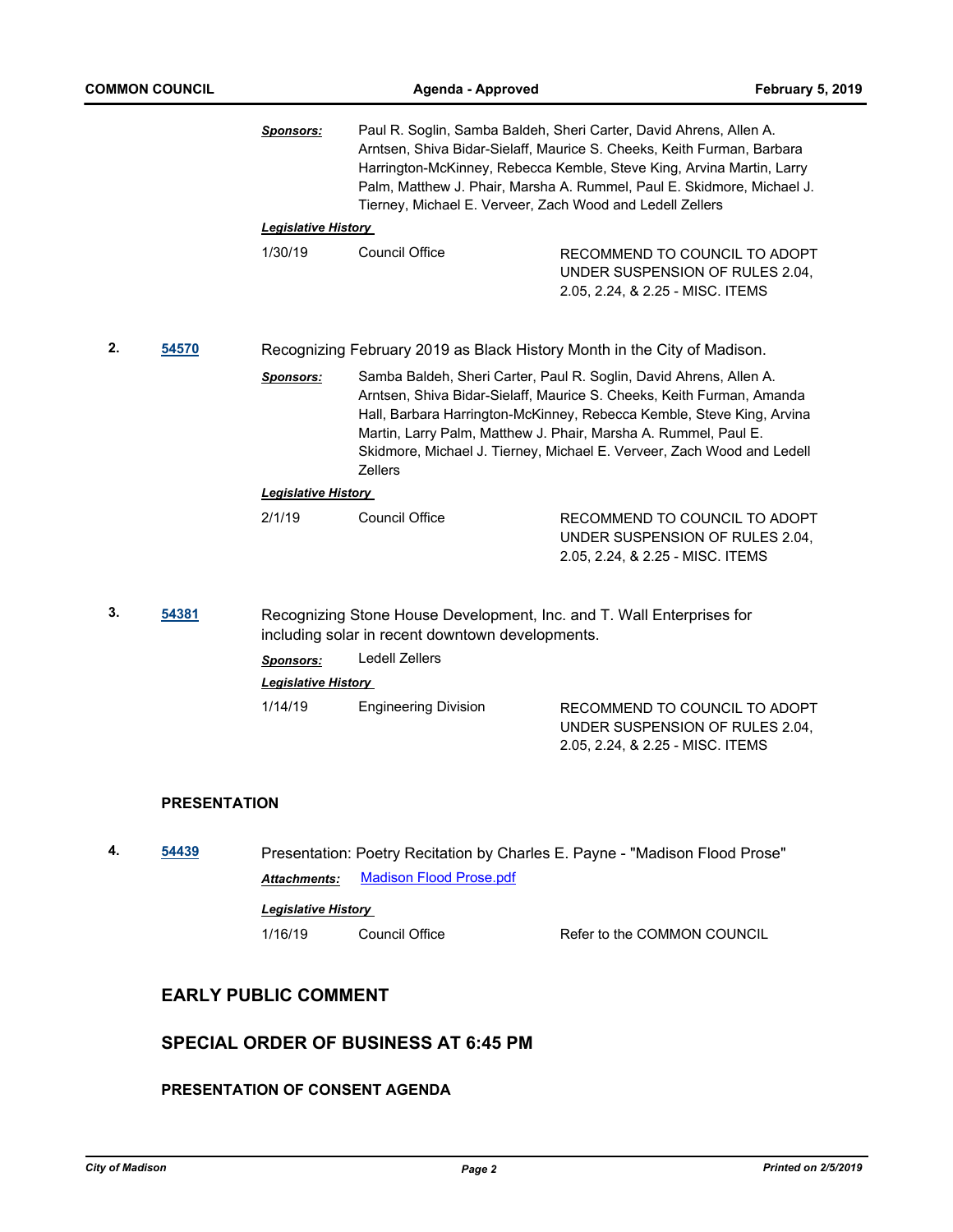**Sponsors:** Paul R. Soglin, Samba Baldeh, Sheri Carter, David Ahrens, Allen A. Arntsen, Shiva Bidar-Sielaff, Maurice S. Cheeks, Keith Furman, Barbara Harrington-McKinney, Rebecca Kemble, Steve King, Arvina Martin, Larry Palm, Matthew J. Phair, Marsha A. Rummel, Paul E. Skidmore, Michael J. Tierney, Michael E. Verveer, Zach Wood and Ledell Zellers

**Legislative History**

| | | |
|---|---|---|
| 1/30/19 | Council Office | RECOMMEND TO COUNCIL TO ADOPT UNDER SUSPENSION OF RULES 2.04, 2.05, 2.24, & 2.25 - MISC. ITEMS |

**2.** **54570** Recognizing February 2019 as Black History Month in the City of Madison.

**Sponsors:** Samba Baldeh, Sheri Carter, Paul R. Soglin, David Ahrens, Allen A. Arntsen, Shiva Bidar-Sielaff, Maurice S. Cheeks, Keith Furman, Amanda Hall, Barbara Harrington-McKinney, Rebecca Kemble, Steve King, Arvina Martin, Larry Palm, Matthew J. Phair, Marsha A. Rummel, Paul E. Skidmore, Michael J. Tierney, Michael E. Verveer, Zach Wood and Ledell Zellers

**Legislative History**

| | | |
|---|---|---|
| 2/1/19 | Council Office | RECOMMEND TO COUNCIL TO ADOPT UNDER SUSPENSION OF RULES 2.04, 2.05, 2.24, & 2.25 - MISC. ITEMS |

**3.** **54381** Recognizing Stone House Development, Inc. and T. Wall Enterprises for including solar in recent downtown developments.

**Sponsors:** Ledell Zellers

**Legislative History**

| | | |
|---|---|---|
| 1/14/19 | Engineering Division | RECOMMEND TO COUNCIL TO ADOPT UNDER SUSPENSION OF RULES 2.04, 2.05, 2.24, & 2.25 - MISC. ITEMS |

### PRESENTATION

**4.** **54439** Presentation: Poetry Recitation by Charles E. Payne - "Madison Flood Prose"

**Attachments:** Madison Flood Prose.pdf

**Legislative History**

| | | |
|---|---|---|
| 1/16/19 | Council Office | Refer to the COMMON COUNCIL |

## EARLY PUBLIC COMMENT

## SPECIAL ORDER OF BUSINESS AT 6:45 PM

### PRESENTATION OF CONSENT AGENDA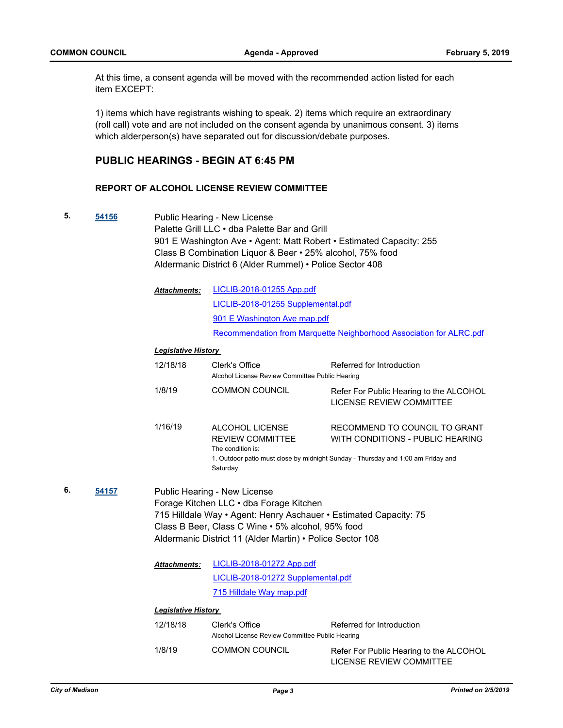At this time, a consent agenda will be moved with the recommended action listed for each item EXCEPT:

1) items which have registrants wishing to speak. 2) items which require an extraordinary (roll call) vote and are not included on the consent agenda by unanimous consent. 3) items which alderperson(s) have separated out for discussion/debate purposes.

## PUBLIC HEARINGS - BEGIN AT 6:45 PM

### REPORT OF ALCOHOL LICENSE REVIEW COMMITTEE

**5.** **54156**

Public Hearing - New License
Palette Grill LLC • dba Palette Bar and Grill
901 E Washington Ave • Agent: Matt Robert • Estimated Capacity: 255
Class B Combination Liquor & Beer • 25% alcohol, 75% food
Aldermanic District 6 (Alder Rummel) • Police Sector 408

***Attachments:***
LICLIB-2018-01255 App.pdf
LICLIB-2018-01255 Supplemental.pdf
901 E Washington Ave map.pdf
Recommendation from Marquette Neighborhood Association for ALRC.pdf

***Legislative History***

| Date | Body | Action |
| --- | --- | --- |
| 12/18/18 | Clerk's Office<br>Alcohol License Review Committee Public Hearing | Referred for Introduction |
| 1/8/19 | COMMON COUNCIL | Refer For Public Hearing to the ALCOHOL LICENSE REVIEW COMMITTEE |
| 1/16/19 | ALCOHOL LICENSE REVIEW COMMITTEE<br>The condition is:<br>1. Outdoor patio must close by midnight Sunday - Thursday and 1:00 am Friday and Saturday. | RECOMMEND TO COUNCIL TO GRANT WITH CONDITIONS - PUBLIC HEARING |

**6.** **54157**

Public Hearing - New License
Forage Kitchen LLC • dba Forage Kitchen
715 Hilldale Way • Agent: Henry Aschauer • Estimated Capacity: 75
Class B Beer, Class C Wine • 5% alcohol, 95% food
Aldermanic District 11 (Alder Martin) • Police Sector 108

***Attachments:***
LICLIB-2018-01272 App.pdf
LICLIB-2018-01272 Supplemental.pdf
715 Hilldale Way map.pdf

***Legislative History***

| Date | Body | Action |
| --- | --- | --- |
| 12/18/18 | Clerk's Office<br>Alcohol License Review Committee Public Hearing | Referred for Introduction |
| 1/8/19 | COMMON COUNCIL | Refer For Public Hearing to the ALCOHOL LICENSE REVIEW COMMITTEE |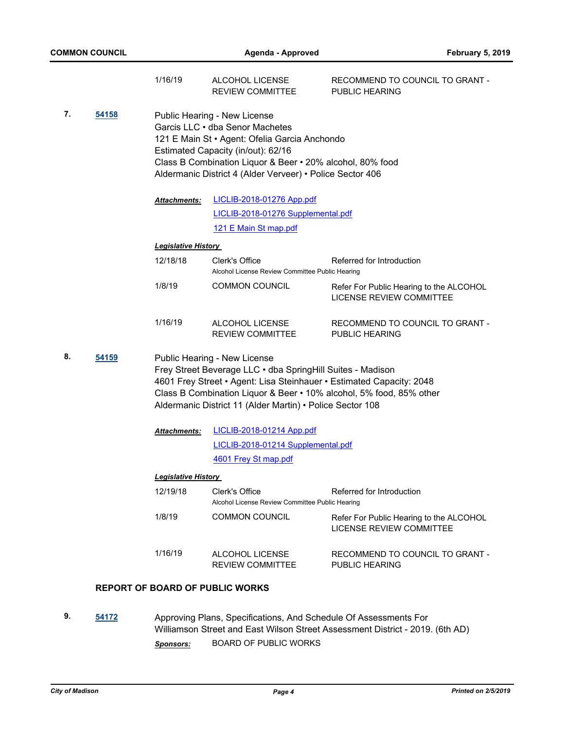| | | |
|---|---|---|
| 1/16/19 | ALCOHOL LICENSE REVIEW COMMITTEE | RECOMMEND TO COUNCIL TO GRANT - PUBLIC HEARING |

**7.** **54158**

Public Hearing - New License
Garcis LLC • dba Senor Machetes
121 E Main St • Agent: Ofelia Garcia Anchondo
Estimated Capacity (in/out): 62/16
Class B Combination Liquor & Beer • 20% alcohol, 80% food
Aldermanic District 4 (Alder Verveer) • Police Sector 406

***Attachments:*** LICLIB-2018-01276 App.pdf
LICLIB-2018-01276 Supplemental.pdf
121 E Main St map.pdf

***Legislative History***

| | | |
|---|---|---|
| 12/18/18 | Clerk's Office<br>Alcohol License Review Committee Public Hearing | Referred for Introduction |
| 1/8/19 | COMMON COUNCIL | Refer For Public Hearing to the ALCOHOL LICENSE REVIEW COMMITTEE |
| 1/16/19 | ALCOHOL LICENSE REVIEW COMMITTEE | RECOMMEND TO COUNCIL TO GRANT - PUBLIC HEARING |

**8.** **54159**

Public Hearing - New License
Frey Street Beverage LLC • dba SpringHill Suites - Madison
4601 Frey Street • Agent: Lisa Steinhauer • Estimated Capacity: 2048
Class B Combination Liquor & Beer • 10% alcohol, 5% food, 85% other
Aldermanic District 11 (Alder Martin) • Police Sector 108

***Attachments:*** LICLIB-2018-01214 App.pdf
LICLIB-2018-01214 Supplemental.pdf
4601 Frey St map.pdf

***Legislative History***

| | | |
|---|---|---|
| 12/19/18 | Clerk's Office<br>Alcohol License Review Committee Public Hearing | Referred for Introduction |
| 1/8/19 | COMMON COUNCIL | Refer For Public Hearing to the ALCOHOL LICENSE REVIEW COMMITTEE |
| 1/16/19 | ALCOHOL LICENSE REVIEW COMMITTEE | RECOMMEND TO COUNCIL TO GRANT - PUBLIC HEARING |

## REPORT OF BOARD OF PUBLIC WORKS

**9.** **54172**

Approving Plans, Specifications, And Schedule Of Assessments For Williamson Street and East Wilson Street Assessment District - 2019. (6th AD)

***Sponsors:*** BOARD OF PUBLIC WORKS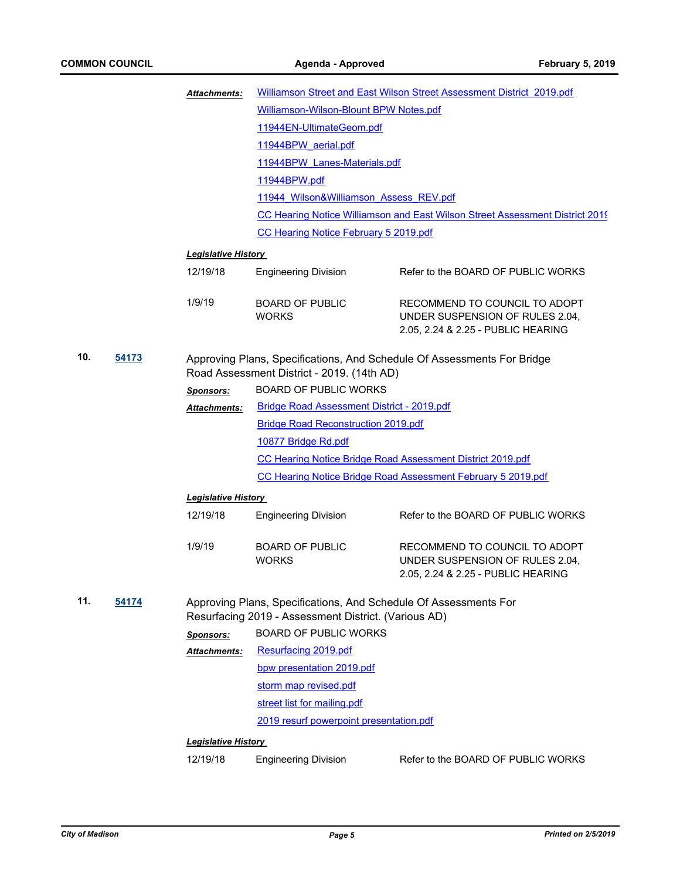***Attachments:*** Williamson Street and East Wilson Street Assessment District_2019.pdf
Williamson-Wilson-Blount BPW Notes.pdf
11944EN-UltimateGeom.pdf
11944BPW_aerial.pdf
11944BPW_Lanes-Materials.pdf
11944BPW.pdf
11944_Wilson&Williamson_Assess_REV.pdf
CC Hearing Notice Williamson and East Wilson Street Assessment District 2019
CC Hearing Notice February 5 2019.pdf

***Legislative History***

| | | |
|---|---|---|
| 12/19/18 | Engineering Division | Refer to the BOARD OF PUBLIC WORKS |
| 1/9/19 | BOARD OF PUBLIC WORKS | RECOMMEND TO COUNCIL TO ADOPT UNDER SUSPENSION OF RULES 2.04, 2.05, 2.24 & 2.25 - PUBLIC HEARING |

**10.** **54173** Approving Plans, Specifications, And Schedule Of Assessments For Bridge Road Assessment District - 2019. (14th AD)

***Sponsors:*** BOARD OF PUBLIC WORKS

***Attachments:*** Bridge Road Assessment District - 2019.pdf
Bridge Road Reconstruction 2019.pdf
10877 Bridge Rd.pdf
CC Hearing Notice Bridge Road Assessment District 2019.pdf
CC Hearing Notice Bridge Road Assessment February 5 2019.pdf

***Legislative History***

| | | |
|---|---|---|
| 12/19/18 | Engineering Division | Refer to the BOARD OF PUBLIC WORKS |
| 1/9/19 | BOARD OF PUBLIC WORKS | RECOMMEND TO COUNCIL TO ADOPT UNDER SUSPENSION OF RULES 2.04, 2.05, 2.24 & 2.25 - PUBLIC HEARING |

**11.** **54174** Approving Plans, Specifications, And Schedule Of Assessments For Resurfacing 2019 - Assessment District. (Various AD)

***Sponsors:*** BOARD OF PUBLIC WORKS

***Attachments:*** Resurfacing 2019.pdf
bpw presentation 2019.pdf
storm map revised.pdf
street list for mailing.pdf
2019 resurf powerpoint presentation.pdf

***Legislative History***

| | | |
|---|---|---|
| 12/19/18 | Engineering Division | Refer to the BOARD OF PUBLIC WORKS |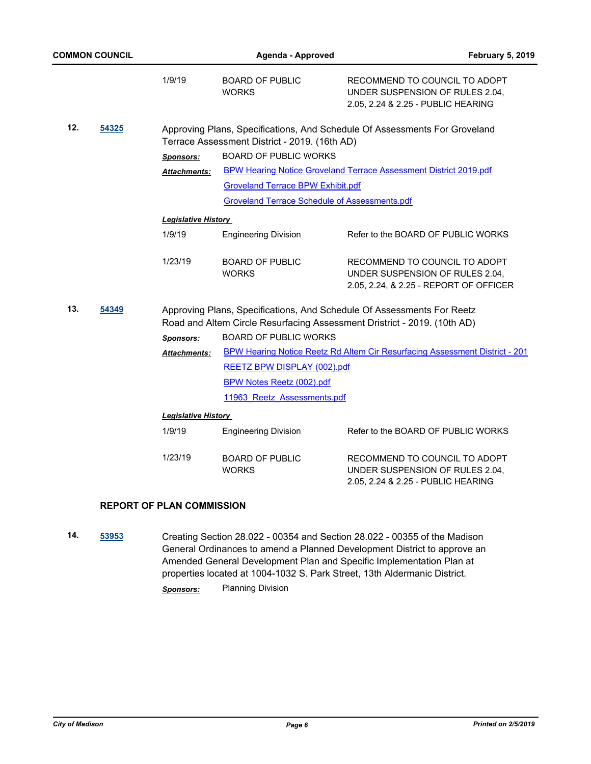| | | |
|---|---|---|
| 1/9/19 | BOARD OF PUBLIC WORKS | RECOMMEND TO COUNCIL TO ADOPT UNDER SUSPENSION OF RULES 2.04, 2.05, 2.24 & 2.25 - PUBLIC HEARING |

**12.** **54325** Approving Plans, Specifications, And Schedule Of Assessments For Groveland Terrace Assessment District - 2019. (16th AD)

***Sponsors:*** BOARD OF PUBLIC WORKS

***Attachments:*** BPW Hearing Notice Groveland Terrace Assessment District 2019.pdf
Groveland Terrace BPW Exhibit.pdf
Groveland Terrace Schedule of Assessments.pdf

***Legislative History***

| | | |
|---|---|---|
| 1/9/19 | Engineering Division | Refer to the BOARD OF PUBLIC WORKS |
| 1/23/19 | BOARD OF PUBLIC WORKS | RECOMMEND TO COUNCIL TO ADOPT UNDER SUSPENSION OF RULES 2.04, 2.05, 2.24, & 2.25 - REPORT OF OFFICER |

**13.** **54349** Approving Plans, Specifications, And Schedule Of Assessments For Reetz Road and Altem Circle Resurfacing Assessment District - 2019. (10th AD)

***Sponsors:*** BOARD OF PUBLIC WORKS

***Attachments:*** BPW Hearing Notice Reetz Rd Altem Cir Resurfacing Assessment District - 201
REETZ BPW DISPLAY (002).pdf
BPW Notes Reetz (002).pdf
11963_Reetz_Assessments.pdf

***Legislative History***

| | | |
|---|---|---|
| 1/9/19 | Engineering Division | Refer to the BOARD OF PUBLIC WORKS |
| 1/23/19 | BOARD OF PUBLIC WORKS | RECOMMEND TO COUNCIL TO ADOPT UNDER SUSPENSION OF RULES 2.04, 2.05, 2.24 & 2.25 - PUBLIC HEARING |

## REPORT OF PLAN COMMISSION

**14.** **53953** Creating Section 28.022 - 00354 and Section 28.022 - 00355 of the Madison General Ordinances to amend a Planned Development District to approve an Amended General Development Plan and Specific Implementation Plan at properties located at 1004-1032 S. Park Street, 13th Aldermanic District.

***Sponsors:*** Planning Division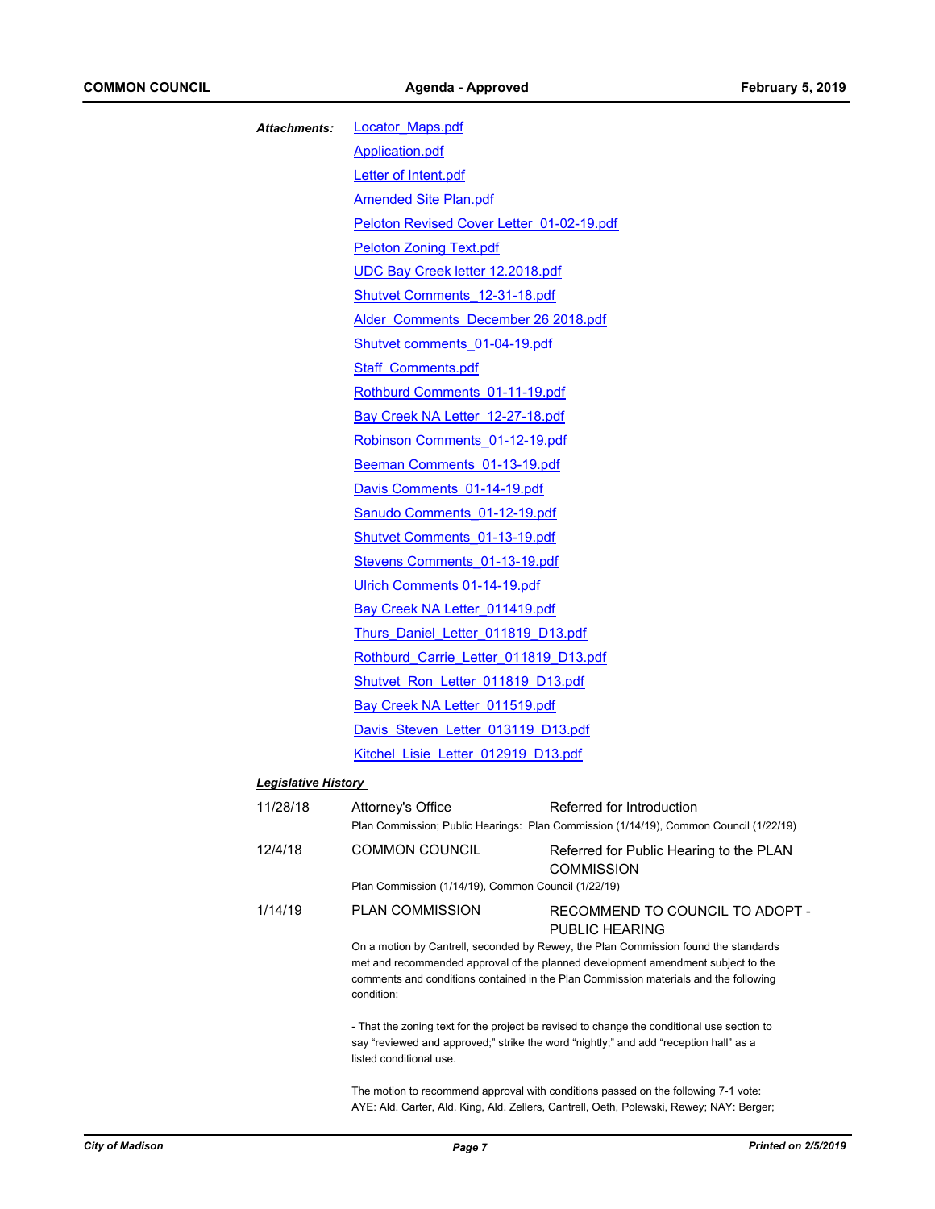***Attachments:***

- Locator_Maps.pdf
- Application.pdf
- Letter of Intent.pdf
- Amended Site Plan.pdf
- Peloton Revised Cover Letter_01-02-19.pdf
- Peloton Zoning Text.pdf
- UDC Bay Creek letter 12.2018.pdf
- Shutvet Comments_12-31-18.pdf
- Alder_Comments_December 26 2018.pdf
- Shutvet comments_01-04-19.pdf
- Staff_Comments.pdf
- Rothburd Comments_01-11-19.pdf
- Bay Creek NA Letter_12-27-18.pdf
- Robinson Comments_01-12-19.pdf
- Beeman Comments_01-13-19.pdf
- Davis Comments_01-14-19.pdf
- Sanudo Comments_01-12-19.pdf
- Shutvet Comments_01-13-19.pdf
- Stevens Comments_01-13-19.pdf
- Ulrich Comments 01-14-19.pdf
- Bay Creek NA Letter_011419.pdf
- Thurs_Daniel_Letter_011819_D13.pdf
- Rothburd_Carrie_Letter_011819_D13.pdf
- Shutvet_Ron_Letter_011819_D13.pdf
- Bay Creek NA Letter_011519.pdf
- Davis_Steven_Letter_013119_D13.pdf
- Kitchel_Lisie_Letter_012919_D13.pdf

***Legislative History***

11/28/18 Attorney's Office — Referred for Introduction

Plan Commission; Public Hearings: Plan Commission (1/14/19), Common Council (1/22/19)

12/4/18 COMMON COUNCIL — Referred for Public Hearing to the PLAN COMMISSION

Plan Commission (1/14/19), Common Council (1/22/19)

1/14/19 PLAN COMMISSION — RECOMMEND TO COUNCIL TO ADOPT - PUBLIC HEARING

On a motion by Cantrell, seconded by Rewey, the Plan Commission found the standards met and recommended approval of the planned development amendment subject to the comments and conditions contained in the Plan Commission materials and the following condition:

- That the zoning text for the project be revised to change the conditional use section to say "reviewed and approved;" strike the word "nightly;" and add "reception hall" as a listed conditional use.

The motion to recommend approval with conditions passed on the following 7-1 vote: AYE: Ald. Carter, Ald. King, Ald. Zellers, Cantrell, Oeth, Polewski, Rewey; NAY: Berger;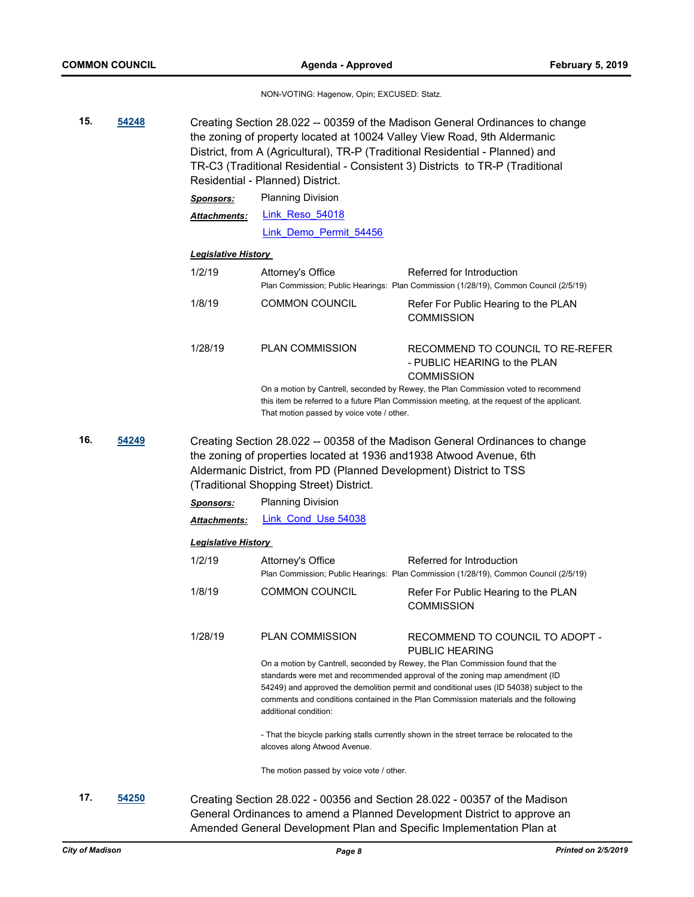NON-VOTING: Hagenow, Opin; EXCUSED: Statz.

**15.** **[54248](54248)** Creating Section 28.022 -- 00359 of the Madison General Ordinances to change the zoning of property located at 10024 Valley View Road, 9th Aldermanic District, from A (Agricultural), TR-P (Traditional Residential - Planned) and TR-C3 (Traditional Residential - Consistent 3) Districts to TR-P (Traditional Residential - Planned) District.

***Sponsors:*** Planning Division

***Attachments:*** Link_Reso_54018
Link_Demo_Permit_54456

***Legislative History***

| | | |
|---|---|---|
| 1/2/19 | Attorney's Office | Referred for Introduction |
| | Plan Commission; Public Hearings: Plan Commission (1/28/19), Common Council (2/5/19) | |
| 1/8/19 | COMMON COUNCIL | Refer For Public Hearing to the PLAN COMMISSION |
| 1/28/19 | PLAN COMMISSION | RECOMMEND TO COUNCIL TO RE-REFER - PUBLIC HEARING to the PLAN COMMISSION |

On a motion by Cantrell, seconded by Rewey, the Plan Commission voted to recommend this item be referred to a future Plan Commission meeting, at the request of the applicant. That motion passed by voice vote / other.

**16.** **[54249](54249)** Creating Section 28.022 -- 00358 of the Madison General Ordinances to change the zoning of properties located at 1936 and1938 Atwood Avenue, 6th Aldermanic District, from PD (Planned Development) District to TSS (Traditional Shopping Street) District.

***Sponsors:*** Planning Division

***Attachments:*** Link_Cond_Use 54038

***Legislative History***

| | | |
|---|---|---|
| 1/2/19 | Attorney's Office | Referred for Introduction |
| | Plan Commission; Public Hearings: Plan Commission (1/28/19), Common Council (2/5/19) | |
| 1/8/19 | COMMON COUNCIL | Refer For Public Hearing to the PLAN COMMISSION |
| 1/28/19 | PLAN COMMISSION | RECOMMEND TO COUNCIL TO ADOPT - PUBLIC HEARING |

On a motion by Cantrell, seconded by Rewey, the Plan Commission found that the standards were met and recommended approval of the zoning map amendment (ID 54249) and approved the demolition permit and conditional uses (ID 54038) subject to the comments and conditions contained in the Plan Commission materials and the following additional condition:

- That the bicycle parking stalls currently shown in the street terrace be relocated to the alcoves along Atwood Avenue.

The motion passed by voice vote / other.

**17.** **[54250](54250)** Creating Section 28.022 - 00356 and Section 28.022 - 00357 of the Madison General Ordinances to amend a Planned Development District to approve an Amended General Development Plan and Specific Implementation Plan at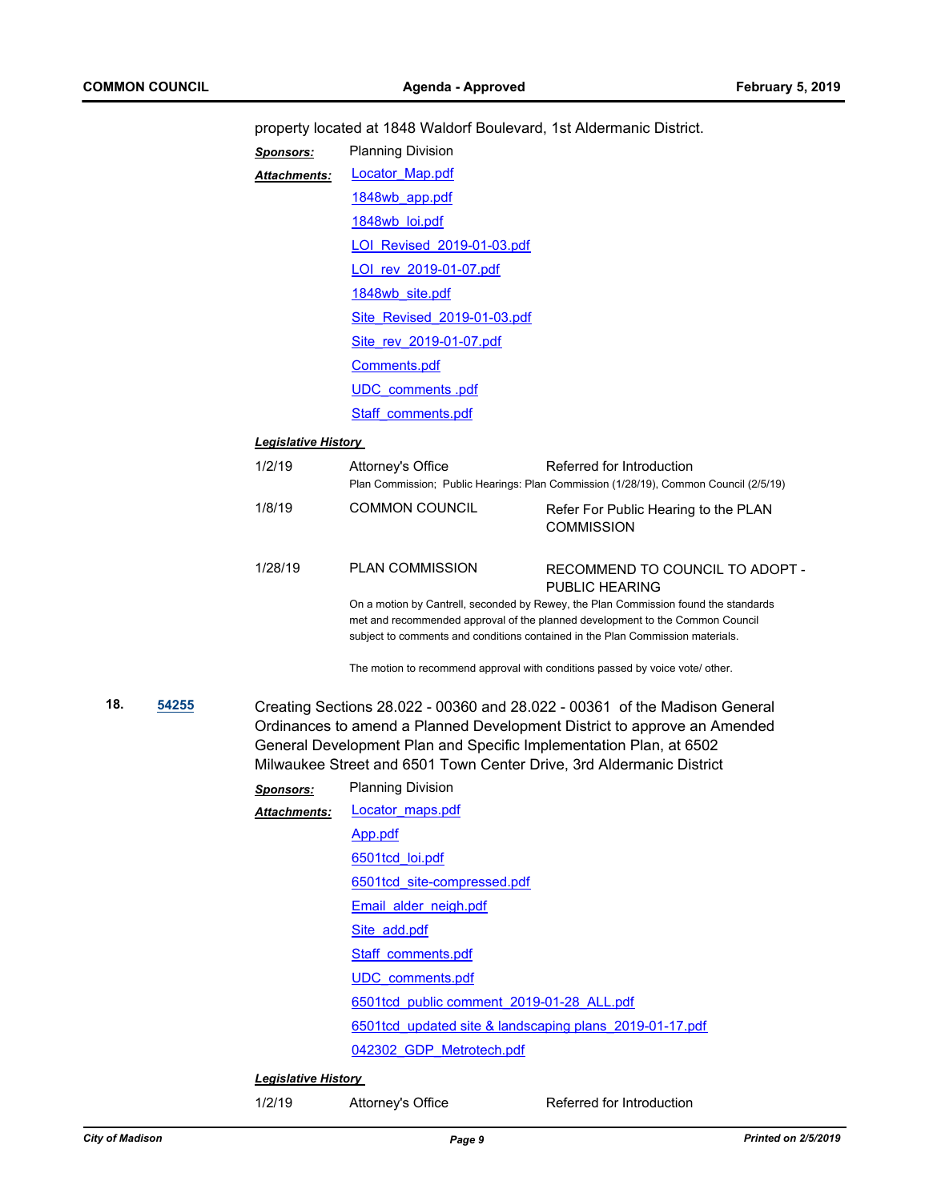property located at 1848 Waldorf Boulevard, 1st Aldermanic District.

***Sponsors:*** Planning Division

***Attachments:***
- Locator_Map.pdf
- 1848wb_app.pdf
- 1848wb_loi.pdf
- LOI_Revised_2019-01-03.pdf
- LOI_rev_2019-01-07.pdf
- 1848wb_site.pdf
- Site_Revised_2019-01-03.pdf
- Site_rev_2019-01-07.pdf
- Comments.pdf
- UDC_comments .pdf
- Staff_comments.pdf

***Legislative History***

1/2/19 — Attorney's Office — Referred for Introduction
Plan Commission; Public Hearings: Plan Commission (1/28/19), Common Council (2/5/19)

1/8/19 — COMMON COUNCIL — Refer For Public Hearing to the PLAN COMMISSION

1/28/19 — PLAN COMMISSION — RECOMMEND TO COUNCIL TO ADOPT - PUBLIC HEARING

On a motion by Cantrell, seconded by Rewey, the Plan Commission found the standards met and recommended approval of the planned development to the Common Council subject to comments and conditions contained in the Plan Commission materials.

The motion to recommend approval with conditions passed by voice vote/ other.

**18.** **54255** Creating Sections 28.022 - 00360 and 28.022 - 00361 of the Madison General Ordinances to amend a Planned Development District to approve an Amended General Development Plan and Specific Implementation Plan, at 6502 Milwaukee Street and 6501 Town Center Drive, 3rd Aldermanic District

***Sponsors:*** Planning Division

***Attachments:***
- Locator_maps.pdf
- App.pdf
- 6501tcd_loi.pdf
- 6501tcd_site-compressed.pdf
- Email_alder_neigh.pdf
- Site_add.pdf
- Staff_comments.pdf
- UDC_comments.pdf
- 6501tcd_public comment_2019-01-28_ALL.pdf
- 6501tcd_updated site & landscaping plans_2019-01-17.pdf
- 042302_GDP_Metrotech.pdf

***Legislative History***

1/2/19 — Attorney's Office — Referred for Introduction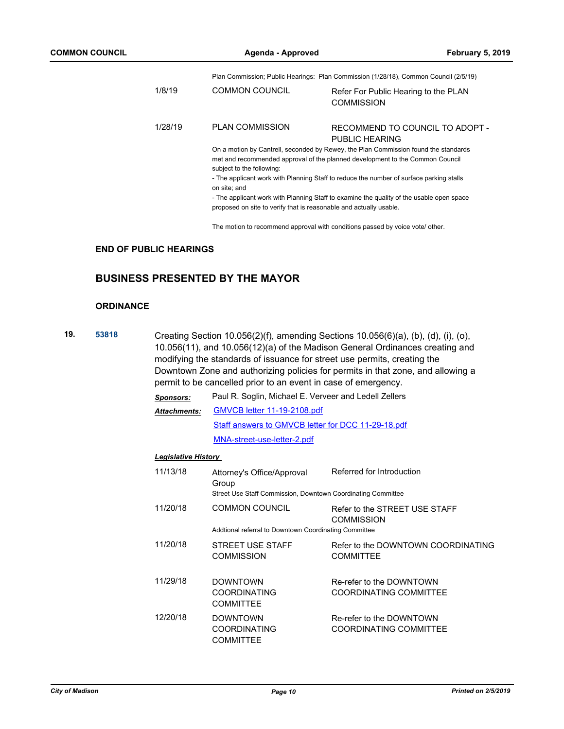Plan Commission; Public Hearings: Plan Commission (1/28/18), Common Council (2/5/19)

| | | |
|---|---|---|
| 1/8/19 | COMMON COUNCIL | Refer For Public Hearing to the PLAN COMMISSION |
| 1/28/19 | PLAN COMMISSION | RECOMMEND TO COUNCIL TO ADOPT - PUBLIC HEARING |

On a motion by Cantrell, seconded by Rewey, the Plan Commission found the standards met and recommended approval of the planned development to the Common Council subject to the following:
- The applicant work with Planning Staff to reduce the number of surface parking stalls on site; and
- The applicant work with Planning Staff to examine the quality of the usable open space proposed on site to verify that is reasonable and actually usable.

The motion to recommend approval with conditions passed by voice vote/ other.

### END OF PUBLIC HEARINGS

## BUSINESS PRESENTED BY THE MAYOR

### ORDINANCE

**19.** **53818** Creating Section 10.056(2)(f), amending Sections 10.056(6)(a), (b), (d), (i), (o), 10.056(11), and 10.056(12)(a) of the Madison General Ordinances creating and modifying the standards of issuance for street use permits, creating the Downtown Zone and authorizing policies for permits in that zone, and allowing a permit to be cancelled prior to an event in case of emergency.

***Sponsors:*** Paul R. Soglin, Michael E. Verveer and Ledell Zellers

***Attachments:*** GMVCB letter 11-19-2108.pdf
Staff answers to GMVCB letter for DCC 11-29-18.pdf
MNA-street-use-letter-2.pdf

***Legislative History***

| | | |
|---|---|---|
| 11/13/18 | Attorney's Office/Approval Group | Referred for Introduction |

Street Use Staff Commission, Downtown Coordinating Committee

| | | |
|---|---|---|
| 11/20/18 | COMMON COUNCIL | Refer to the STREET USE STAFF COMMISSION |

Addtional referral to Downtown Coordinating Committee

| | | |
|---|---|---|
| 11/20/18 | STREET USE STAFF COMMISSION | Refer to the DOWNTOWN COORDINATING COMMITTEE |
| 11/29/18 | DOWNTOWN COORDINATING COMMITTEE | Re-refer to the DOWNTOWN COORDINATING COMMITTEE |
| 12/20/18 | DOWNTOWN COORDINATING COMMITTEE | Re-refer to the DOWNTOWN COORDINATING COMMITTEE |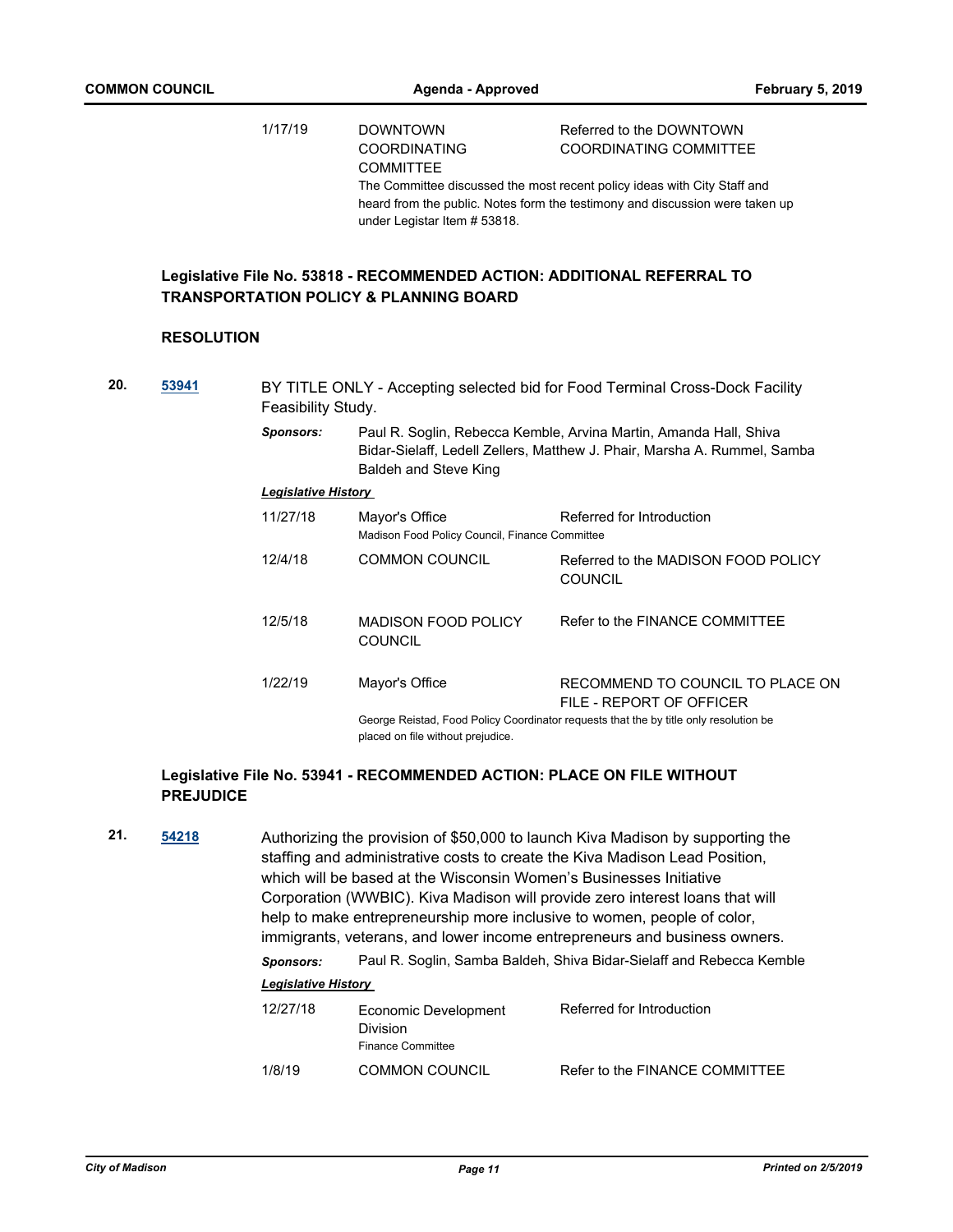| | | |
|---|---|---|
| 1/17/19 | DOWNTOWN COORDINATING COMMITTEE | Referred to the DOWNTOWN COORDINATING COMMITTEE |

The Committee discussed the most recent policy ideas with City Staff and heard from the public. Notes form the testimony and discussion were taken up under Legistar Item # 53818.

**Legislative File No. 53818 - RECOMMENDED ACTION: ADDITIONAL REFERRAL TO TRANSPORTATION POLICY & PLANNING BOARD**

**RESOLUTION**

**20.** [53941] BY TITLE ONLY - Accepting selected bid for Food Terminal Cross-Dock Facility Feasibility Study.

***Sponsors:*** Paul R. Soglin, Rebecca Kemble, Arvina Martin, Amanda Hall, Shiva Bidar-Sielaff, Ledell Zellers, Matthew J. Phair, Marsha A. Rummel, Samba Baldeh and Steve King

***Legislative History***

| | | |
|---|---|---|
| 11/27/18 | Mayor's Office<br>Madison Food Policy Council, Finance Committee | Referred for Introduction |
| 12/4/18 | COMMON COUNCIL | Referred to the MADISON FOOD POLICY COUNCIL |
| 12/5/18 | MADISON FOOD POLICY COUNCIL | Refer to the FINANCE COMMITTEE |
| 1/22/19 | Mayor's Office | RECOMMEND TO COUNCIL TO PLACE ON FILE - REPORT OF OFFICER |

George Reistad, Food Policy Coordinator requests that the by title only resolution be placed on file without prejudice.

**Legislative File No. 53941 - RECOMMENDED ACTION: PLACE ON FILE WITHOUT PREJUDICE**

**21.** [54218] Authorizing the provision of $50,000 to launch Kiva Madison by supporting the staffing and administrative costs to create the Kiva Madison Lead Position, which will be based at the Wisconsin Women's Businesses Initiative Corporation (WWBIC). Kiva Madison will provide zero interest loans that will help to make entrepreneurship more inclusive to women, people of color, immigrants, veterans, and lower income entrepreneurs and business owners.

***Sponsors:*** Paul R. Soglin, Samba Baldeh, Shiva Bidar-Sielaff and Rebecca Kemble

***Legislative History***

| | | |
|---|---|---|
| 12/27/18 | Economic Development Division<br>Finance Committee | Referred for Introduction |
| 1/8/19 | COMMON COUNCIL | Refer to the FINANCE COMMITTEE |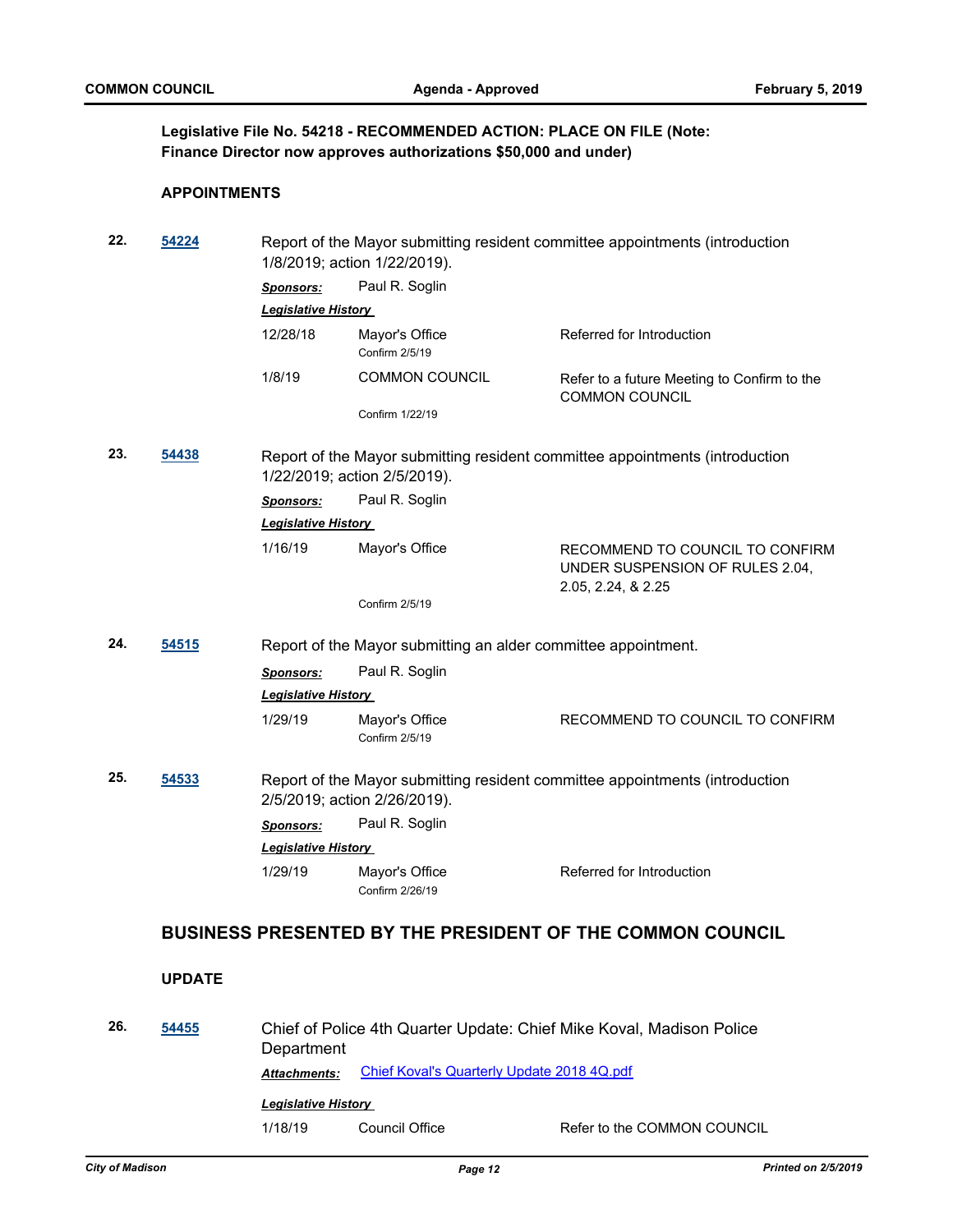**Legislative File No. 54218 - RECOMMENDED ACTION: PLACE ON FILE (Note: Finance Director now approves authorizations $50,000 and under)**

**APPOINTMENTS**

**22.** [54224](54224) Report of the Mayor submitting resident committee appointments (introduction 1/8/2019; action 1/22/2019).

***Sponsors:*** Paul R. Soglin

***Legislative History***

| | | |
|---|---|---|
| 12/28/18 | Mayor's Office<br>Confirm 2/5/19 | Referred for Introduction |
| 1/8/19 | COMMON COUNCIL<br>Confirm 1/22/19 | Refer to a future Meeting to Confirm to the COMMON COUNCIL |

**23.** [54438](54438) Report of the Mayor submitting resident committee appointments (introduction 1/22/2019; action 2/5/2019).

***Sponsors:*** Paul R. Soglin

***Legislative History***

| | | |
|---|---|---|
| 1/16/19 | Mayor's Office<br>Confirm 2/5/19 | RECOMMEND TO COUNCIL TO CONFIRM UNDER SUSPENSION OF RULES 2.04, 2.05, 2.24, & 2.25 |

**24.** [54515](54515) Report of the Mayor submitting an alder committee appointment.

***Sponsors:*** Paul R. Soglin

***Legislative History***

| | | |
|---|---|---|
| 1/29/19 | Mayor's Office<br>Confirm 2/5/19 | RECOMMEND TO COUNCIL TO CONFIRM |

**25.** [54533](54533) Report of the Mayor submitting resident committee appointments (introduction 2/5/2019; action 2/26/2019).

***Sponsors:*** Paul R. Soglin

***Legislative History***

| | | |
|---|---|---|
| 1/29/19 | Mayor's Office<br>Confirm 2/26/19 | Referred for Introduction |

## BUSINESS PRESENTED BY THE PRESIDENT OF THE COMMON COUNCIL

**UPDATE**

**26.** [54455](54455) Chief of Police 4th Quarter Update: Chief Mike Koval, Madison Police Department

***Attachments:*** [Chief Koval's Quarterly Update 2018 4Q.pdf](Chief Koval's Quarterly Update 2018 4Q.pdf)

***Legislative History***

| | | |
|---|---|---|
| 1/18/19 | Council Office | Refer to the COMMON COUNCIL |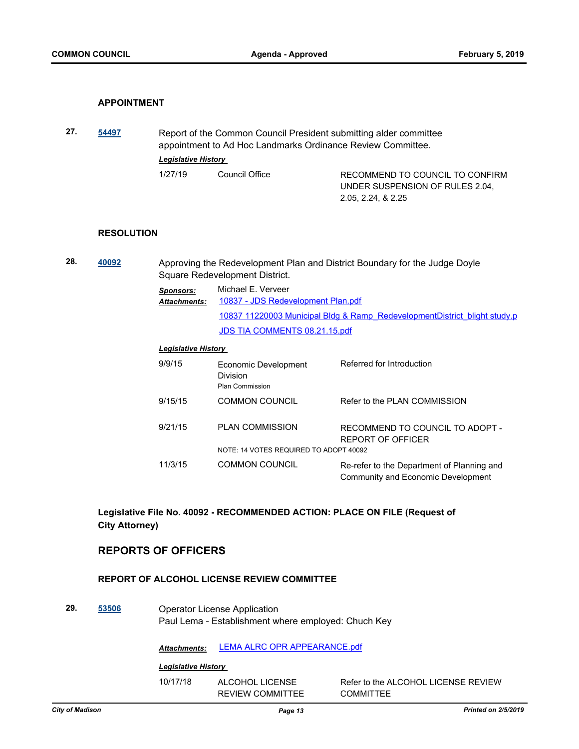### APPOINTMENT

**27.** **54497** Report of the Common Council President submitting alder committee appointment to Ad Hoc Landmarks Ordinance Review Committee.

***Legislative History***

| | | |
|---|---|---|
| 1/27/19 | Council Office | RECOMMEND TO COUNCIL TO CONFIRM UNDER SUSPENSION OF RULES 2.04, 2.05, 2.24, & 2.25 |

### RESOLUTION

**28.** **40092** Approving the Redevelopment Plan and District Boundary for the Judge Doyle Square Redevelopment District.

***Sponsors:*** Michael E. Verveer

***Attachments:*** 10837 - JDS Redevelopment Plan.pdf
10837 11220003 Municipal Bldg & Ramp_RedevelopmentDistrict_blight study.p
JDS TIA COMMENTS 08.21.15.pdf

***Legislative History***

| | | |
|---|---|---|
| 9/9/15 | Economic Development Division<br>Plan Commission | Referred for Introduction |
| 9/15/15 | COMMON COUNCIL | Refer to the PLAN COMMISSION |
| 9/21/15 | PLAN COMMISSION | RECOMMEND TO COUNCIL TO ADOPT - REPORT OF OFFICER |
| | NOTE: 14 VOTES REQUIRED TO ADOPT 40092 | |
| 11/3/15 | COMMON COUNCIL | Re-refer to the Department of Planning and Community and Economic Development |

**Legislative File No. 40092 - RECOMMENDED ACTION: PLACE ON FILE (Request of City Attorney)**

## REPORTS OF OFFICERS

### REPORT OF ALCOHOL LICENSE REVIEW COMMITTEE

**29.** **53506** Operator License Application
Paul Lema - Establishment where employed: Chuch Key

***Attachments:*** LEMA ALRC OPR APPEARANCE.pdf

***Legislative History***

| | | |
|---|---|---|
| 10/17/18 | ALCOHOL LICENSE REVIEW COMMITTEE | Refer to the ALCOHOL LICENSE REVIEW COMMITTEE |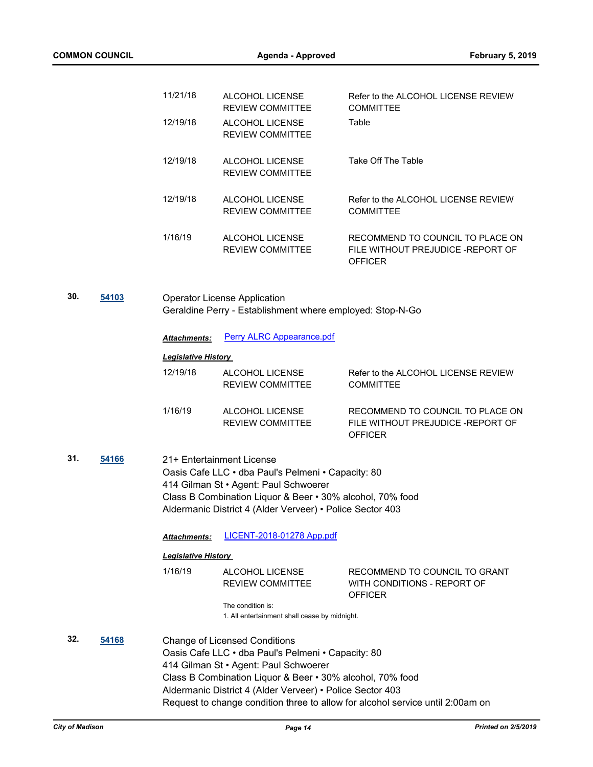| | | |
|---|---|---|
| 11/21/18 | ALCOHOL LICENSE REVIEW COMMITTEE | Refer to the ALCOHOL LICENSE REVIEW COMMITTEE |
| 12/19/18 | ALCOHOL LICENSE REVIEW COMMITTEE | Table |
| 12/19/18 | ALCOHOL LICENSE REVIEW COMMITTEE | Take Off The Table |
| 12/19/18 | ALCOHOL LICENSE REVIEW COMMITTEE | Refer to the ALCOHOL LICENSE REVIEW COMMITTEE |
| 1/16/19 | ALCOHOL LICENSE REVIEW COMMITTEE | RECOMMEND TO COUNCIL TO PLACE ON FILE WITHOUT PREJUDICE -REPORT OF OFFICER |

**30.** **54103**

Operator License Application
Geraldine Perry - Establishment where employed: Stop-N-Go

***Attachments:*** Perry ALRC Appearance.pdf

***Legislative History***

| | | |
|---|---|---|
| 12/19/18 | ALCOHOL LICENSE REVIEW COMMITTEE | Refer to the ALCOHOL LICENSE REVIEW COMMITTEE |
| 1/16/19 | ALCOHOL LICENSE REVIEW COMMITTEE | RECOMMEND TO COUNCIL TO PLACE ON FILE WITHOUT PREJUDICE -REPORT OF OFFICER |

**31.** **54166**

21+ Entertainment License
Oasis Cafe LLC • dba Paul's Pelmeni • Capacity: 80
414 Gilman St • Agent: Paul Schwoerer
Class B Combination Liquor & Beer • 30% alcohol, 70% food
Aldermanic District 4 (Alder Verveer) • Police Sector 403

***Attachments:*** LICENT-2018-01278 App.pdf

***Legislative History***

| | | |
|---|---|---|
| 1/16/19 | ALCOHOL LICENSE REVIEW COMMITTEE | RECOMMEND TO COUNCIL TO GRANT WITH CONDITIONS - REPORT OF OFFICER |

The condition is:
1. All entertainment shall cease by midnight.

**32.** **54168**

Change of Licensed Conditions
Oasis Cafe LLC • dba Paul's Pelmeni • Capacity: 80
414 Gilman St • Agent: Paul Schwoerer
Class B Combination Liquor & Beer • 30% alcohol, 70% food
Aldermanic District 4 (Alder Verveer) • Police Sector 403
Request to change condition three to allow for alcohol service until 2:00am on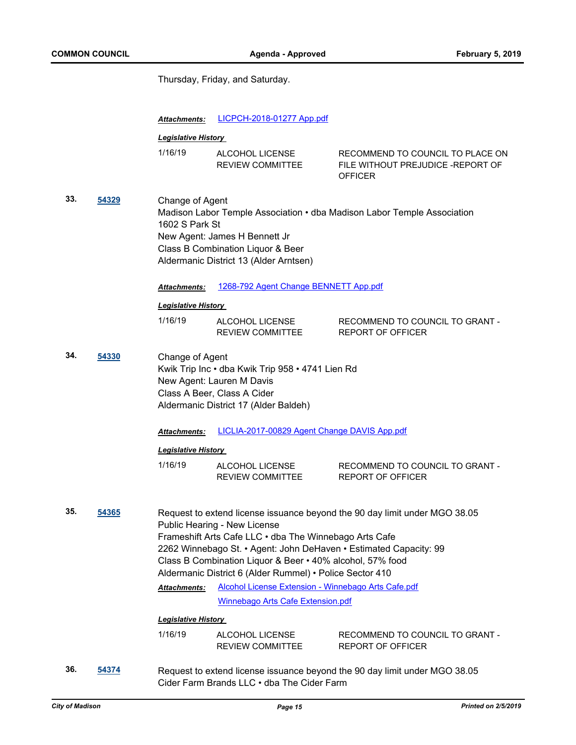Thursday, Friday, and Saturday.

***Attachments:*** LICPCH-2018-01277 App.pdf

***Legislative History***

| | | |
|---|---|---|
| 1/16/19 | ALCOHOL LICENSE REVIEW COMMITTEE | RECOMMEND TO COUNCIL TO PLACE ON FILE WITHOUT PREJUDICE -REPORT OF OFFICER |

**33.** **54329**

Change of Agent
Madison Labor Temple Association • dba Madison Labor Temple Association
1602 S Park St
New Agent: James H Bennett Jr
Class B Combination Liquor & Beer
Aldermanic District 13 (Alder Arntsen)

***Attachments:*** 1268-792 Agent Change BENNETT App.pdf

***Legislative History***

| | | |
|---|---|---|
| 1/16/19 | ALCOHOL LICENSE REVIEW COMMITTEE | RECOMMEND TO COUNCIL TO GRANT - REPORT OF OFFICER |

**34.** **54330**

Change of Agent
Kwik Trip Inc • dba Kwik Trip 958 • 4741 Lien Rd
New Agent: Lauren M Davis
Class A Beer, Class A Cider
Aldermanic District 17 (Alder Baldeh)

***Attachments:*** LICLIA-2017-00829 Agent Change DAVIS App.pdf

***Legislative History***

| | | |
|---|---|---|
| 1/16/19 | ALCOHOL LICENSE REVIEW COMMITTEE | RECOMMEND TO COUNCIL TO GRANT - REPORT OF OFFICER |

**35.** **54365**

Request to extend license issuance beyond the 90 day limit under MGO 38.05
Public Hearing - New License
Frameshift Arts Cafe LLC • dba The Winnebago Arts Cafe
2262 Winnebago St. • Agent: John DeHaven • Estimated Capacity: 99
Class B Combination Liquor & Beer • 40% alcohol, 57% food
Aldermanic District 6 (Alder Rummel) • Police Sector 410

***Attachments:*** Alcohol License Extension - Winnebago Arts Cafe.pdf
Winnebago Arts Cafe Extension.pdf

***Legislative History***

| | | |
|---|---|---|
| 1/16/19 | ALCOHOL LICENSE REVIEW COMMITTEE | RECOMMEND TO COUNCIL TO GRANT - REPORT OF OFFICER |

**36.** **54374**

Request to extend license issuance beyond the 90 day limit under MGO 38.05
Cider Farm Brands LLC • dba The Cider Farm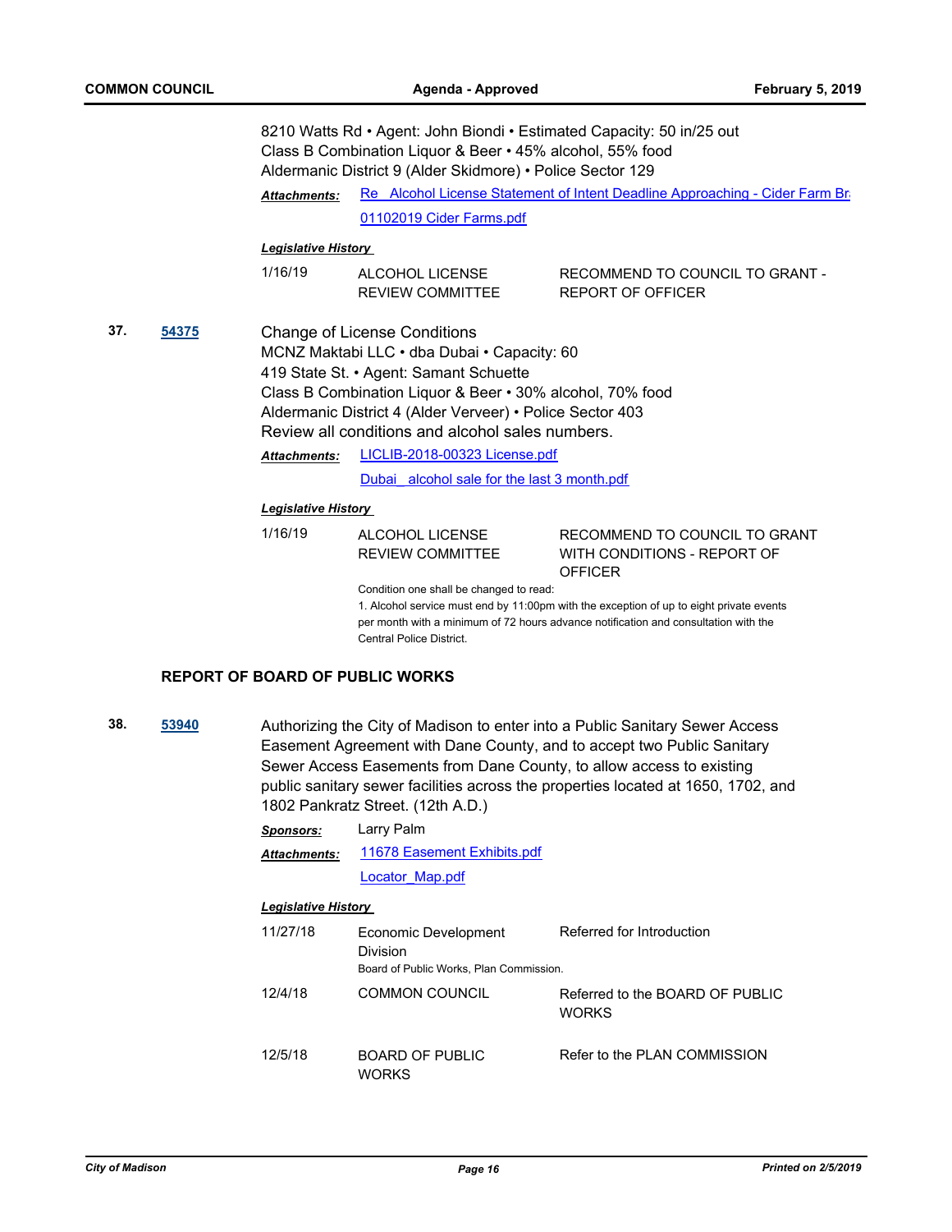8210 Watts Rd • Agent: John Biondi • Estimated Capacity: 50 in/25 out
Class B Combination Liquor & Beer • 45% alcohol, 55% food
Aldermanic District 9 (Alder Skidmore) • Police Sector 129

***Attachments:*** Re_ Alcohol License Statement of Intent Deadline Approaching - Cider Farm Br
01102019 Cider Farms.pdf

***Legislative History***

| | | |
|---|---|---|
| 1/16/19 | ALCOHOL LICENSE REVIEW COMMITTEE | RECOMMEND TO COUNCIL TO GRANT - REPORT OF OFFICER |

**37.** **54375**

Change of License Conditions
MCNZ Maktabi LLC • dba Dubai • Capacity: 60
419 State St. • Agent: Samant Schuette
Class B Combination Liquor & Beer • 30% alcohol, 70% food
Aldermanic District 4 (Alder Verveer) • Police Sector 403
Review all conditions and alcohol sales numbers.

***Attachments:*** LICLIB-2018-00323 License.pdf
Dubai_ alcohol sale for the last 3 month.pdf

***Legislative History***

| | | |
|---|---|---|
| 1/16/19 | ALCOHOL LICENSE REVIEW COMMITTEE | RECOMMEND TO COUNCIL TO GRANT WITH CONDITIONS - REPORT OF OFFICER |

Condition one shall be changed to read:
1. Alcohol service must end by 11:00pm with the exception of up to eight private events per month with a minimum of 72 hours advance notification and consultation with the Central Police District.

## REPORT OF BOARD OF PUBLIC WORKS

**38.** **53940**

Authorizing the City of Madison to enter into a Public Sanitary Sewer Access Easement Agreement with Dane County, and to accept two Public Sanitary Sewer Access Easements from Dane County, to allow access to existing public sanitary sewer facilities across the properties located at 1650, 1702, and 1802 Pankratz Street. (12th A.D.)

***Sponsors:*** Larry Palm

***Attachments:*** 11678 Easement Exhibits.pdf
Locator_Map.pdf

***Legislative History***

| | | |
|---|---|---|
| 11/27/18 | Economic Development Division | Referred for Introduction |
| | Board of Public Works, Plan Commission. | |
| 12/4/18 | COMMON COUNCIL | Referred to the BOARD OF PUBLIC WORKS |
| 12/5/18 | BOARD OF PUBLIC WORKS | Refer to the PLAN COMMISSION |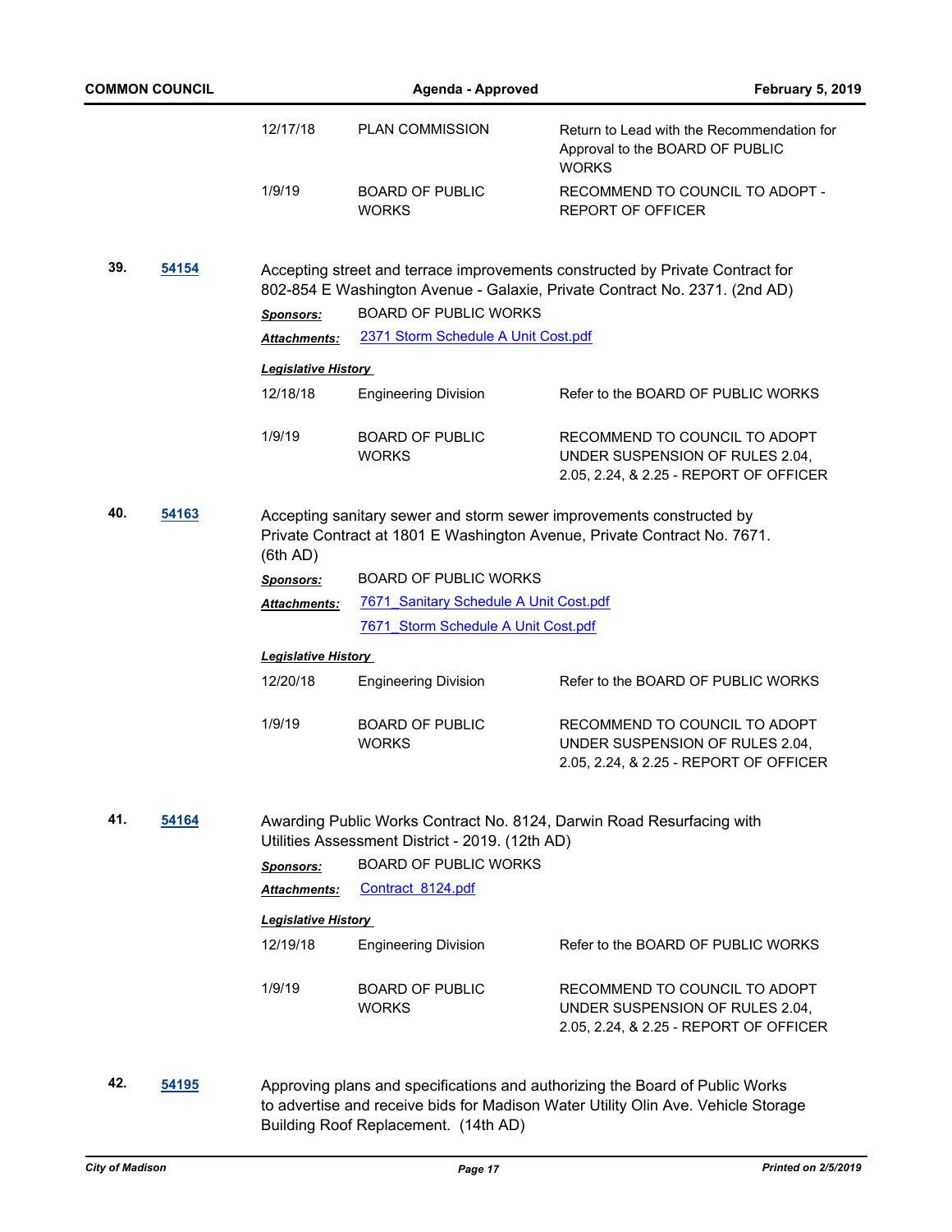| | | |
|---|---|---|
| 12/17/18 | PLAN COMMISSION | Return to Lead with the Recommendation for Approval to the BOARD OF PUBLIC WORKS |
| 1/9/19 | BOARD OF PUBLIC WORKS | RECOMMEND TO COUNCIL TO ADOPT - REPORT OF OFFICER |

**39. [54154](54154)**

Accepting street and terrace improvements constructed by Private Contract for 802-854 E Washington Avenue - Galaxie, Private Contract No. 2371. (2nd AD)

***Sponsors:*** BOARD OF PUBLIC WORKS

***Attachments:*** [2371 Storm Schedule A Unit Cost.pdf](2371 Storm Schedule A Unit Cost.pdf)

***Legislative History***

| | | |
|---|---|---|
| 12/18/18 | Engineering Division | Refer to the BOARD OF PUBLIC WORKS |
| 1/9/19 | BOARD OF PUBLIC WORKS | RECOMMEND TO COUNCIL TO ADOPT UNDER SUSPENSION OF RULES 2.04, 2.05, 2.24, & 2.25 - REPORT OF OFFICER |

**40. [54163](54163)**

Accepting sanitary sewer and storm sewer improvements constructed by Private Contract at 1801 E Washington Avenue, Private Contract No. 7671. (6th AD)

***Sponsors:*** BOARD OF PUBLIC WORKS

***Attachments:*** [7671_Sanitary Schedule A Unit Cost.pdf](7671_Sanitary Schedule A Unit Cost.pdf)
[7671_Storm Schedule A Unit Cost.pdf](7671_Storm Schedule A Unit Cost.pdf)

***Legislative History***

| | | |
|---|---|---|
| 12/20/18 | Engineering Division | Refer to the BOARD OF PUBLIC WORKS |
| 1/9/19 | BOARD OF PUBLIC WORKS | RECOMMEND TO COUNCIL TO ADOPT UNDER SUSPENSION OF RULES 2.04, 2.05, 2.24, & 2.25 - REPORT OF OFFICER |

**41. [54164](54164)**

Awarding Public Works Contract No. 8124, Darwin Road Resurfacing with Utilities Assessment District - 2019. (12th AD)

***Sponsors:*** BOARD OF PUBLIC WORKS

***Attachments:*** [Contract 8124.pdf](Contract 8124.pdf)

***Legislative History***

| | | |
|---|---|---|
| 12/19/18 | Engineering Division | Refer to the BOARD OF PUBLIC WORKS |
| 1/9/19 | BOARD OF PUBLIC WORKS | RECOMMEND TO COUNCIL TO ADOPT UNDER SUSPENSION OF RULES 2.04, 2.05, 2.24, & 2.25 - REPORT OF OFFICER |

**42. [54195](54195)**

Approving plans and specifications and authorizing the Board of Public Works to advertise and receive bids for Madison Water Utility Olin Ave. Vehicle Storage Building Roof Replacement. (14th AD)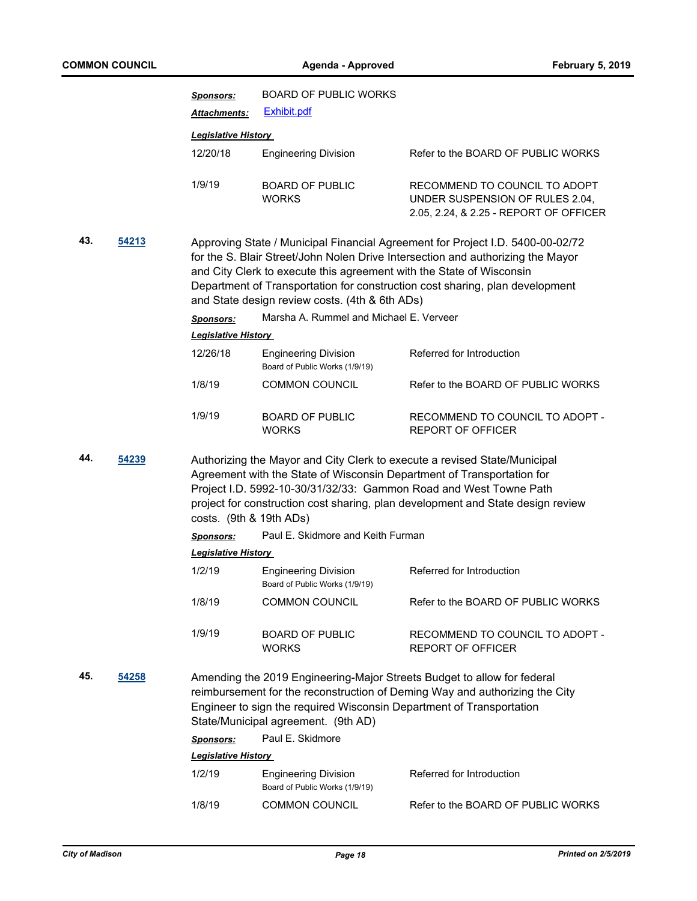*Sponsors:* BOARD OF PUBLIC WORKS

*Attachments:* Exhibit.pdf

***Legislative History***

| | | |
|---|---|---|
| 12/20/18 | Engineering Division | Refer to the BOARD OF PUBLIC WORKS |
| 1/9/19 | BOARD OF PUBLIC WORKS | RECOMMEND TO COUNCIL TO ADOPT UNDER SUSPENSION OF RULES 2.04, 2.05, 2.24, & 2.25 - REPORT OF OFFICER |

**43.** **54213** Approving State / Municipal Financial Agreement for Project I.D. 5400-00-02/72 for the S. Blair Street/John Nolen Drive Intersection and authorizing the Mayor and City Clerk to execute this agreement with the State of Wisconsin Department of Transportation for construction cost sharing, plan development and State design review costs. (4th & 6th ADs)

*Sponsors:* Marsha A. Rummel and Michael E. Verveer

***Legislative History***

| | | |
|---|---|---|
| 12/26/18 | Engineering Division<br>Board of Public Works (1/9/19) | Referred for Introduction |
| 1/8/19 | COMMON COUNCIL | Refer to the BOARD OF PUBLIC WORKS |
| 1/9/19 | BOARD OF PUBLIC WORKS | RECOMMEND TO COUNCIL TO ADOPT - REPORT OF OFFICER |

**44.** **54239** Authorizing the Mayor and City Clerk to execute a revised State/Municipal Agreement with the State of Wisconsin Department of Transportation for Project I.D. 5992-10-30/31/32/33: Gammon Road and West Towne Path project for construction cost sharing, plan development and State design review costs. (9th & 19th ADs)

*Sponsors:* Paul E. Skidmore and Keith Furman

***Legislative History***

| | | |
|---|---|---|
| 1/2/19 | Engineering Division<br>Board of Public Works (1/9/19) | Referred for Introduction |
| 1/8/19 | COMMON COUNCIL | Refer to the BOARD OF PUBLIC WORKS |
| 1/9/19 | BOARD OF PUBLIC WORKS | RECOMMEND TO COUNCIL TO ADOPT - REPORT OF OFFICER |

**45.** **54258** Amending the 2019 Engineering-Major Streets Budget to allow for federal reimbursement for the reconstruction of Deming Way and authorizing the City Engineer to sign the required Wisconsin Department of Transportation State/Municipal agreement. (9th AD)

*Sponsors:* Paul E. Skidmore

***Legislative History***

| | | |
|---|---|---|
| 1/2/19 | Engineering Division<br>Board of Public Works (1/9/19) | Referred for Introduction |
| 1/8/19 | COMMON COUNCIL | Refer to the BOARD OF PUBLIC WORKS |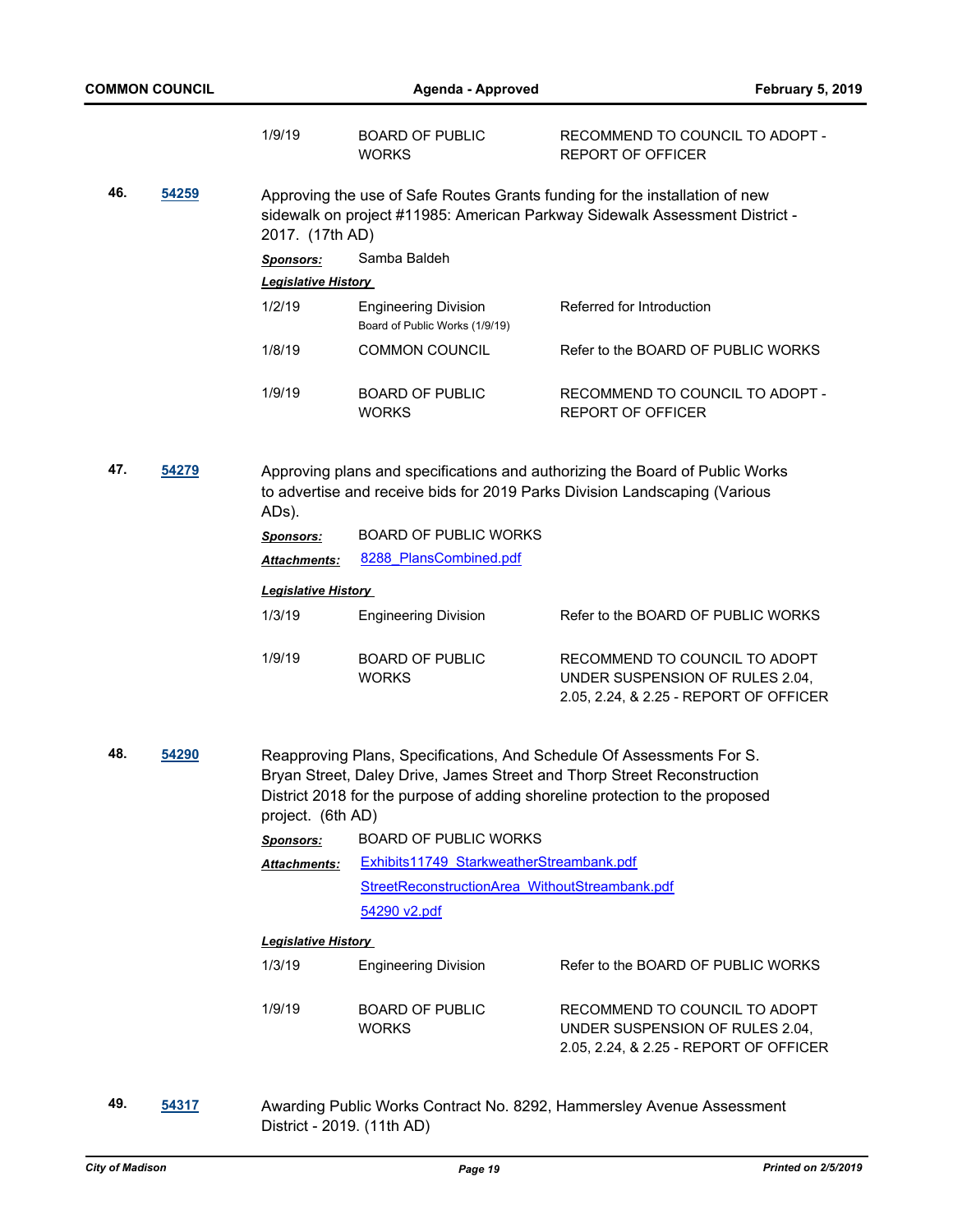| | | |
|---|---|---|
| 1/9/19 | BOARD OF PUBLIC WORKS | RECOMMEND TO COUNCIL TO ADOPT - REPORT OF OFFICER |

**46.** **54259**

Approving the use of Safe Routes Grants funding for the installation of new sidewalk on project #11985: American Parkway Sidewalk Assessment District - 2017. (17th AD)

***Sponsors:*** Samba Baldeh

***Legislative History***

| | | |
|---|---|---|
| 1/2/19 | Engineering Division<br>Board of Public Works (1/9/19) | Referred for Introduction |
| 1/8/19 | COMMON COUNCIL | Refer to the BOARD OF PUBLIC WORKS |
| 1/9/19 | BOARD OF PUBLIC WORKS | RECOMMEND TO COUNCIL TO ADOPT - REPORT OF OFFICER |

**47.** **54279**

Approving plans and specifications and authorizing the Board of Public Works to advertise and receive bids for 2019 Parks Division Landscaping (Various ADs).

***Sponsors:*** BOARD OF PUBLIC WORKS

***Attachments:*** 8288_PlansCombined.pdf

***Legislative History***

| | | |
|---|---|---|
| 1/3/19 | Engineering Division | Refer to the BOARD OF PUBLIC WORKS |
| 1/9/19 | BOARD OF PUBLIC WORKS | RECOMMEND TO COUNCIL TO ADOPT UNDER SUSPENSION OF RULES 2.04, 2.05, 2.24, & 2.25 - REPORT OF OFFICER |

**48.** **54290**

Reapproving Plans, Specifications, And Schedule Of Assessments For S. Bryan Street, Daley Drive, James Street and Thorp Street Reconstruction District 2018 for the purpose of adding shoreline protection to the proposed project. (6th AD)

***Sponsors:*** BOARD OF PUBLIC WORKS

***Attachments:*** Exhibits11749_StarkweatherStreambank.pdf
StreetReconstructionArea_WithoutStreambank.pdf
54290 v2.pdf

***Legislative History***

| | | |
|---|---|---|
| 1/3/19 | Engineering Division | Refer to the BOARD OF PUBLIC WORKS |
| 1/9/19 | BOARD OF PUBLIC WORKS | RECOMMEND TO COUNCIL TO ADOPT UNDER SUSPENSION OF RULES 2.04, 2.05, 2.24, & 2.25 - REPORT OF OFFICER |

**49.** **54317**

Awarding Public Works Contract No. 8292, Hammersley Avenue Assessment District - 2019. (11th AD)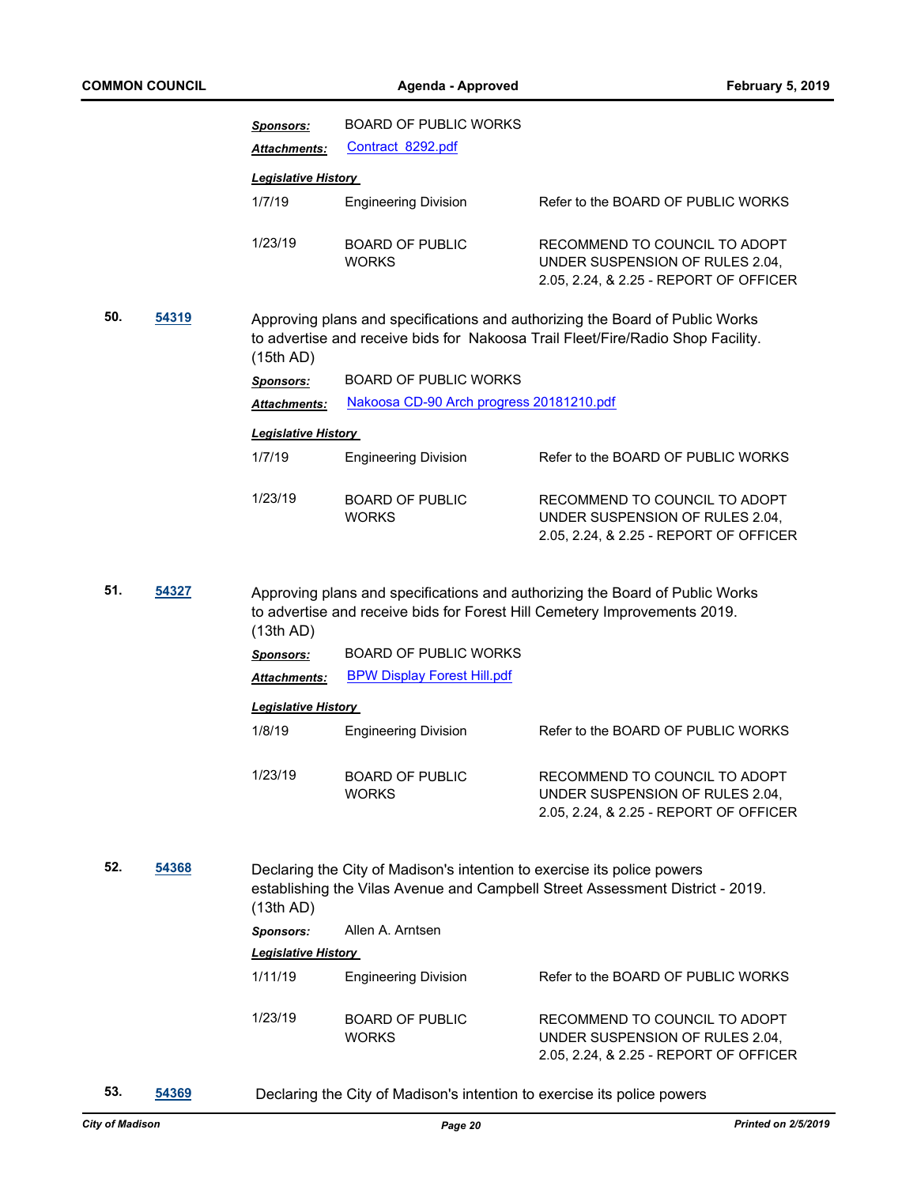**Sponsors:** BOARD OF PUBLIC WORKS

**Attachments:** Contract_8292.pdf

***Legislative History***

| | | |
|---|---|---|
| 1/7/19 | Engineering Division | Refer to the BOARD OF PUBLIC WORKS |
| 1/23/19 | BOARD OF PUBLIC WORKS | RECOMMEND TO COUNCIL TO ADOPT UNDER SUSPENSION OF RULES 2.04, 2.05, 2.24, & 2.25 - REPORT OF OFFICER |

**50.** **54319**

Approving plans and specifications and authorizing the Board of Public Works to advertise and receive bids for Nakoosa Trail Fleet/Fire/Radio Shop Facility. (15th AD)

**Sponsors:** BOARD OF PUBLIC WORKS

**Attachments:** Nakoosa CD-90 Arch progress 20181210.pdf

***Legislative History***

| | | |
|---|---|---|
| 1/7/19 | Engineering Division | Refer to the BOARD OF PUBLIC WORKS |
| 1/23/19 | BOARD OF PUBLIC WORKS | RECOMMEND TO COUNCIL TO ADOPT UNDER SUSPENSION OF RULES 2.04, 2.05, 2.24, & 2.25 - REPORT OF OFFICER |

**51.** **54327**

Approving plans and specifications and authorizing the Board of Public Works to advertise and receive bids for Forest Hill Cemetery Improvements 2019. (13th AD)

**Sponsors:** BOARD OF PUBLIC WORKS

**Attachments:** BPW Display Forest Hill.pdf

***Legislative History***

| | | |
|---|---|---|
| 1/8/19 | Engineering Division | Refer to the BOARD OF PUBLIC WORKS |
| 1/23/19 | BOARD OF PUBLIC WORKS | RECOMMEND TO COUNCIL TO ADOPT UNDER SUSPENSION OF RULES 2.04, 2.05, 2.24, & 2.25 - REPORT OF OFFICER |

**52.** **54368**

Declaring the City of Madison's intention to exercise its police powers establishing the Vilas Avenue and Campbell Street Assessment District - 2019. (13th AD)

**Sponsors:** Allen A. Arntsen

***Legislative History***

| | | |
|---|---|---|
| 1/11/19 | Engineering Division | Refer to the BOARD OF PUBLIC WORKS |
| 1/23/19 | BOARD OF PUBLIC WORKS | RECOMMEND TO COUNCIL TO ADOPT UNDER SUSPENSION OF RULES 2.04, 2.05, 2.24, & 2.25 - REPORT OF OFFICER |

**53.** **54369**

Declaring the City of Madison's intention to exercise its police powers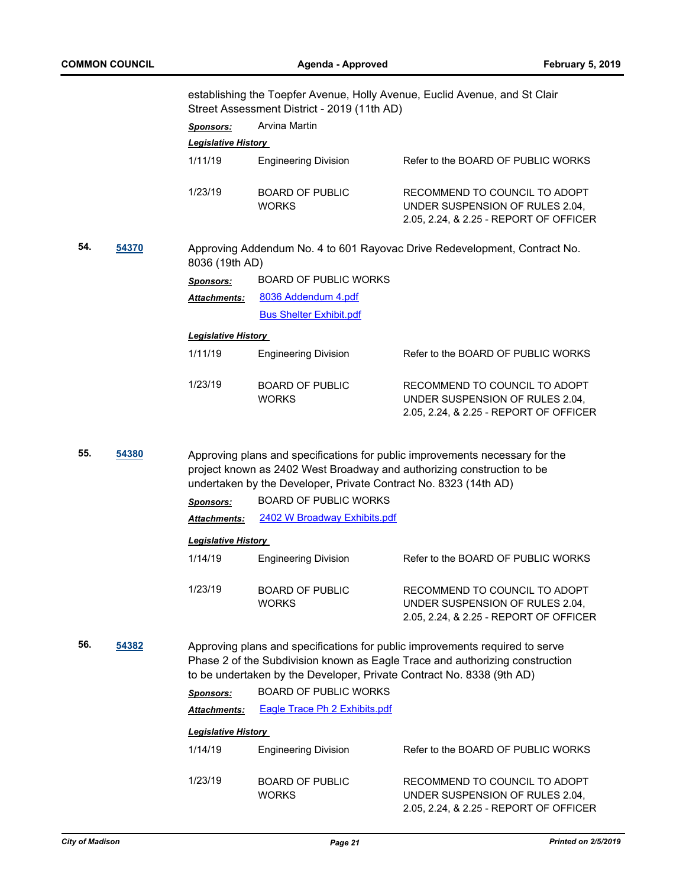establishing the Toepfer Avenue, Holly Avenue, Euclid Avenue, and St Clair Street Assessment District - 2019 (11th AD)

***Sponsors:*** Arvina Martin

***Legislative History***

| | | |
|---|---|---|
| 1/11/19 | Engineering Division | Refer to the BOARD OF PUBLIC WORKS |
| 1/23/19 | BOARD OF PUBLIC WORKS | RECOMMEND TO COUNCIL TO ADOPT UNDER SUSPENSION OF RULES 2.04, 2.05, 2.24, & 2.25 - REPORT OF OFFICER |

**54.** **54370** Approving Addendum No. 4 to 601 Rayovac Drive Redevelopment, Contract No. 8036 (19th AD)

***Sponsors:*** BOARD OF PUBLIC WORKS

***Attachments:*** 8036 Addendum 4.pdf
Bus Shelter Exhibit.pdf

***Legislative History***

| | | |
|---|---|---|
| 1/11/19 | Engineering Division | Refer to the BOARD OF PUBLIC WORKS |
| 1/23/19 | BOARD OF PUBLIC WORKS | RECOMMEND TO COUNCIL TO ADOPT UNDER SUSPENSION OF RULES 2.04, 2.05, 2.24, & 2.25 - REPORT OF OFFICER |

**55.** **54380** Approving plans and specifications for public improvements necessary for the project known as 2402 West Broadway and authorizing construction to be undertaken by the Developer, Private Contract No. 8323 (14th AD)

***Sponsors:*** BOARD OF PUBLIC WORKS

***Attachments:*** 2402 W Broadway Exhibits.pdf

***Legislative History***

| | | |
|---|---|---|
| 1/14/19 | Engineering Division | Refer to the BOARD OF PUBLIC WORKS |
| 1/23/19 | BOARD OF PUBLIC WORKS | RECOMMEND TO COUNCIL TO ADOPT UNDER SUSPENSION OF RULES 2.04, 2.05, 2.24, & 2.25 - REPORT OF OFFICER |

**56.** **54382** Approving plans and specifications for public improvements required to serve Phase 2 of the Subdivision known as Eagle Trace and authorizing construction to be undertaken by the Developer, Private Contract No. 8338 (9th AD)

***Sponsors:*** BOARD OF PUBLIC WORKS

***Attachments:*** Eagle Trace Ph 2 Exhibits.pdf

***Legislative History***

| | | |
|---|---|---|
| 1/14/19 | Engineering Division | Refer to the BOARD OF PUBLIC WORKS |
| 1/23/19 | BOARD OF PUBLIC WORKS | RECOMMEND TO COUNCIL TO ADOPT UNDER SUSPENSION OF RULES 2.04, 2.05, 2.24, & 2.25 - REPORT OF OFFICER |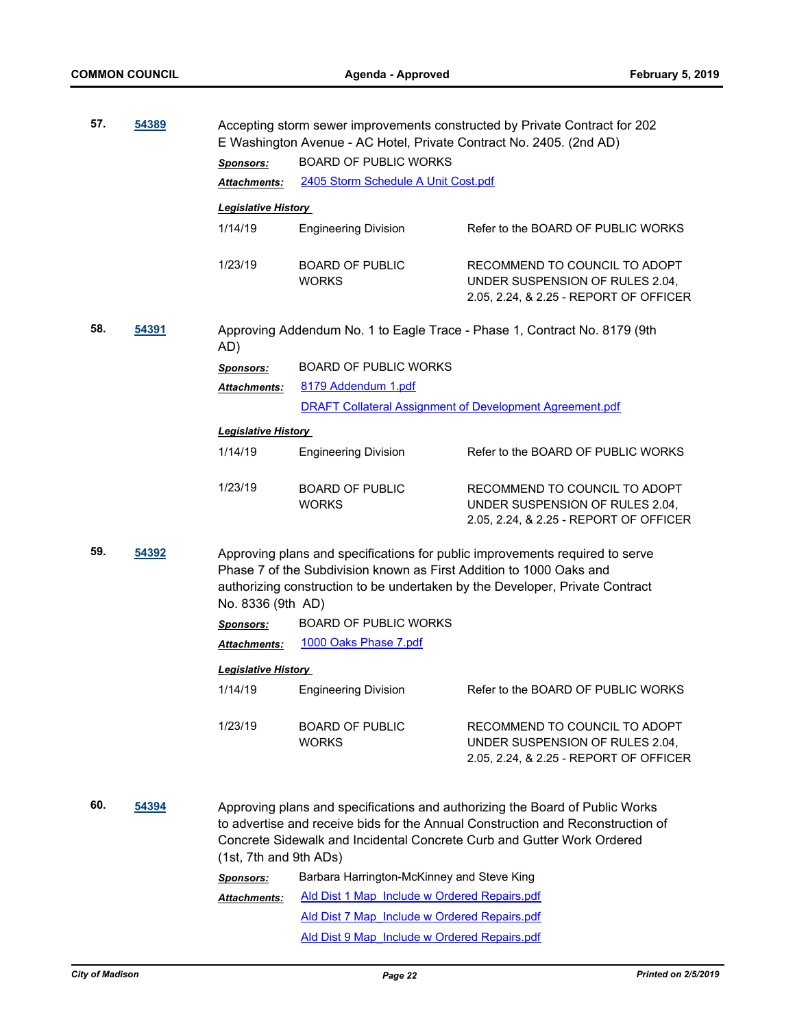**57.** **54389**

Accepting storm sewer improvements constructed by Private Contract for 202 E Washington Avenue - AC Hotel, Private Contract No. 2405. (2nd AD)

***Sponsors:*** BOARD OF PUBLIC WORKS

***Attachments:*** 2405 Storm Schedule A Unit Cost.pdf

***Legislative History***

| | | |
|---|---|---|
| 1/14/19 | Engineering Division | Refer to the BOARD OF PUBLIC WORKS |
| 1/23/19 | BOARD OF PUBLIC WORKS | RECOMMEND TO COUNCIL TO ADOPT UNDER SUSPENSION OF RULES 2.04, 2.05, 2.24, & 2.25 - REPORT OF OFFICER |

**58.** **54391**

Approving Addendum No. 1 to Eagle Trace - Phase 1, Contract No. 8179 (9th AD)

***Sponsors:*** BOARD OF PUBLIC WORKS

***Attachments:*** 8179 Addendum 1.pdf
DRAFT Collateral Assignment of Development Agreement.pdf

***Legislative History***

| | | |
|---|---|---|
| 1/14/19 | Engineering Division | Refer to the BOARD OF PUBLIC WORKS |
| 1/23/19 | BOARD OF PUBLIC WORKS | RECOMMEND TO COUNCIL TO ADOPT UNDER SUSPENSION OF RULES 2.04, 2.05, 2.24, & 2.25 - REPORT OF OFFICER |

**59.** **54392**

Approving plans and specifications for public improvements required to serve Phase 7 of the Subdivision known as First Addition to 1000 Oaks and authorizing construction to be undertaken by the Developer, Private Contract No. 8336 (9th AD)

***Sponsors:*** BOARD OF PUBLIC WORKS

***Attachments:*** 1000 Oaks Phase 7.pdf

***Legislative History***

| | | |
|---|---|---|
| 1/14/19 | Engineering Division | Refer to the BOARD OF PUBLIC WORKS |
| 1/23/19 | BOARD OF PUBLIC WORKS | RECOMMEND TO COUNCIL TO ADOPT UNDER SUSPENSION OF RULES 2.04, 2.05, 2.24, & 2.25 - REPORT OF OFFICER |

**60.** **54394**

Approving plans and specifications and authorizing the Board of Public Works to advertise and receive bids for the Annual Construction and Reconstruction of Concrete Sidewalk and Incidental Concrete Curb and Gutter Work Ordered (1st, 7th and 9th ADs)

***Sponsors:*** Barbara Harrington-McKinney and Steve King

***Attachments:*** Ald Dist 1 Map_Include w Ordered Repairs.pdf
Ald Dist 7 Map_Include w Ordered Repairs.pdf
Ald Dist 9 Map_Include w Ordered Repairs.pdf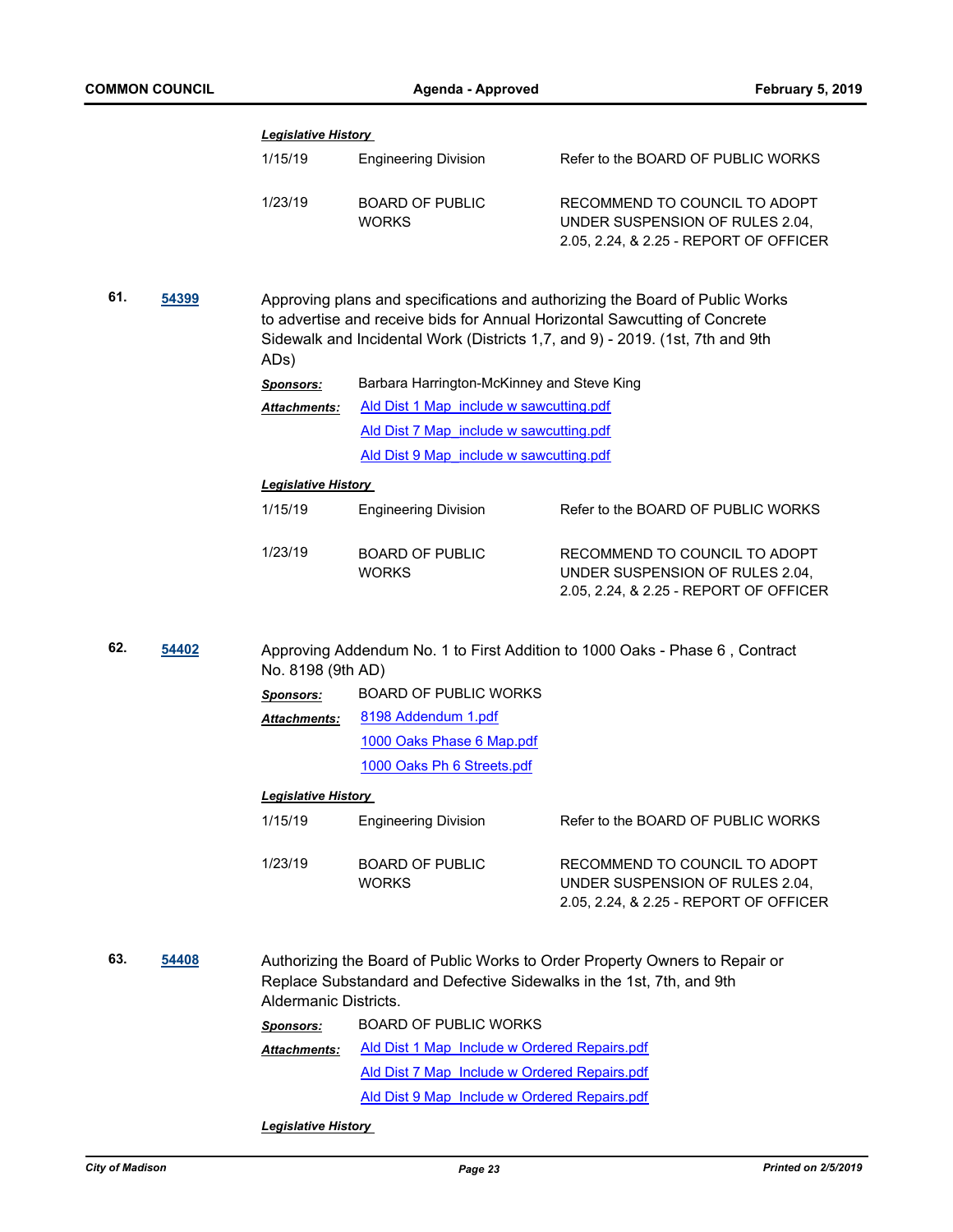***Legislative History***

| | | |
|---|---|---|
| 1/15/19 | Engineering Division | Refer to the BOARD OF PUBLIC WORKS |
| 1/23/19 | BOARD OF PUBLIC WORKS | RECOMMEND TO COUNCIL TO ADOPT UNDER SUSPENSION OF RULES 2.04, 2.05, 2.24, & 2.25 - REPORT OF OFFICER |

**61.** **54399**

Approving plans and specifications and authorizing the Board of Public Works to advertise and receive bids for Annual Horizontal Sawcutting of Concrete Sidewalk and Incidental Work (Districts 1,7, and 9) - 2019. (1st, 7th and 9th ADs)

***Sponsors:*** Barbara Harrington-McKinney and Steve King

***Attachments:*** Ald Dist 1 Map_include w sawcutting.pdf
Ald Dist 7 Map_include w sawcutting.pdf
Ald Dist 9 Map_include w sawcutting.pdf

***Legislative History***

| | | |
|---|---|---|
| 1/15/19 | Engineering Division | Refer to the BOARD OF PUBLIC WORKS |
| 1/23/19 | BOARD OF PUBLIC WORKS | RECOMMEND TO COUNCIL TO ADOPT UNDER SUSPENSION OF RULES 2.04, 2.05, 2.24, & 2.25 - REPORT OF OFFICER |

**62.** **54402**

Approving Addendum No. 1 to First Addition to 1000 Oaks - Phase 6 , Contract No. 8198 (9th AD)

***Sponsors:*** BOARD OF PUBLIC WORKS

***Attachments:*** 8198 Addendum 1.pdf
1000 Oaks Phase 6 Map.pdf
1000 Oaks Ph 6 Streets.pdf

***Legislative History***

| | | |
|---|---|---|
| 1/15/19 | Engineering Division | Refer to the BOARD OF PUBLIC WORKS |
| 1/23/19 | BOARD OF PUBLIC WORKS | RECOMMEND TO COUNCIL TO ADOPT UNDER SUSPENSION OF RULES 2.04, 2.05, 2.24, & 2.25 - REPORT OF OFFICER |

**63.** **54408**

Authorizing the Board of Public Works to Order Property Owners to Repair or Replace Substandard and Defective Sidewalks in the 1st, 7th, and 9th Aldermanic Districts.

***Sponsors:*** BOARD OF PUBLIC WORKS

***Attachments:*** Ald Dist 1 Map_Include w Ordered Repairs.pdf
Ald Dist 7 Map_Include w Ordered Repairs.pdf
Ald Dist 9 Map_Include w Ordered Repairs.pdf

***Legislative History***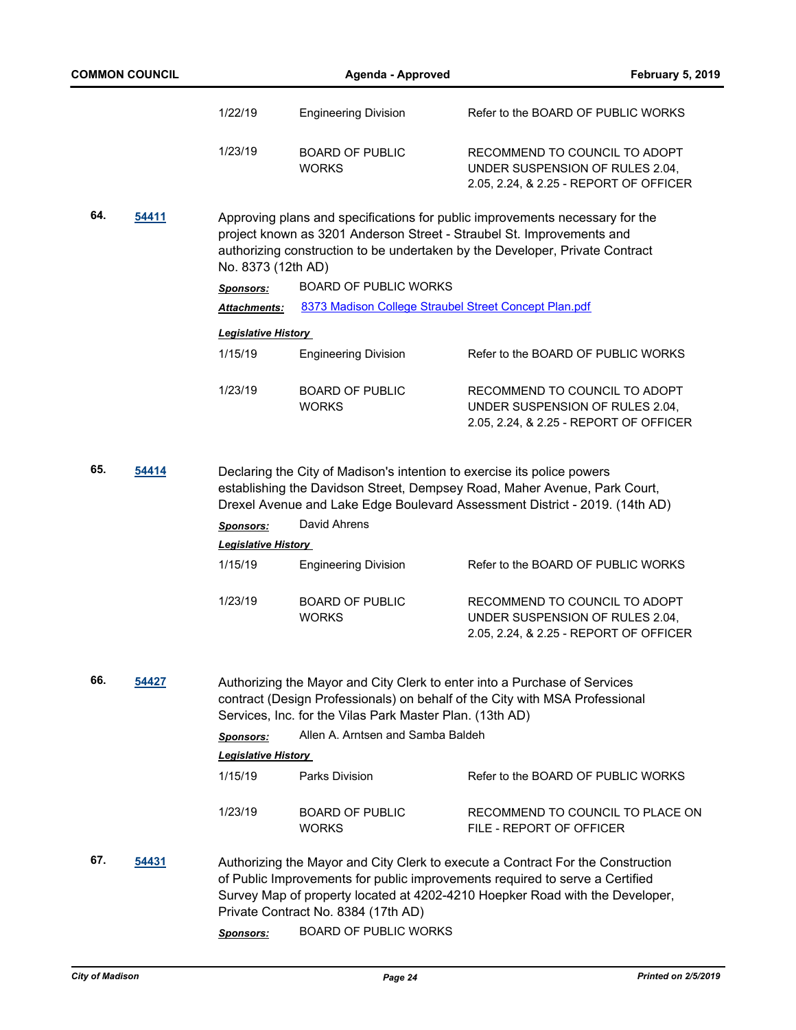| | | |
|---|---|---|
| 1/22/19 | Engineering Division | Refer to the BOARD OF PUBLIC WORKS |
| 1/23/19 | BOARD OF PUBLIC WORKS | RECOMMEND TO COUNCIL TO ADOPT UNDER SUSPENSION OF RULES 2.04, 2.05, 2.24, & 2.25 - REPORT OF OFFICER |

**64.** **54411**

Approving plans and specifications for public improvements necessary for the project known as 3201 Anderson Street - Straubel St. Improvements and authorizing construction to be undertaken by the Developer, Private Contract No. 8373 (12th AD)

***Sponsors:*** BOARD OF PUBLIC WORKS

***Attachments:*** 8373 Madison College Straubel Street Concept Plan.pdf

***Legislative History***

| | | |
|---|---|---|
| 1/15/19 | Engineering Division | Refer to the BOARD OF PUBLIC WORKS |
| 1/23/19 | BOARD OF PUBLIC WORKS | RECOMMEND TO COUNCIL TO ADOPT UNDER SUSPENSION OF RULES 2.04, 2.05, 2.24, & 2.25 - REPORT OF OFFICER |

**65.** **54414**

Declaring the City of Madison's intention to exercise its police powers establishing the Davidson Street, Dempsey Road, Maher Avenue, Park Court, Drexel Avenue and Lake Edge Boulevard Assessment District - 2019. (14th AD)

***Sponsors:*** David Ahrens

***Legislative History***

| | | |
|---|---|---|
| 1/15/19 | Engineering Division | Refer to the BOARD OF PUBLIC WORKS |
| 1/23/19 | BOARD OF PUBLIC WORKS | RECOMMEND TO COUNCIL TO ADOPT UNDER SUSPENSION OF RULES 2.04, 2.05, 2.24, & 2.25 - REPORT OF OFFICER |

**66.** **54427**

Authorizing the Mayor and City Clerk to enter into a Purchase of Services contract (Design Professionals) on behalf of the City with MSA Professional Services, Inc. for the Vilas Park Master Plan. (13th AD)

***Sponsors:*** Allen A. Arntsen and Samba Baldeh

***Legislative History***

| | | |
|---|---|---|
| 1/15/19 | Parks Division | Refer to the BOARD OF PUBLIC WORKS |
| 1/23/19 | BOARD OF PUBLIC WORKS | RECOMMEND TO COUNCIL TO PLACE ON FILE - REPORT OF OFFICER |

**67.** **54431**

Authorizing the Mayor and City Clerk to execute a Contract For the Construction of Public Improvements for public improvements required to serve a Certified Survey Map of property located at 4202-4210 Hoepker Road with the Developer, Private Contract No. 8384 (17th AD)

***Sponsors:*** BOARD OF PUBLIC WORKS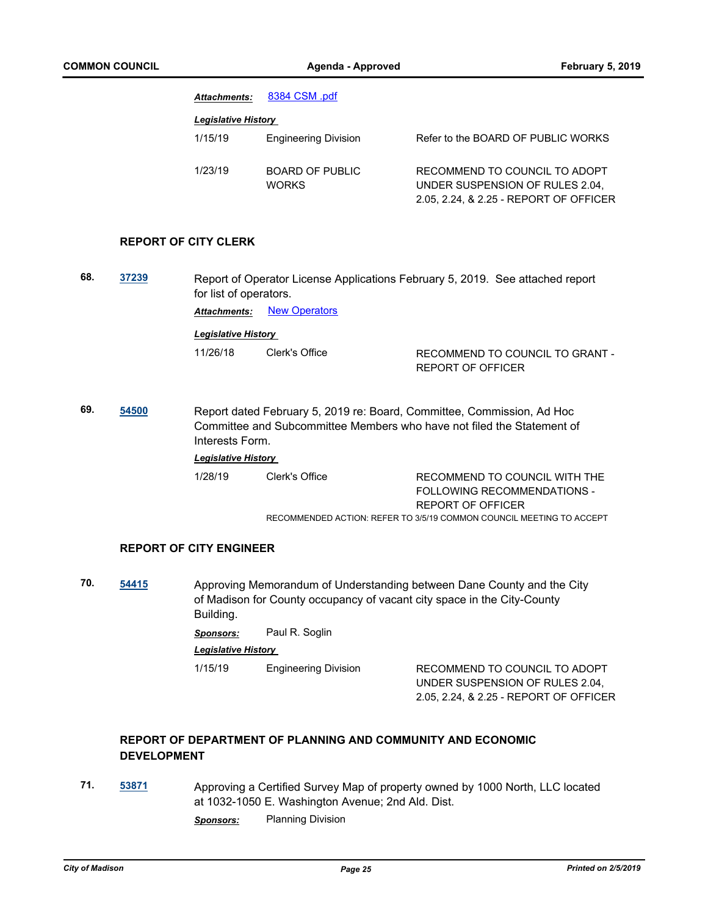***Attachments:*** 8384 CSM .pdf

***Legislative History***

| | | |
|---|---|---|
| 1/15/19 | Engineering Division | Refer to the BOARD OF PUBLIC WORKS |
| 1/23/19 | BOARD OF PUBLIC WORKS | RECOMMEND TO COUNCIL TO ADOPT UNDER SUSPENSION OF RULES 2.04, 2.05, 2.24, & 2.25 - REPORT OF OFFICER |

## REPORT OF CITY CLERK

**68.** **37239** Report of Operator License Applications February 5, 2019. See attached report for list of operators.

***Attachments:*** New Operators

***Legislative History***

| | | |
|---|---|---|
| 11/26/18 | Clerk's Office | RECOMMEND TO COUNCIL TO GRANT - REPORT OF OFFICER |

**69.** **54500** Report dated February 5, 2019 re: Board, Committee, Commission, Ad Hoc Committee and Subcommittee Members who have not filed the Statement of Interests Form.

***Legislative History***

| | | |
|---|---|---|
| 1/28/19 | Clerk's Office | RECOMMEND TO COUNCIL WITH THE FOLLOWING RECOMMENDATIONS - REPORT OF OFFICER |

RECOMMENDED ACTION: REFER TO 3/5/19 COMMON COUNCIL MEETING TO ACCEPT

## REPORT OF CITY ENGINEER

**70.** **54415** Approving Memorandum of Understanding between Dane County and the City of Madison for County occupancy of vacant city space in the City-County Building.

***Sponsors:*** Paul R. Soglin

***Legislative History***

| | | |
|---|---|---|
| 1/15/19 | Engineering Division | RECOMMEND TO COUNCIL TO ADOPT UNDER SUSPENSION OF RULES 2.04, 2.05, 2.24, & 2.25 - REPORT OF OFFICER |

## REPORT OF DEPARTMENT OF PLANNING AND COMMUNITY AND ECONOMIC DEVELOPMENT

**71.** **53871** Approving a Certified Survey Map of property owned by 1000 North, LLC located at 1032-1050 E. Washington Avenue; 2nd Ald. Dist.

***Sponsors:*** Planning Division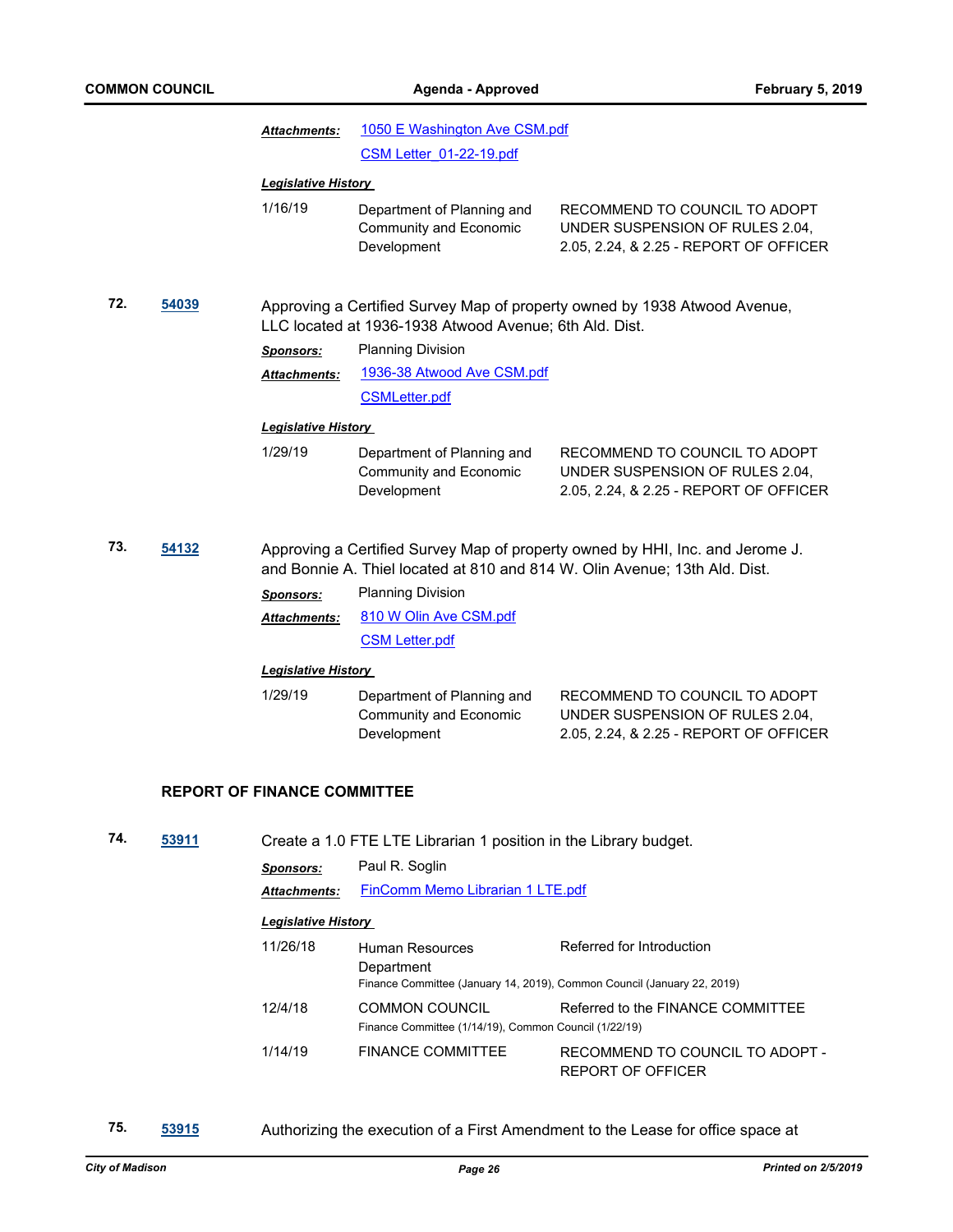***Attachments:*** 1050 E Washington Ave CSM.pdf

CSM Letter_01-22-19.pdf

***Legislative History***

| | | |
|---|---|---|
| 1/16/19 | Department of Planning and Community and Economic Development | RECOMMEND TO COUNCIL TO ADOPT UNDER SUSPENSION OF RULES 2.04, 2.05, 2.24, & 2.25 - REPORT OF OFFICER |

**72.** **54039** Approving a Certified Survey Map of property owned by 1938 Atwood Avenue, LLC located at 1936-1938 Atwood Avenue; 6th Ald. Dist.

***Sponsors:*** Planning Division

***Attachments:*** 1936-38 Atwood Ave CSM.pdf

CSMLetter.pdf

***Legislative History***

| | | |
|---|---|---|
| 1/29/19 | Department of Planning and Community and Economic Development | RECOMMEND TO COUNCIL TO ADOPT UNDER SUSPENSION OF RULES 2.04, 2.05, 2.24, & 2.25 - REPORT OF OFFICER |

**73.** **54132** Approving a Certified Survey Map of property owned by HHI, Inc. and Jerome J. and Bonnie A. Thiel located at 810 and 814 W. Olin Avenue; 13th Ald. Dist.

***Sponsors:*** Planning Division

***Attachments:*** 810 W Olin Ave CSM.pdf

CSM Letter.pdf

***Legislative History***

| | | |
|---|---|---|
| 1/29/19 | Department of Planning and Community and Economic Development | RECOMMEND TO COUNCIL TO ADOPT UNDER SUSPENSION OF RULES 2.04, 2.05, 2.24, & 2.25 - REPORT OF OFFICER |

## REPORT OF FINANCE COMMITTEE

**74.** **53911** Create a 1.0 FTE LTE Librarian 1 position in the Library budget.

***Sponsors:*** Paul R. Soglin

***Attachments:*** FinComm Memo Librarian 1 LTE.pdf

***Legislative History***

| | | |
|---|---|---|
| 11/26/18 | Human Resources Department | Referred for Introduction |
| | Finance Committee (January 14, 2019), Common Council (January 22, 2019) | |
| 12/4/18 | COMMON COUNCIL | Referred to the FINANCE COMMITTEE |
| | Finance Committee (1/14/19), Common Council (1/22/19) | |
| 1/14/19 | FINANCE COMMITTEE | RECOMMEND TO COUNCIL TO ADOPT - REPORT OF OFFICER |

**75.** **53915** Authorizing the execution of a First Amendment to the Lease for office space at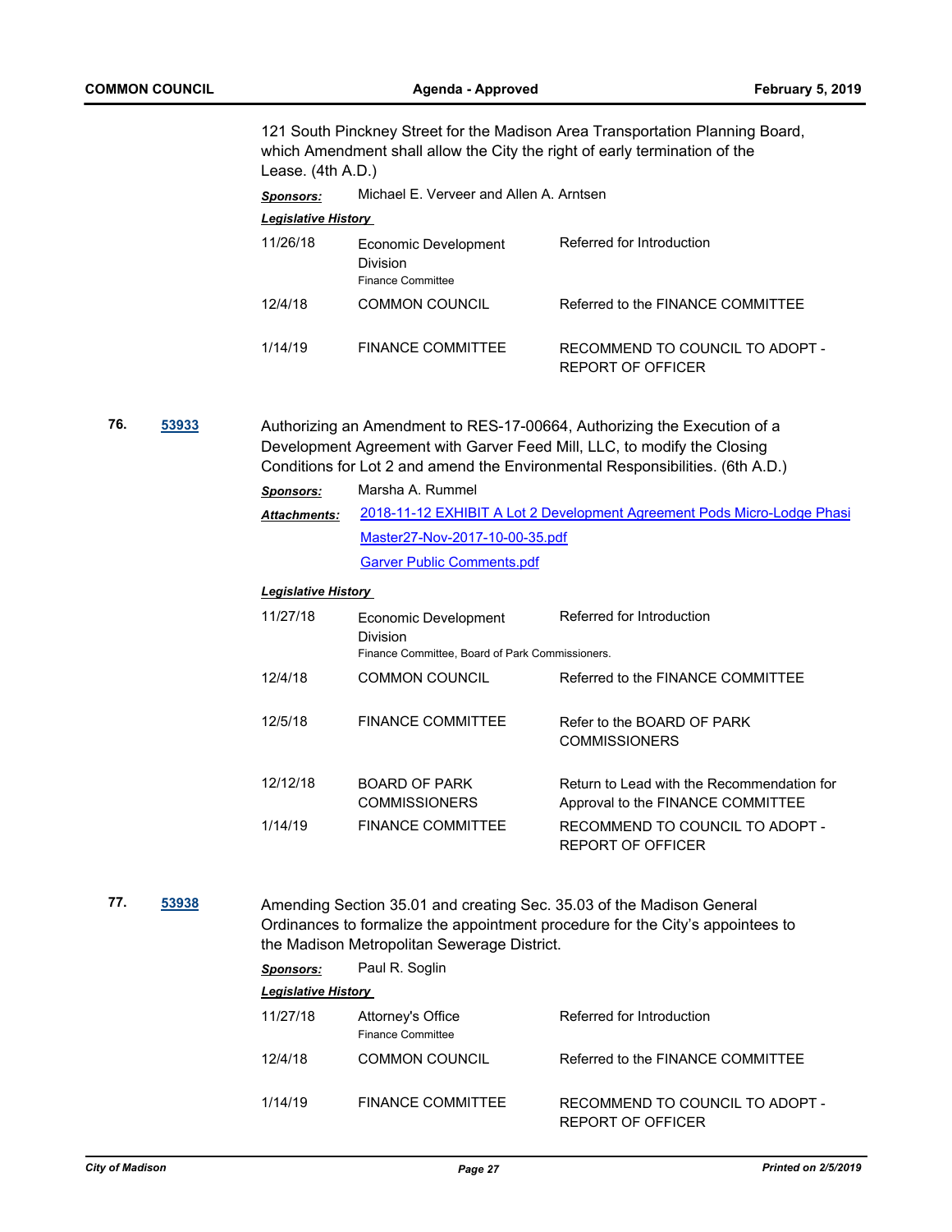121 South Pinckney Street for the Madison Area Transportation Planning Board, which Amendment shall allow the City the right of early termination of the Lease. (4th A.D.)

***Sponsors:*** Michael E. Verveer and Allen A. Arntsen

***Legislative History***

| | | |
|---|---|---|
| 11/26/18 | Economic Development Division<br>Finance Committee | Referred for Introduction |
| 12/4/18 | COMMON COUNCIL | Referred to the FINANCE COMMITTEE |
| 1/14/19 | FINANCE COMMITTEE | RECOMMEND TO COUNCIL TO ADOPT - REPORT OF OFFICER |

**76.** [53933]

Authorizing an Amendment to RES-17-00664, Authorizing the Execution of a Development Agreement with Garver Feed Mill, LLC, to modify the Closing Conditions for Lot 2 and amend the Environmental Responsibilities. (6th A.D.)

***Sponsors:*** Marsha A. Rummel

***Attachments:*** [2018-11-12 EXHIBIT A Lot 2 Development Agreement Pods Micro-Lodge Phasi](#)
[Master27-Nov-2017-10-00-35.pdf](#)
[Garver Public Comments.pdf](#)

***Legislative History***

| | | |
|---|---|---|
| 11/27/18 | Economic Development Division<br>Finance Committee, Board of Park Commissioners. | Referred for Introduction |
| 12/4/18 | COMMON COUNCIL | Referred to the FINANCE COMMITTEE |
| 12/5/18 | FINANCE COMMITTEE | Refer to the BOARD OF PARK COMMISSIONERS |
| 12/12/18 | BOARD OF PARK COMMISSIONERS | Return to Lead with the Recommendation for Approval to the FINANCE COMMITTEE |
| 1/14/19 | FINANCE COMMITTEE | RECOMMEND TO COUNCIL TO ADOPT - REPORT OF OFFICER |

**77.** [53938]

Amending Section 35.01 and creating Sec. 35.03 of the Madison General Ordinances to formalize the appointment procedure for the City's appointees to the Madison Metropolitan Sewerage District.

***Sponsors:*** Paul R. Soglin

***Legislative History***

| | | |
|---|---|---|
| 11/27/18 | Attorney's Office<br>Finance Committee | Referred for Introduction |
| 12/4/18 | COMMON COUNCIL | Referred to the FINANCE COMMITTEE |
| 1/14/19 | FINANCE COMMITTEE | RECOMMEND TO COUNCIL TO ADOPT - REPORT OF OFFICER |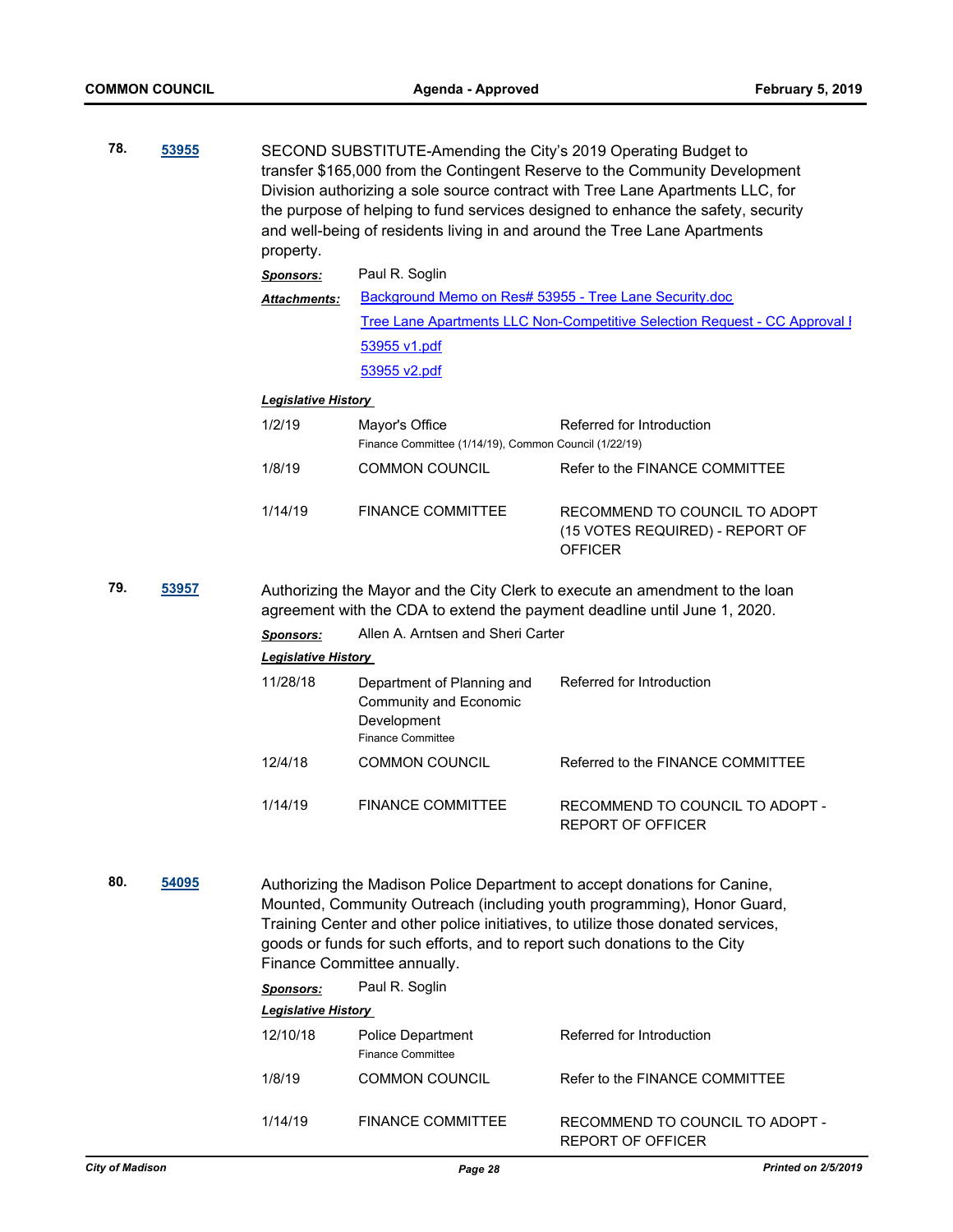**78.** **53955**

SECOND SUBSTITUTE-Amending the City's 2019 Operating Budget to transfer $165,000 from the Contingent Reserve to the Community Development Division authorizing a sole source contract with Tree Lane Apartments LLC, for the purpose of helping to fund services designed to enhance the safety, security and well-being of residents living in and around the Tree Lane Apartments property.

***Sponsors:*** Paul R. Soglin

***Attachments:*** Background Memo on Res# 53955 - Tree Lane Security.doc
Tree Lane Apartments LLC Non-Competitive Selection Request - CC Approval I
53955 v1.pdf
53955 v2.pdf

***Legislative History***

| | | |
|---|---|---|
| 1/2/19 | Mayor's Office<br>Finance Committee (1/14/19), Common Council (1/22/19) | Referred for Introduction |
| 1/8/19 | COMMON COUNCIL | Refer to the FINANCE COMMITTEE |
| 1/14/19 | FINANCE COMMITTEE | RECOMMEND TO COUNCIL TO ADOPT (15 VOTES REQUIRED) - REPORT OF OFFICER |

**79.** **53957**

Authorizing the Mayor and the City Clerk to execute an amendment to the loan agreement with the CDA to extend the payment deadline until June 1, 2020.

***Sponsors:*** Allen A. Arntsen and Sheri Carter

***Legislative History***

| | | |
|---|---|---|
| 11/28/18 | Department of Planning and Community and Economic Development<br>Finance Committee | Referred for Introduction |
| 12/4/18 | COMMON COUNCIL | Referred to the FINANCE COMMITTEE |
| 1/14/19 | FINANCE COMMITTEE | RECOMMEND TO COUNCIL TO ADOPT - REPORT OF OFFICER |

**80.** **54095**

Authorizing the Madison Police Department to accept donations for Canine, Mounted, Community Outreach (including youth programming), Honor Guard, Training Center and other police initiatives, to utilize those donated services, goods or funds for such efforts, and to report such donations to the City Finance Committee annually.

***Sponsors:*** Paul R. Soglin

***Legislative History***

| | | |
|---|---|---|
| 12/10/18 | Police Department<br>Finance Committee | Referred for Introduction |
| 1/8/19 | COMMON COUNCIL | Refer to the FINANCE COMMITTEE |
| 1/14/19 | FINANCE COMMITTEE | RECOMMEND TO COUNCIL TO ADOPT - REPORT OF OFFICER |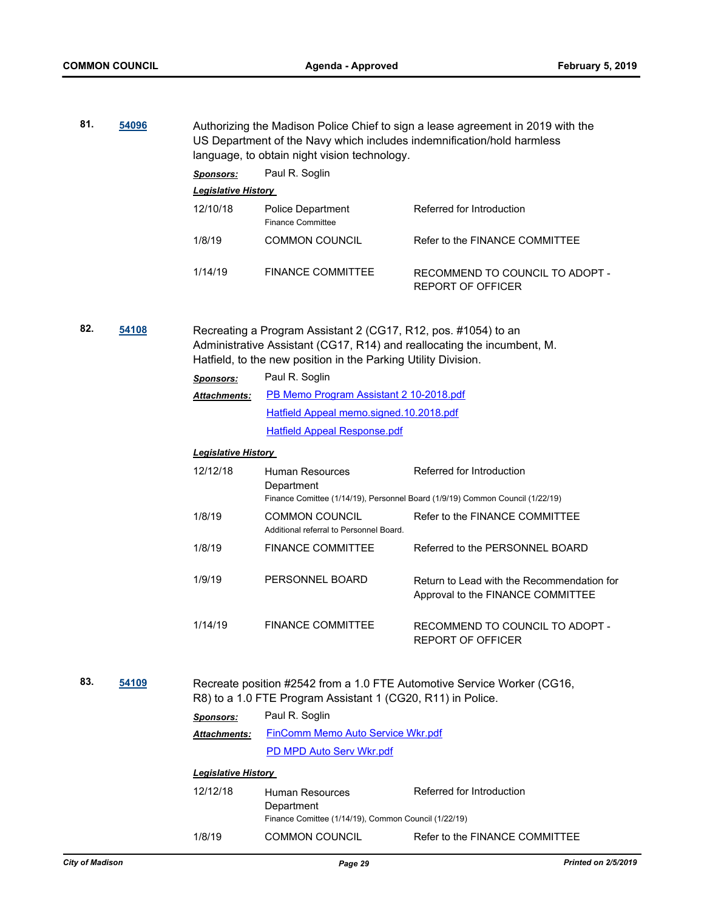**81.** **54096**

Authorizing the Madison Police Chief to sign a lease agreement in 2019 with the US Department of the Navy which includes indemnification/hold harmless language, to obtain night vision technology.

***Sponsors:*** Paul R. Soglin

***Legislative History***

| | | |
|---|---|---|
| 12/10/18 | Police Department<br>Finance Committee | Referred for Introduction |
| 1/8/19 | COMMON COUNCIL | Refer to the FINANCE COMMITTEE |
| 1/14/19 | FINANCE COMMITTEE | RECOMMEND TO COUNCIL TO ADOPT - REPORT OF OFFICER |

**82.** **54108**

Recreating a Program Assistant 2 (CG17, R12, pos. #1054) to an Administrative Assistant (CG17, R14) and reallocating the incumbent, M. Hatfield, to the new position in the Parking Utility Division.

***Sponsors:*** Paul R. Soglin

***Attachments:*** PB Memo Program Assistant 2 10-2018.pdf
Hatfield Appeal memo.signed.10.2018.pdf
Hatfield Appeal Response.pdf

***Legislative History***

| | | |
|---|---|---|
| 12/12/18 | Human Resources Department<br>Finance Comittee (1/14/19), Personnel Board (1/9/19) Common Council (1/22/19) | Referred for Introduction |
| 1/8/19 | COMMON COUNCIL<br>Additional referral to Personnel Board. | Refer to the FINANCE COMMITTEE |
| 1/8/19 | FINANCE COMMITTEE | Referred to the PERSONNEL BOARD |
| 1/9/19 | PERSONNEL BOARD | Return to Lead with the Recommendation for Approval to the FINANCE COMMITTEE |
| 1/14/19 | FINANCE COMMITTEE | RECOMMEND TO COUNCIL TO ADOPT - REPORT OF OFFICER |

**83.** **54109**

Recreate position #2542 from a 1.0 FTE Automotive Service Worker (CG16, R8) to a 1.0 FTE Program Assistant 1 (CG20, R11) in Police.

***Sponsors:*** Paul R. Soglin

***Attachments:*** FinComm Memo Auto Service Wkr.pdf
PD MPD Auto Serv Wkr.pdf

***Legislative History***

| | | |
|---|---|---|
| 12/12/18 | Human Resources Department<br>Finance Comittee (1/14/19), Common Council (1/22/19) | Referred for Introduction |
| 1/8/19 | COMMON COUNCIL | Refer to the FINANCE COMMITTEE |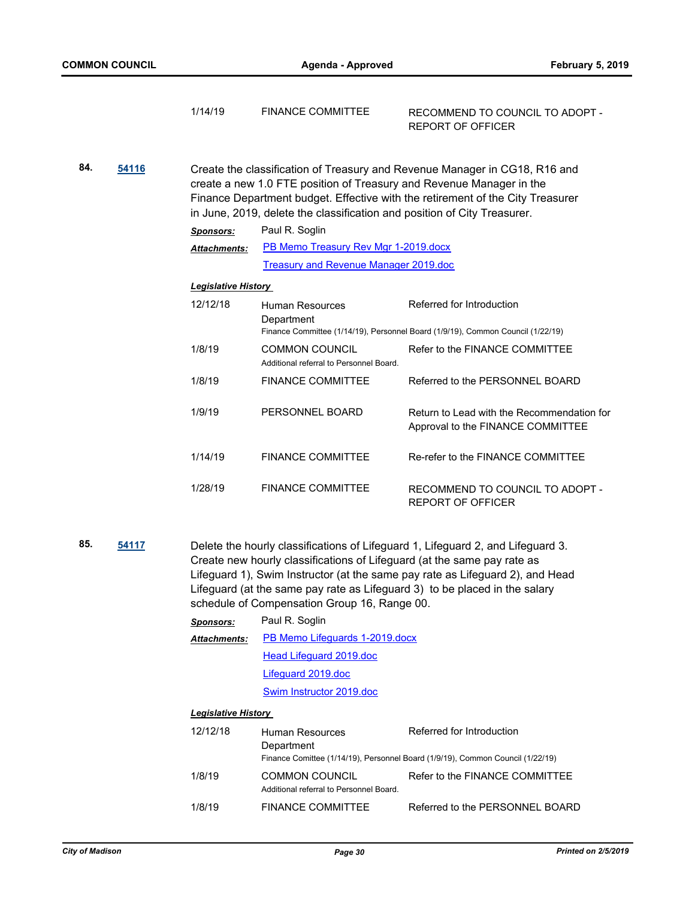| | | |
|---|---|---|
| 1/14/19 | FINANCE COMMITTEE | RECOMMEND TO COUNCIL TO ADOPT - REPORT OF OFFICER |

**84.** **54116**

Create the classification of Treasury and Revenue Manager in CG18, R16 and create a new 1.0 FTE position of Treasury and Revenue Manager in the Finance Department budget. Effective with the retirement of the City Treasurer in June, 2019, delete the classification and position of City Treasurer.

***Sponsors:*** Paul R. Soglin

***Attachments:*** PB Memo Treasury Rev Mgr 1-2019.docx
Treasury and Revenue Manager 2019.doc

***Legislative History***

| Date | Body | Action |
|---|---|---|
| 12/12/18 | Human Resources Department<br>Finance Committee (1/14/19), Personnel Board (1/9/19), Common Council (1/22/19) | Referred for Introduction |
| 1/8/19 | COMMON COUNCIL<br>Additional referral to Personnel Board. | Refer to the FINANCE COMMITTEE |
| 1/8/19 | FINANCE COMMITTEE | Referred to the PERSONNEL BOARD |
| 1/9/19 | PERSONNEL BOARD | Return to Lead with the Recommendation for Approval to the FINANCE COMMITTEE |
| 1/14/19 | FINANCE COMMITTEE | Re-refer to the FINANCE COMMITTEE |
| 1/28/19 | FINANCE COMMITTEE | RECOMMEND TO COUNCIL TO ADOPT - REPORT OF OFFICER |

**85.** **54117**

Delete the hourly classifications of Lifeguard 1, Lifeguard 2, and Lifeguard 3. Create new hourly classifications of Lifeguard (at the same pay rate as Lifeguard 1), Swim Instructor (at the same pay rate as Lifeguard 2), and Head Lifeguard (at the same pay rate as Lifeguard 3) to be placed in the salary schedule of Compensation Group 16, Range 00.

***Sponsors:*** Paul R. Soglin

***Attachments:*** PB Memo Lifeguards 1-2019.docx
Head Lifeguard 2019.doc
Lifeguard 2019.doc
Swim Instructor 2019.doc

***Legislative History***

| Date | Body | Action |
|---|---|---|
| 12/12/18 | Human Resources Department<br>Finance Comittee (1/14/19), Personnel Board (1/9/19), Common Council (1/22/19) | Referred for Introduction |
| 1/8/19 | COMMON COUNCIL<br>Additional referral to Personnel Board. | Refer to the FINANCE COMMITTEE |
| 1/8/19 | FINANCE COMMITTEE | Referred to the PERSONNEL BOARD |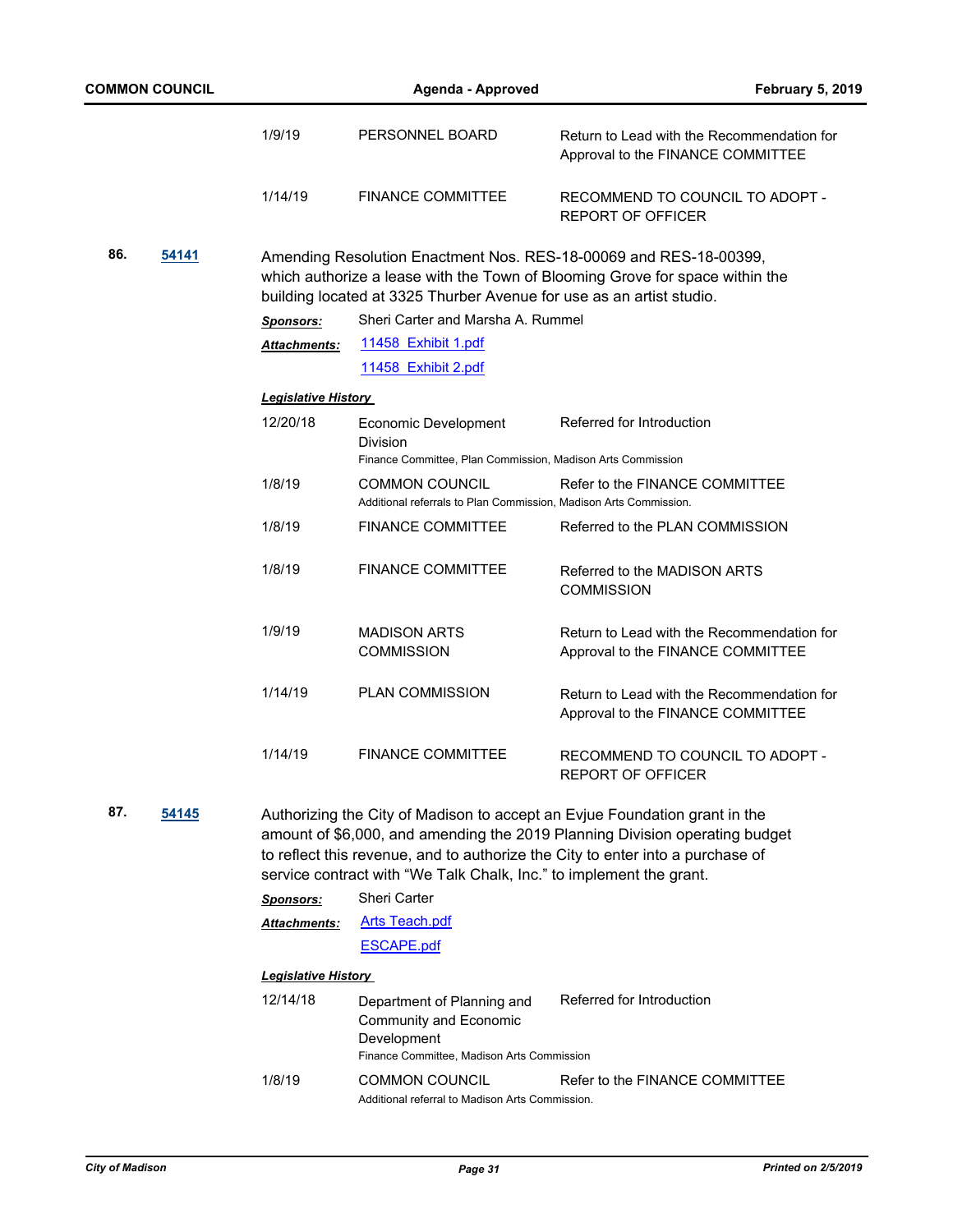| | | |
|---|---|---|
| 1/9/19 | PERSONNEL BOARD | Return to Lead with the Recommendation for Approval to the FINANCE COMMITTEE |
| 1/14/19 | FINANCE COMMITTEE | RECOMMEND TO COUNCIL TO ADOPT - REPORT OF OFFICER |

**86.** **54141**

Amending Resolution Enactment Nos. RES-18-00069 and RES-18-00399, which authorize a lease with the Town of Blooming Grove for space within the building located at 3325 Thurber Avenue for use as an artist studio.

***Sponsors:*** Sheri Carter and Marsha A. Rummel

***Attachments:*** 11458_Exhibit 1.pdf
11458_Exhibit 2.pdf

***Legislative History***

| | | |
|---|---|---|
| 12/20/18 | Economic Development Division<br>Finance Committee, Plan Commission, Madison Arts Commission | Referred for Introduction |
| 1/8/19 | COMMON COUNCIL<br>Additional referrals to Plan Commission, Madison Arts Commission. | Refer to the FINANCE COMMITTEE |
| 1/8/19 | FINANCE COMMITTEE | Referred to the PLAN COMMISSION |
| 1/8/19 | FINANCE COMMITTEE | Referred to the MADISON ARTS COMMISSION |
| 1/9/19 | MADISON ARTS COMMISSION | Return to Lead with the Recommendation for Approval to the FINANCE COMMITTEE |
| 1/14/19 | PLAN COMMISSION | Return to Lead with the Recommendation for Approval to the FINANCE COMMITTEE |
| 1/14/19 | FINANCE COMMITTEE | RECOMMEND TO COUNCIL TO ADOPT - REPORT OF OFFICER |

**87.** **54145**

Authorizing the City of Madison to accept an Evjue Foundation grant in the amount of $6,000, and amending the 2019 Planning Division operating budget to reflect this revenue, and to authorize the City to enter into a purchase of service contract with "We Talk Chalk, Inc." to implement the grant.

***Sponsors:*** Sheri Carter

***Attachments:*** Arts Teach.pdf
ESCAPE.pdf

***Legislative History***

| | | |
|---|---|---|
| 12/14/18 | Department of Planning and Community and Economic Development<br>Finance Committee, Madison Arts Commission | Referred for Introduction |
| 1/8/19 | COMMON COUNCIL<br>Additional referral to Madison Arts Commission. | Refer to the FINANCE COMMITTEE |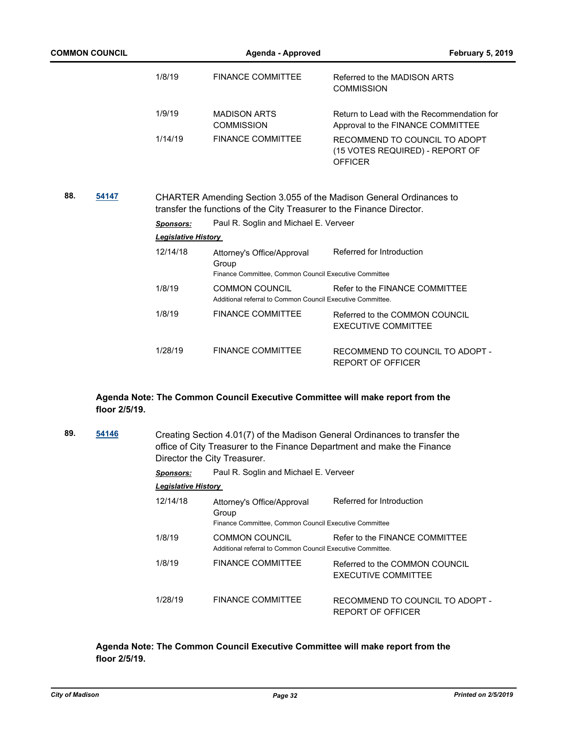| | | |
|---|---|---|
| 1/8/19 | FINANCE COMMITTEE | Referred to the MADISON ARTS COMMISSION |
| 1/9/19 | MADISON ARTS COMMISSION | Return to Lead with the Recommendation for Approval to the FINANCE COMMITTEE |
| 1/14/19 | FINANCE COMMITTEE | RECOMMEND TO COUNCIL TO ADOPT (15 VOTES REQUIRED) - REPORT OF OFFICER |

**88.** [**54147**]

CHARTER Amending Section 3.055 of the Madison General Ordinances to transfer the functions of the City Treasurer to the Finance Director.

***Sponsors:*** Paul R. Soglin and Michael E. Verveer

***Legislative History***

| | | |
|---|---|---|
| 12/14/18 | Attorney's Office/Approval Group<br>Finance Committee, Common Council Executive Committee | Referred for Introduction |
| 1/8/19 | COMMON COUNCIL<br>Additional referral to Common Council Executive Committee. | Refer to the FINANCE COMMITTEE |
| 1/8/19 | FINANCE COMMITTEE | Referred to the COMMON COUNCIL EXECUTIVE COMMITTEE |
| 1/28/19 | FINANCE COMMITTEE | RECOMMEND TO COUNCIL TO ADOPT - REPORT OF OFFICER |

**Agenda Note: The Common Council Executive Committee will make report from the floor 2/5/19.**

**89.** [**54146**]

Creating Section 4.01(7) of the Madison General Ordinances to transfer the office of City Treasurer to the Finance Department and make the Finance Director the City Treasurer.

***Sponsors:*** Paul R. Soglin and Michael E. Verveer

***Legislative History***

| | | |
|---|---|---|
| 12/14/18 | Attorney's Office/Approval Group<br>Finance Committee, Common Council Executive Committee | Referred for Introduction |
| 1/8/19 | COMMON COUNCIL<br>Additional referral to Common Council Executive Committee. | Refer to the FINANCE COMMITTEE |
| 1/8/19 | FINANCE COMMITTEE | Referred to the COMMON COUNCIL EXECUTIVE COMMITTEE |
| 1/28/19 | FINANCE COMMITTEE | RECOMMEND TO COUNCIL TO ADOPT - REPORT OF OFFICER |

**Agenda Note: The Common Council Executive Committee will make report from the floor 2/5/19.**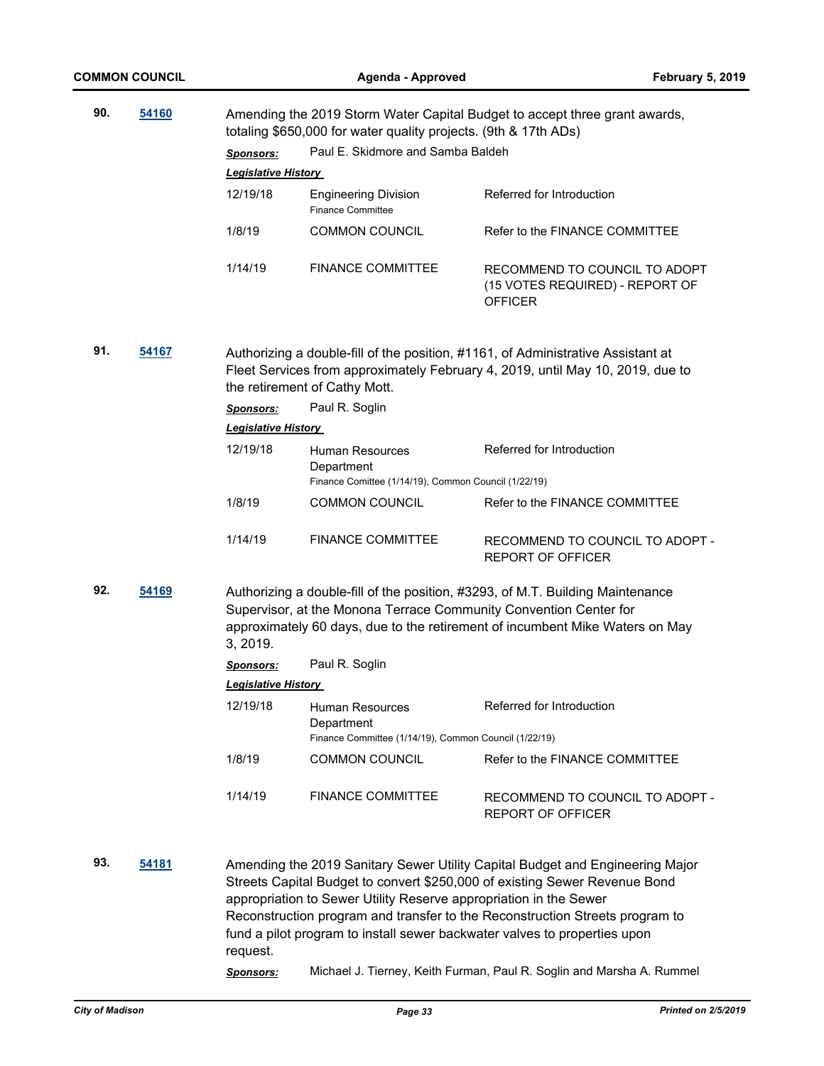**90.** **54160**

Amending the 2019 Storm Water Capital Budget to accept three grant awards, totaling $650,000 for water quality projects. (9th & 17th ADs)

***Sponsors:*** Paul E. Skidmore and Samba Baldeh

***Legislative History***

| | | |
|---|---|---|
| 12/19/18 | Engineering Division<br>Finance Committee | Referred for Introduction |
| 1/8/19 | COMMON COUNCIL | Refer to the FINANCE COMMITTEE |
| 1/14/19 | FINANCE COMMITTEE | RECOMMEND TO COUNCIL TO ADOPT (15 VOTES REQUIRED) - REPORT OF OFFICER |

**91.** **54167**

Authorizing a double-fill of the position, #1161, of Administrative Assistant at Fleet Services from approximately February 4, 2019, until May 10, 2019, due to the retirement of Cathy Mott.

***Sponsors:*** Paul R. Soglin

***Legislative History***

| | | |
|---|---|---|
| 12/19/18 | Human Resources Department<br>Finance Comittee (1/14/19), Common Council (1/22/19) | Referred for Introduction |
| 1/8/19 | COMMON COUNCIL | Refer to the FINANCE COMMITTEE |
| 1/14/19 | FINANCE COMMITTEE | RECOMMEND TO COUNCIL TO ADOPT - REPORT OF OFFICER |

**92.** **54169**

Authorizing a double-fill of the position, #3293, of M.T. Building Maintenance Supervisor, at the Monona Terrace Community Convention Center for approximately 60 days, due to the retirement of incumbent Mike Waters on May 3, 2019.

***Sponsors:*** Paul R. Soglin

***Legislative History***

| | | |
|---|---|---|
| 12/19/18 | Human Resources Department<br>Finance Committee (1/14/19), Common Council (1/22/19) | Referred for Introduction |
| 1/8/19 | COMMON COUNCIL | Refer to the FINANCE COMMITTEE |
| 1/14/19 | FINANCE COMMITTEE | RECOMMEND TO COUNCIL TO ADOPT - REPORT OF OFFICER |

**93.** **54181**

Amending the 2019 Sanitary Sewer Utility Capital Budget and Engineering Major Streets Capital Budget to convert $250,000 of existing Sewer Revenue Bond appropriation to Sewer Utility Reserve appropriation in the Sewer Reconstruction program and transfer to the Reconstruction Streets program to fund a pilot program to install sewer backwater valves to properties upon request.

***Sponsors:*** Michael J. Tierney, Keith Furman, Paul R. Soglin and Marsha A. Rummel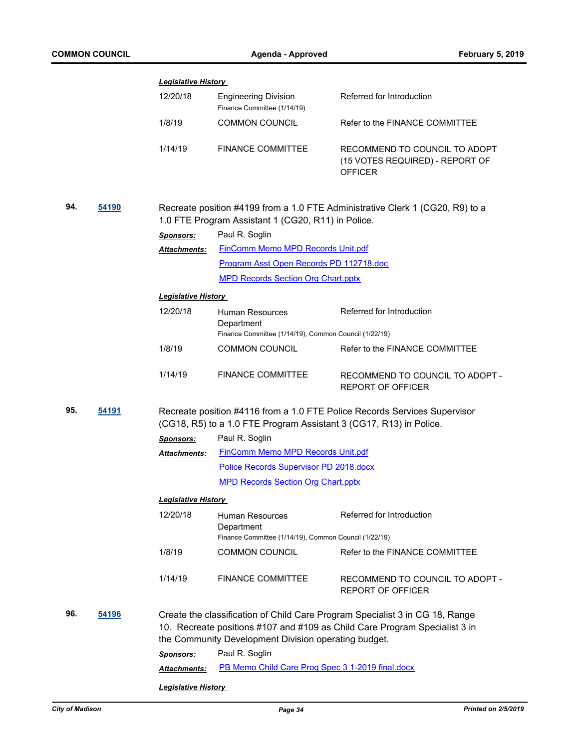***Legislative History***

| | | |
|---|---|---|
| 12/20/18 | Engineering Division<br>Finance Committee (1/14/19) | Referred for Introduction |
| 1/8/19 | COMMON COUNCIL | Refer to the FINANCE COMMITTEE |
| 1/14/19 | FINANCE COMMITTEE | RECOMMEND TO COUNCIL TO ADOPT (15 VOTES REQUIRED) - REPORT OF OFFICER |

**94.** **54190** Recreate position #4199 from a 1.0 FTE Administrative Clerk 1 (CG20, R9) to a 1.0 FTE Program Assistant 1 (CG20, R11) in Police.

***Sponsors:*** Paul R. Soglin

***Attachments:*** FinComm Memo MPD Records Unit.pdf
Program Asst Open Records PD 112718.doc
MPD Records Section Org Chart.pptx

***Legislative History***

| | | |
|---|---|---|
| 12/20/18 | Human Resources Department<br>Finance Committee (1/14/19), Common Council (1/22/19) | Referred for Introduction |
| 1/8/19 | COMMON COUNCIL | Refer to the FINANCE COMMITTEE |
| 1/14/19 | FINANCE COMMITTEE | RECOMMEND TO COUNCIL TO ADOPT - REPORT OF OFFICER |

**95.** **54191** Recreate position #4116 from a 1.0 FTE Police Records Services Supervisor (CG18, R5) to a 1.0 FTE Program Assistant 3 (CG17, R13) in Police.

***Sponsors:*** Paul R. Soglin

***Attachments:*** FinComm Memo MPD Records Unit.pdf
Police Records Supervisor PD 2018.docx
MPD Records Section Org Chart.pptx

***Legislative History***

| | | |
|---|---|---|
| 12/20/18 | Human Resources Department<br>Finance Committee (1/14/19), Common Council (1/22/19) | Referred for Introduction |
| 1/8/19 | COMMON COUNCIL | Refer to the FINANCE COMMITTEE |
| 1/14/19 | FINANCE COMMITTEE | RECOMMEND TO COUNCIL TO ADOPT - REPORT OF OFFICER |

**96.** **54196** Create the classification of Child Care Program Specialist 3 in CG 18, Range 10. Recreate positions #107 and #109 as Child Care Program Specialist 3 in the Community Development Division operating budget.

***Sponsors:*** Paul R. Soglin

***Attachments:*** PB Memo Child Care Prog Spec 3 1-2019 final.docx

***Legislative History***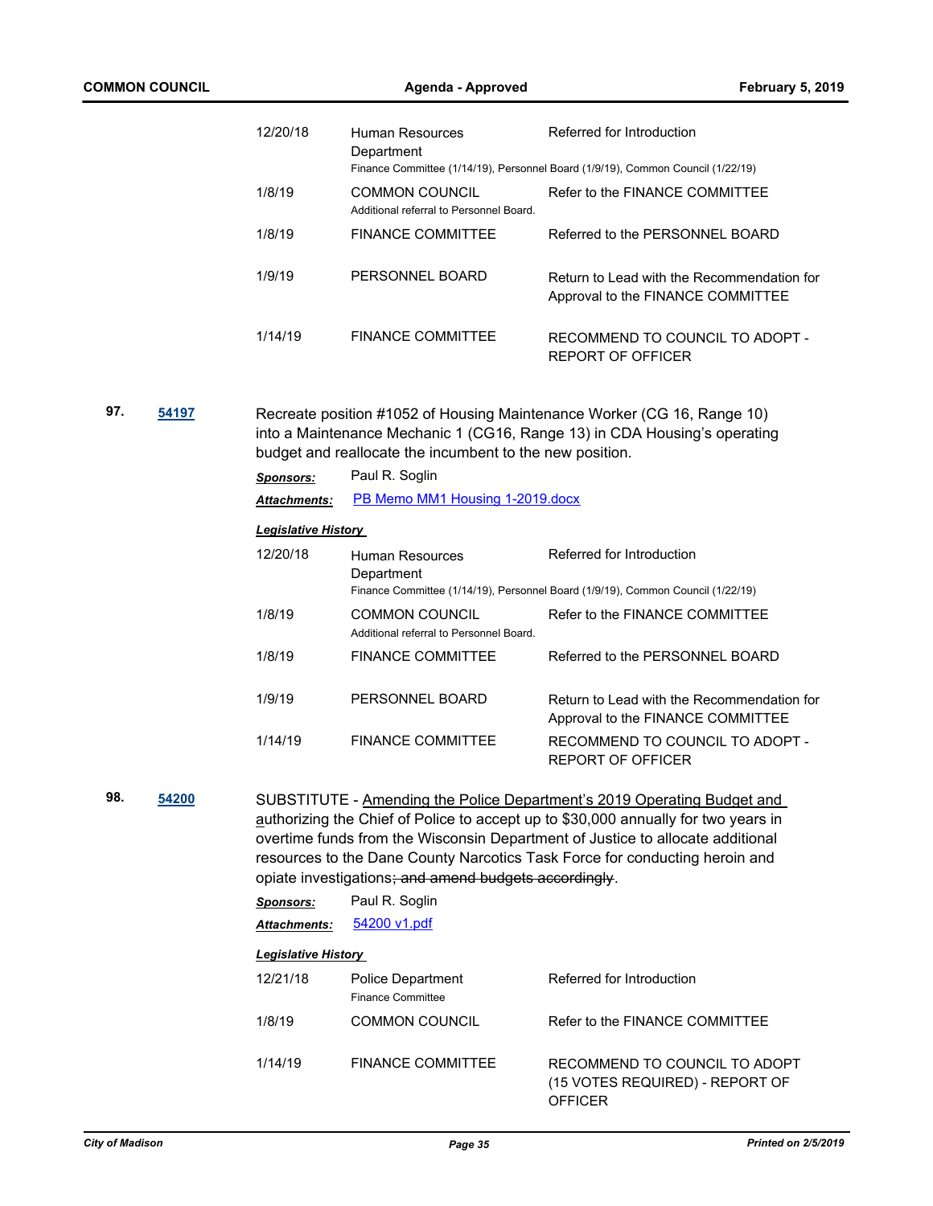| | | |
|---|---|---|
| 12/20/18 | Human Resources Department<br>Finance Committee (1/14/19), Personnel Board (1/9/19), Common Council (1/22/19) | Referred for Introduction |
| 1/8/19 | COMMON COUNCIL<br>Additional referral to Personnel Board. | Refer to the FINANCE COMMITTEE |
| 1/8/19 | FINANCE COMMITTEE | Referred to the PERSONNEL BOARD |
| 1/9/19 | PERSONNEL BOARD | Return to Lead with the Recommendation for Approval to the FINANCE COMMITTEE |
| 1/14/19 | FINANCE COMMITTEE | RECOMMEND TO COUNCIL TO ADOPT - REPORT OF OFFICER |

**97.** **54197**

Recreate position #1052 of Housing Maintenance Worker (CG 16, Range 10) into a Maintenance Mechanic 1 (CG16, Range 13) in CDA Housing's operating budget and reallocate the incumbent to the new position.

***Sponsors:*** Paul R. Soglin

***Attachments:*** PB Memo MM1 Housing 1-2019.docx

***Legislative History***

| | | |
|---|---|---|
| 12/20/18 | Human Resources Department<br>Finance Committee (1/14/19), Personnel Board (1/9/19), Common Council (1/22/19) | Referred for Introduction |
| 1/8/19 | COMMON COUNCIL<br>Additional referral to Personnel Board. | Refer to the FINANCE COMMITTEE |
| 1/8/19 | FINANCE COMMITTEE | Referred to the PERSONNEL BOARD |
| 1/9/19 | PERSONNEL BOARD | Return to Lead with the Recommendation for Approval to the FINANCE COMMITTEE |
| 1/14/19 | FINANCE COMMITTEE | RECOMMEND TO COUNCIL TO ADOPT - REPORT OF OFFICER |

**98.** **54200**

SUBSTITUTE - Amending the Police Department's 2019 Operating Budget and authorizing the Chief of Police to accept up to $30,000 annually for two years in overtime funds from the Wisconsin Department of Justice to allocate additional resources to the Dane County Narcotics Task Force for conducting heroin and opiate investigations~~; and amend budgets accordingly~~.

***Sponsors:*** Paul R. Soglin

***Attachments:*** 54200 v1.pdf

***Legislative History***

| | | |
|---|---|---|
| 12/21/18 | Police Department<br>Finance Committee | Referred for Introduction |
| 1/8/19 | COMMON COUNCIL | Refer to the FINANCE COMMITTEE |
| 1/14/19 | FINANCE COMMITTEE | RECOMMEND TO COUNCIL TO ADOPT (15 VOTES REQUIRED) - REPORT OF OFFICER |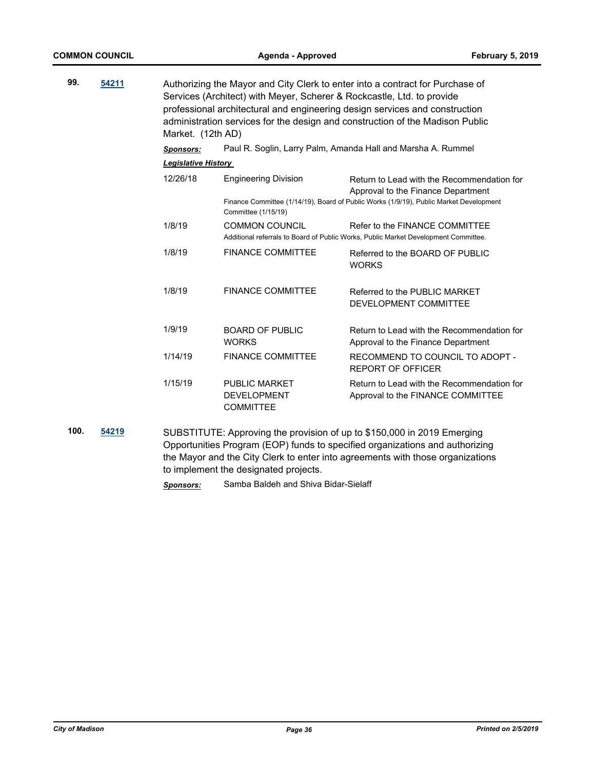**99.** **54211**

Authorizing the Mayor and City Clerk to enter into a contract for Purchase of Services (Architect) with Meyer, Scherer & Rockcastle, Ltd. to provide professional architectural and engineering design services and construction administration services for the design and construction of the Madison Public Market. (12th AD)

***Sponsors:*** Paul R. Soglin, Larry Palm, Amanda Hall and Marsha A. Rummel

***Legislative History***

| Date | Body | Action |
|---|---|---|
| 12/26/18 | Engineering Division | Return to Lead with the Recommendation for Approval to the Finance Department |
| | Finance Committee (1/14/19), Board of Public Works (1/9/19), Public Market Development Committee (1/15/19) | |
| 1/8/19 | COMMON COUNCIL | Refer to the FINANCE COMMITTEE |
| | Additional referrals to Board of Public Works, Public Market Development Committee. | |
| 1/8/19 | FINANCE COMMITTEE | Referred to the BOARD OF PUBLIC WORKS |
| 1/8/19 | FINANCE COMMITTEE | Referred to the PUBLIC MARKET DEVELOPMENT COMMITTEE |
| 1/9/19 | BOARD OF PUBLIC WORKS | Return to Lead with the Recommendation for Approval to the Finance Department |
| 1/14/19 | FINANCE COMMITTEE | RECOMMEND TO COUNCIL TO ADOPT - REPORT OF OFFICER |
| 1/15/19 | PUBLIC MARKET DEVELOPMENT COMMITTEE | Return to Lead with the Recommendation for Approval to the FINANCE COMMITTEE |

**100.** **54219**

SUBSTITUTE: Approving the provision of up to $150,000 in 2019 Emerging Opportunities Program (EOP) funds to specified organizations and authorizing the Mayor and the City Clerk to enter into agreements with those organizations to implement the designated projects.

***Sponsors:*** Samba Baldeh and Shiva Bidar-Sielaff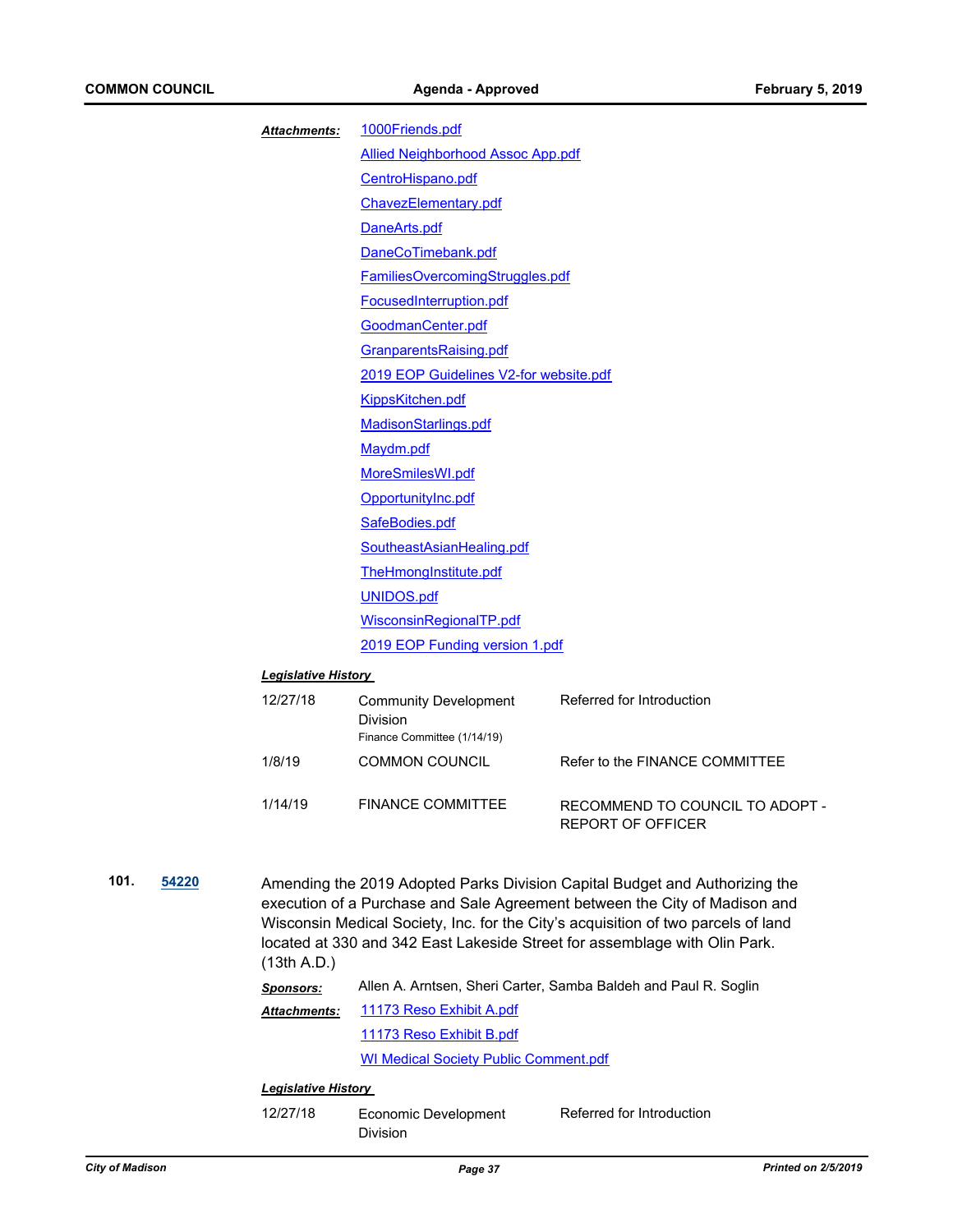***Attachments:***

1000Friends.pdf

Allied Neighborhood Assoc App.pdf

CentroHispano.pdf

ChavezElementary.pdf

DaneArts.pdf

DaneCoTimebank.pdf

FamiliesOvercomingStruggles.pdf

FocusedInterruption.pdf

GoodmanCenter.pdf

GranparentsRaising.pdf

2019 EOP Guidelines V2-for website.pdf

KippsKitchen.pdf

MadisonStarlings.pdf

Maydm.pdf

MoreSmilesWI.pdf

OpportunityInc.pdf

SafeBodies.pdf

SoutheastAsianHealing.pdf

TheHmongInstitute.pdf

UNIDOS.pdf

WisconsinRegionalTP.pdf

2019 EOP Funding version 1.pdf

***Legislative History***

| | | |
|---|---|---|
| 12/27/18 | Community Development Division<br>Finance Committee (1/14/19) | Referred for Introduction |
| 1/8/19 | COMMON COUNCIL | Refer to the FINANCE COMMITTEE |
| 1/14/19 | FINANCE COMMITTEE | RECOMMEND TO COUNCIL TO ADOPT - REPORT OF OFFICER |

**101.** **54220**

Amending the 2019 Adopted Parks Division Capital Budget and Authorizing the execution of a Purchase and Sale Agreement between the City of Madison and Wisconsin Medical Society, Inc. for the City's acquisition of two parcels of land located at 330 and 342 East Lakeside Street for assemblage with Olin Park. (13th A.D.)

***Sponsors:*** Allen A. Arntsen, Sheri Carter, Samba Baldeh and Paul R. Soglin

***Attachments:***

11173 Reso Exhibit A.pdf

11173 Reso Exhibit B.pdf

WI Medical Society Public Comment.pdf

***Legislative History***

| | | |
|---|---|---|
| 12/27/18 | Economic Development Division | Referred for Introduction |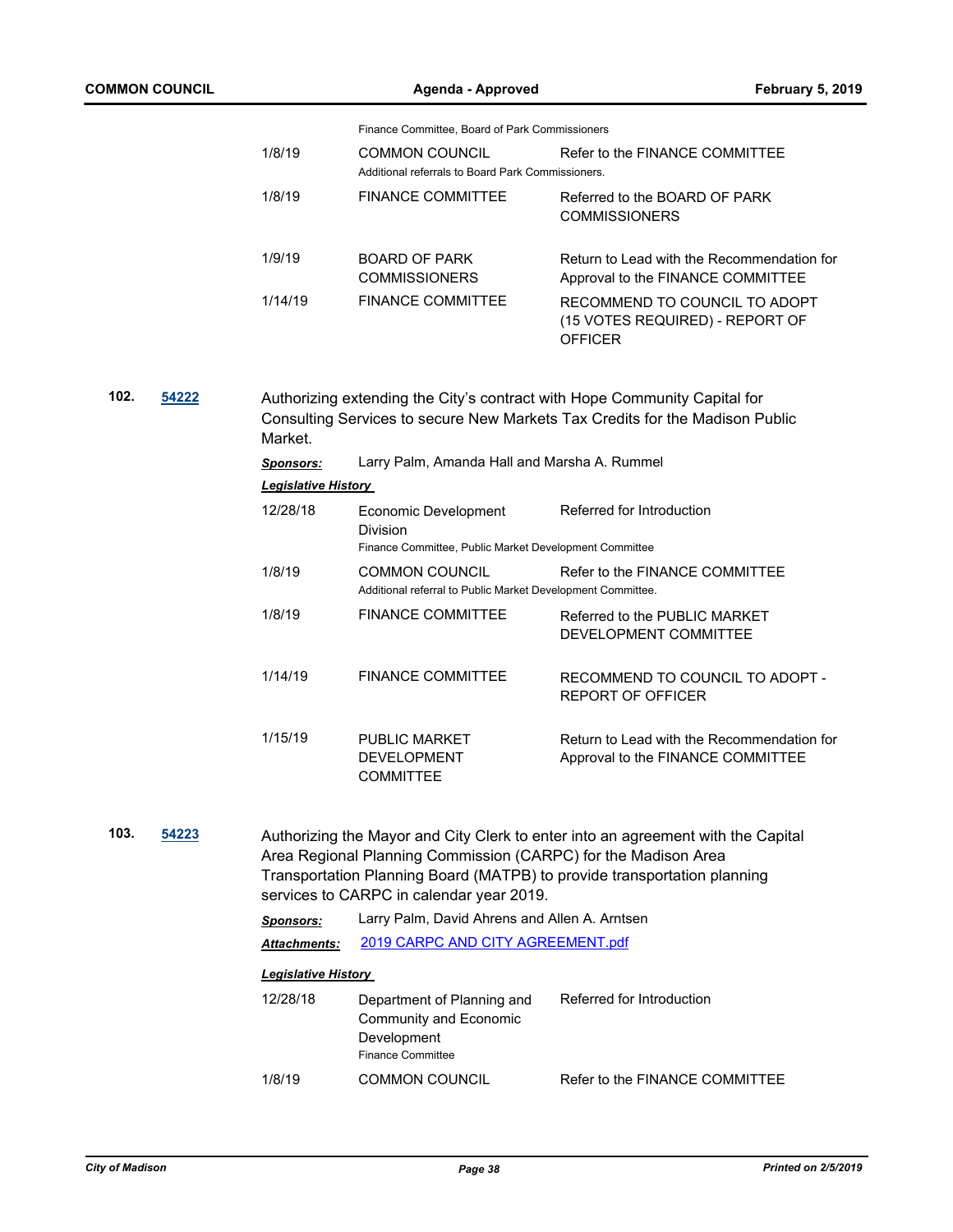Finance Committee, Board of Park Commissioners

| | | |
|---|---|---|
| 1/8/19 | COMMON COUNCIL<br>Additional referrals to Board Park Commissioners. | Refer to the FINANCE COMMITTEE |
| 1/8/19 | FINANCE COMMITTEE | Referred to the BOARD OF PARK COMMISSIONERS |
| 1/9/19 | BOARD OF PARK COMMISSIONERS | Return to Lead with the Recommendation for Approval to the FINANCE COMMITTEE |
| 1/14/19 | FINANCE COMMITTEE | RECOMMEND TO COUNCIL TO ADOPT (15 VOTES REQUIRED) - REPORT OF OFFICER |

**102.** **54222**

Authorizing extending the City's contract with Hope Community Capital for Consulting Services to secure New Markets Tax Credits for the Madison Public Market.

***Sponsors:*** Larry Palm, Amanda Hall and Marsha A. Rummel

***Legislative History***

| | | |
|---|---|---|
| 12/28/18 | Economic Development Division<br>Finance Committee, Public Market Development Committee | Referred for Introduction |
| 1/8/19 | COMMON COUNCIL<br>Additional referral to Public Market Development Committee. | Refer to the FINANCE COMMITTEE |
| 1/8/19 | FINANCE COMMITTEE | Referred to the PUBLIC MARKET DEVELOPMENT COMMITTEE |
| 1/14/19 | FINANCE COMMITTEE | RECOMMEND TO COUNCIL TO ADOPT - REPORT OF OFFICER |
| 1/15/19 | PUBLIC MARKET DEVELOPMENT COMMITTEE | Return to Lead with the Recommendation for Approval to the FINANCE COMMITTEE |

**103.** **54223**

Authorizing the Mayor and City Clerk to enter into an agreement with the Capital Area Regional Planning Commission (CARPC) for the Madison Area Transportation Planning Board (MATPB) to provide transportation planning services to CARPC in calendar year 2019.

***Sponsors:*** Larry Palm, David Ahrens and Allen A. Arntsen

***Attachments:*** 2019 CARPC AND CITY AGREEMENT.pdf

***Legislative History***

| | | |
|---|---|---|
| 12/28/18 | Department of Planning and Community and Economic Development<br>Finance Committee | Referred for Introduction |
| 1/8/19 | COMMON COUNCIL | Refer to the FINANCE COMMITTEE |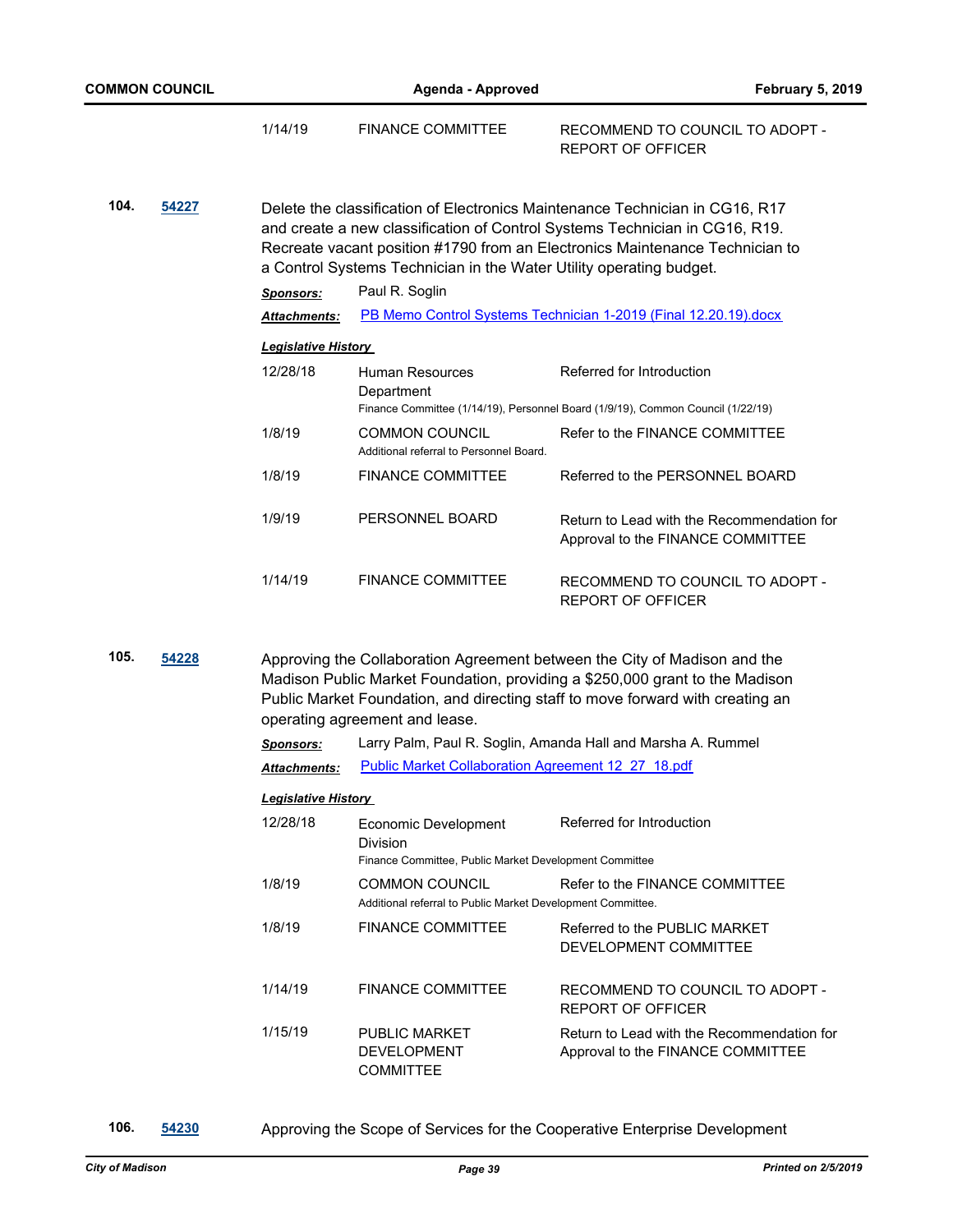| | | |
|---|---|---|
| 1/14/19 | FINANCE COMMITTEE | RECOMMEND TO COUNCIL TO ADOPT - REPORT OF OFFICER |

**104.** **54227**

Delete the classification of Electronics Maintenance Technician in CG16, R17 and create a new classification of Control Systems Technician in CG16, R19. Recreate vacant position #1790 from an Electronics Maintenance Technician to a Control Systems Technician in the Water Utility operating budget.

***Sponsors:*** Paul R. Soglin

***Attachments:*** PB Memo Control Systems Technician 1-2019 (Final 12.20.19).docx

***Legislative History***

| | | |
|---|---|---|
| 12/28/18 | Human Resources Department | Referred for Introduction |
| | Finance Committee (1/14/19), Personnel Board (1/9/19), Common Council (1/22/19) | |
| 1/8/19 | COMMON COUNCIL | Refer to the FINANCE COMMITTEE |
| | Additional referral to Personnel Board. | |
| 1/8/19 | FINANCE COMMITTEE | Referred to the PERSONNEL BOARD |
| 1/9/19 | PERSONNEL BOARD | Return to Lead with the Recommendation for Approval to the FINANCE COMMITTEE |
| 1/14/19 | FINANCE COMMITTEE | RECOMMEND TO COUNCIL TO ADOPT - REPORT OF OFFICER |

**105.** **54228**

Approving the Collaboration Agreement between the City of Madison and the Madison Public Market Foundation, providing a $250,000 grant to the Madison Public Market Foundation, and directing staff to move forward with creating an operating agreement and lease.

***Sponsors:*** Larry Palm, Paul R. Soglin, Amanda Hall and Marsha A. Rummel

***Attachments:*** Public Market Collaboration Agreement 12_27_18.pdf

***Legislative History***

| | | |
|---|---|---|
| 12/28/18 | Economic Development Division | Referred for Introduction |
| | Finance Committee, Public Market Development Committee | |
| 1/8/19 | COMMON COUNCIL | Refer to the FINANCE COMMITTEE |
| | Additional referral to Public Market Development Committee. | |
| 1/8/19 | FINANCE COMMITTEE | Referred to the PUBLIC MARKET DEVELOPMENT COMMITTEE |
| 1/14/19 | FINANCE COMMITTEE | RECOMMEND TO COUNCIL TO ADOPT - REPORT OF OFFICER |
| 1/15/19 | PUBLIC MARKET DEVELOPMENT COMMITTEE | Return to Lead with the Recommendation for Approval to the FINANCE COMMITTEE |

**106.** **54230**

Approving the Scope of Services for the Cooperative Enterprise Development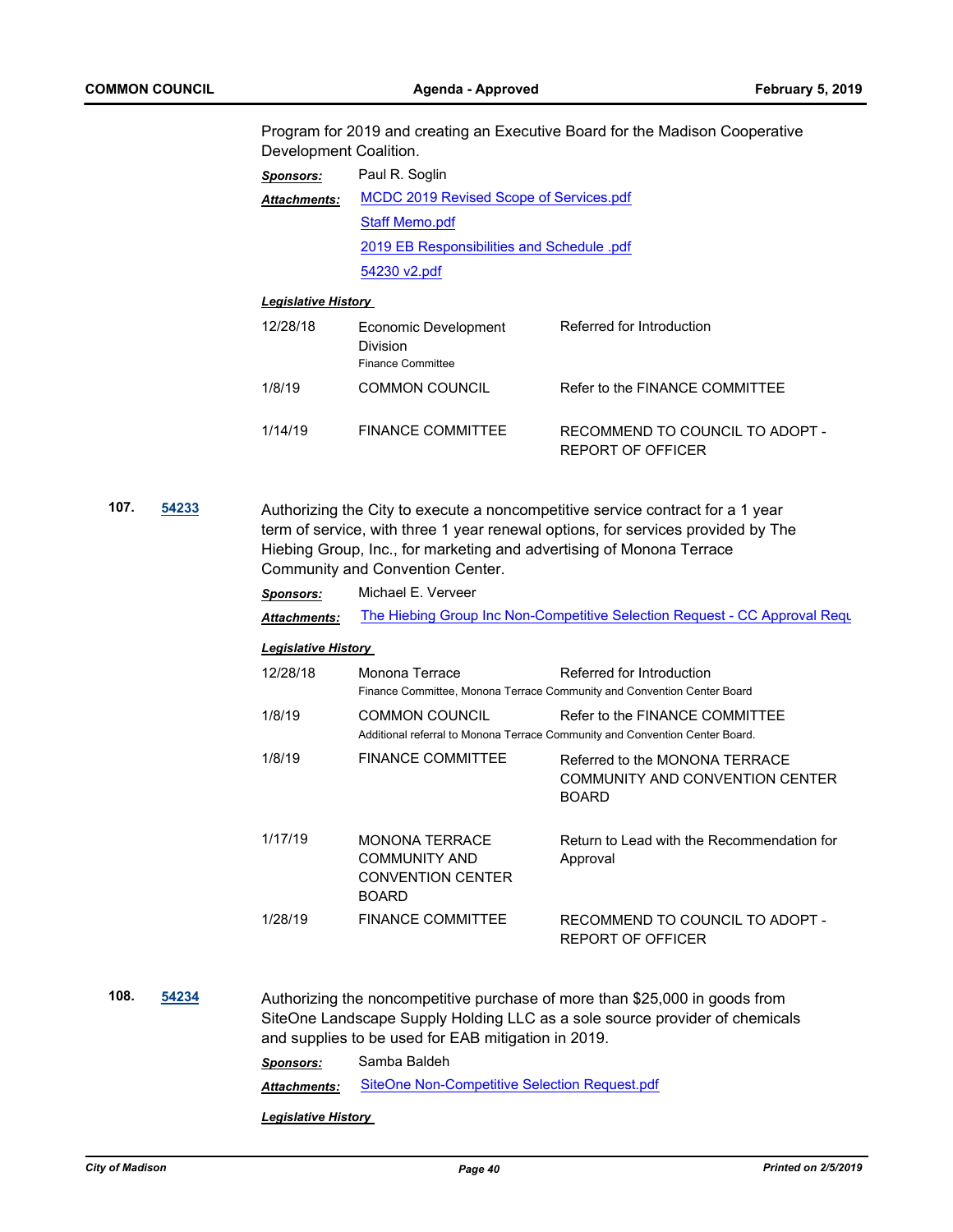Program for 2019 and creating an Executive Board for the Madison Cooperative Development Coalition.

***Sponsors:*** Paul R. Soglin

***Attachments:*** MCDC 2019 Revised Scope of Services.pdf
Staff Memo.pdf
2019 EB Responsibilities and Schedule .pdf
54230 v2.pdf

***Legislative History***

| | | |
|---|---|---|
| 12/28/18 | Economic Development Division<br>Finance Committee | Referred for Introduction |
| 1/8/19 | COMMON COUNCIL | Refer to the FINANCE COMMITTEE |
| 1/14/19 | FINANCE COMMITTEE | RECOMMEND TO COUNCIL TO ADOPT - REPORT OF OFFICER |

**107.** **54233**

Authorizing the City to execute a noncompetitive service contract for a 1 year term of service, with three 1 year renewal options, for services provided by The Hiebing Group, Inc., for marketing and advertising of Monona Terrace Community and Convention Center.

***Sponsors:*** Michael E. Verveer

***Attachments:*** The Hiebing Group Inc Non-Competitive Selection Request - CC Approval Requ

***Legislative History***

| | | |
|---|---|---|
| 12/28/18 | Monona Terrace<br>Finance Committee, Monona Terrace Community and Convention Center Board | Referred for Introduction |
| 1/8/19 | COMMON COUNCIL<br>Additional referral to Monona Terrace Community and Convention Center Board. | Refer to the FINANCE COMMITTEE |
| 1/8/19 | FINANCE COMMITTEE | Referred to the MONONA TERRACE COMMUNITY AND CONVENTION CENTER BOARD |
| 1/17/19 | MONONA TERRACE COMMUNITY AND CONVENTION CENTER BOARD | Return to Lead with the Recommendation for Approval |
| 1/28/19 | FINANCE COMMITTEE | RECOMMEND TO COUNCIL TO ADOPT - REPORT OF OFFICER |

**108.** **54234**

Authorizing the noncompetitive purchase of more than $25,000 in goods from SiteOne Landscape Supply Holding LLC as a sole source provider of chemicals and supplies to be used for EAB mitigation in 2019.

***Sponsors:*** Samba Baldeh

***Attachments:*** SiteOne Non-Competitive Selection Request.pdf

***Legislative History***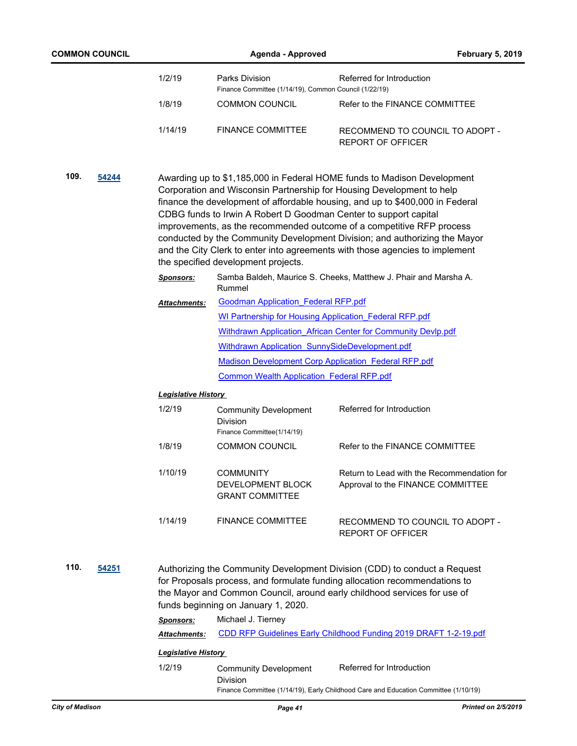| | | |
|---|---|---|
| 1/2/19 | Parks Division<br>Finance Committee (1/14/19), Common Council (1/22/19) | Referred for Introduction |
| 1/8/19 | COMMON COUNCIL | Refer to the FINANCE COMMITTEE |
| 1/14/19 | FINANCE COMMITTEE | RECOMMEND TO COUNCIL TO ADOPT - REPORT OF OFFICER |

**109.** **[54244]**

Awarding up to $1,185,000 in Federal HOME funds to Madison Development Corporation and Wisconsin Partnership for Housing Development to help finance the development of affordable housing, and up to $400,000 in Federal CDBG funds to Irwin A Robert D Goodman Center to support capital improvements, as the recommended outcome of a competitive RFP process conducted by the Community Development Division; and authorizing the Mayor and the City Clerk to enter into agreements with those agencies to implement the specified development projects.

***Sponsors:*** Samba Baldeh, Maurice S. Cheeks, Matthew J. Phair and Marsha A. Rummel

***Attachments:***
- Goodman Application_Federal RFP.pdf
- WI Partnership for Housing Application_Federal RFP.pdf
- Withdrawn Application_African Center for Community Devlp.pdf
- Withdrawn Application_SunnySideDevelopment.pdf
- Madison Development Corp Application_Federal RFP.pdf
- Common Wealth Application_Federal RFP.pdf

***Legislative History***

| | | |
|---|---|---|
| 1/2/19 | Community Development Division<br>Finance Committee(1/14/19) | Referred for Introduction |
| 1/8/19 | COMMON COUNCIL | Refer to the FINANCE COMMITTEE |
| 1/10/19 | COMMUNITY DEVELOPMENT BLOCK GRANT COMMITTEE | Return to Lead with the Recommendation for Approval to the FINANCE COMMITTEE |
| 1/14/19 | FINANCE COMMITTEE | RECOMMEND TO COUNCIL TO ADOPT - REPORT OF OFFICER |

**110.** **[54251]**

Authorizing the Community Development Division (CDD) to conduct a Request for Proposals process, and formulate funding allocation recommendations to the Mayor and Common Council, around early childhood services for use of funds beginning on January 1, 2020.

***Sponsors:*** Michael J. Tierney

***Attachments:*** CDD RFP Guidelines Early Childhood Funding 2019 DRAFT 1-2-19.pdf

***Legislative History***

| | | |
|---|---|---|
| 1/2/19 | Community Development Division<br>Finance Committee (1/14/19), Early Childhood Care and Education Committee (1/10/19) | Referred for Introduction |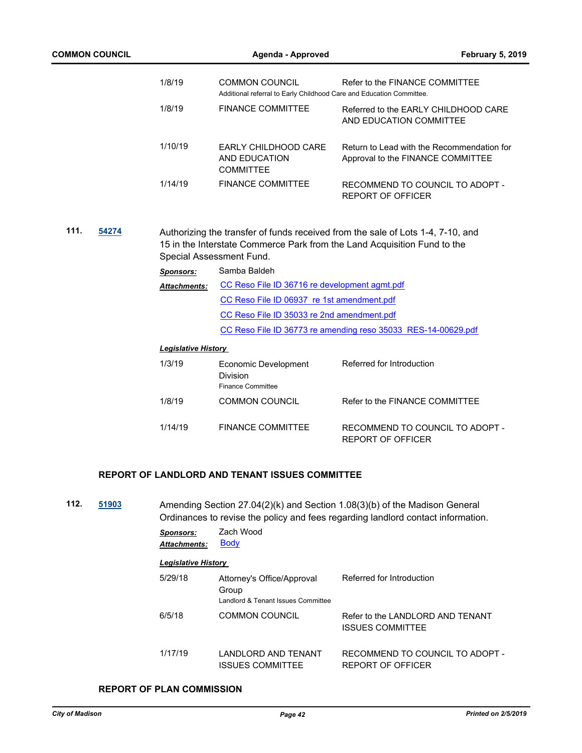| | | |
|---|---|---|
| 1/8/19 | COMMON COUNCIL<br>Additional referral to Early Childhood Care and Education Committee. | Refer to the FINANCE COMMITTEE |
| 1/8/19 | FINANCE COMMITTEE | Referred to the EARLY CHILDHOOD CARE AND EDUCATION COMMITTEE |
| 1/10/19 | EARLY CHILDHOOD CARE AND EDUCATION COMMITTEE | Return to Lead with the Recommendation for Approval to the FINANCE COMMITTEE |
| 1/14/19 | FINANCE COMMITTEE | RECOMMEND TO COUNCIL TO ADOPT - REPORT OF OFFICER |

**111. 54274**

Authorizing the transfer of funds received from the sale of Lots 1-4, 7-10, and 15 in the Interstate Commerce Park from the Land Acquisition Fund to the Special Assessment Fund.

***Sponsors:*** Samba Baldeh

***Attachments:*** CC Reso File ID 36716 re development agmt.pdf
CC Reso File ID 06937 re 1st amendment.pdf
CC Reso File ID 35033 re 2nd amendment.pdf
CC Reso File ID 36773 re amending reso 35033 RES-14-00629.pdf

***Legislative History***

| | | |
|---|---|---|
| 1/3/19 | Economic Development Division<br>Finance Committee | Referred for Introduction |
| 1/8/19 | COMMON COUNCIL | Refer to the FINANCE COMMITTEE |
| 1/14/19 | FINANCE COMMITTEE | RECOMMEND TO COUNCIL TO ADOPT - REPORT OF OFFICER |

## REPORT OF LANDLORD AND TENANT ISSUES COMMITTEE

**112. 51903**

Amending Section 27.04(2)(k) and Section 1.08(3)(b) of the Madison General Ordinances to revise the policy and fees regarding landlord contact information.

***Sponsors:*** Zach Wood

***Attachments:*** Body

***Legislative History***

| | | |
|---|---|---|
| 5/29/18 | Attorney's Office/Approval Group<br>Landlord & Tenant Issues Committee | Referred for Introduction |
| 6/5/18 | COMMON COUNCIL | Refer to the LANDLORD AND TENANT ISSUES COMMITTEE |
| 1/17/19 | LANDLORD AND TENANT ISSUES COMMITTEE | RECOMMEND TO COUNCIL TO ADOPT - REPORT OF OFFICER |

## REPORT OF PLAN COMMISSION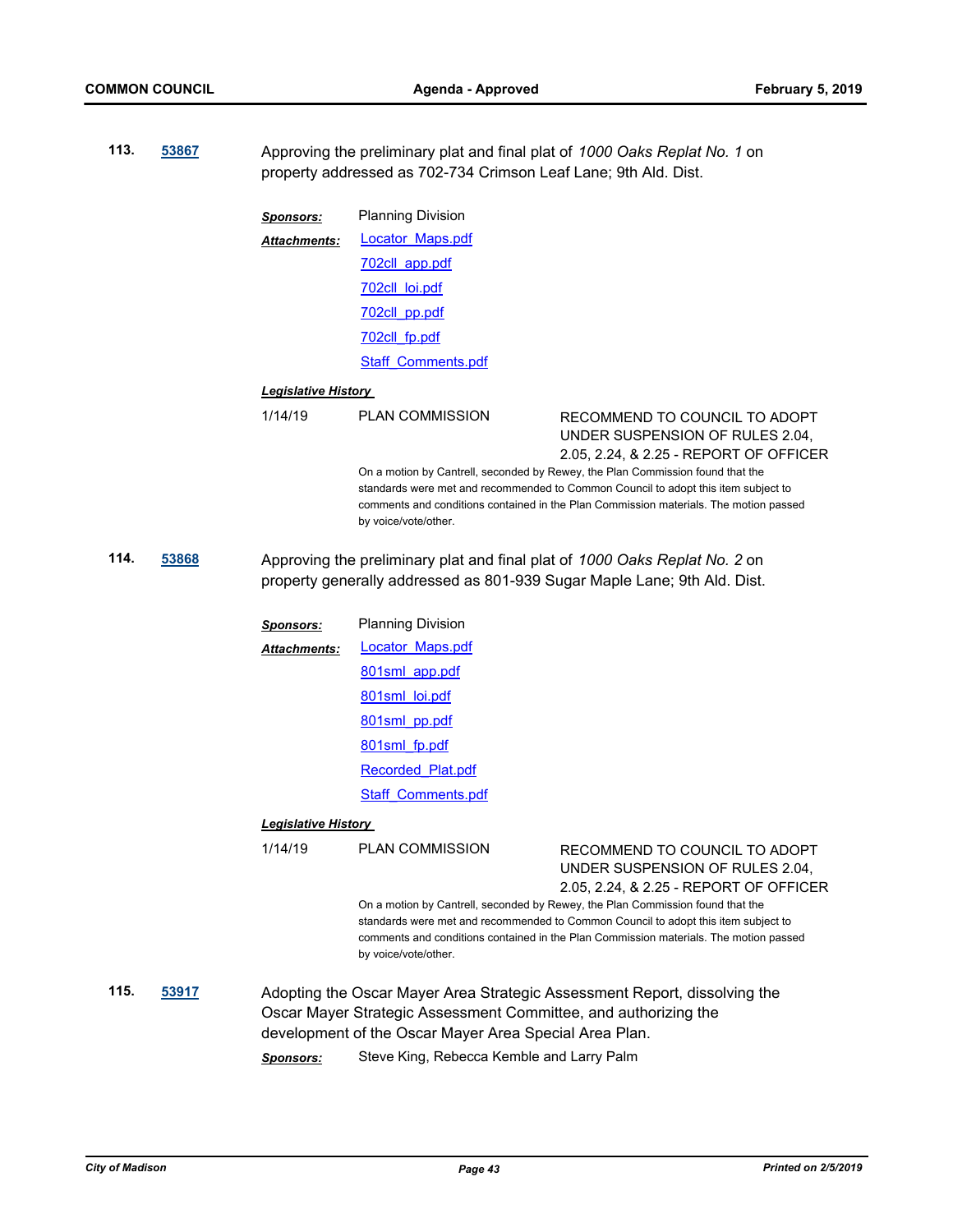**113.** **53867** Approving the preliminary plat and final plat of *1000 Oaks Replat No. 1* on property addressed as 702-734 Crimson Leaf Lane; 9th Ald. Dist.

***Sponsors:*** Planning Division

***Attachments:*** Locator_Maps.pdf
702cll_app.pdf
702cll_loi.pdf
702cll_pp.pdf
702cll_fp.pdf
Staff_Comments.pdf

***Legislative History***

1/14/19 PLAN COMMISSION RECOMMEND TO COUNCIL TO ADOPT UNDER SUSPENSION OF RULES 2.04, 2.05, 2.24, & 2.25 - REPORT OF OFFICER

On a motion by Cantrell, seconded by Rewey, the Plan Commission found that the standards were met and recommended to Common Council to adopt this item subject to comments and conditions contained in the Plan Commission materials. The motion passed by voice/vote/other.

**114.** **53868** Approving the preliminary plat and final plat of *1000 Oaks Replat No. 2* on property generally addressed as 801-939 Sugar Maple Lane; 9th Ald. Dist.

***Sponsors:*** Planning Division

***Attachments:*** Locator_Maps.pdf
801sml_app.pdf
801sml_loi.pdf
801sml_pp.pdf
801sml_fp.pdf
Recorded_Plat.pdf
Staff_Comments.pdf

***Legislative History***

1/14/19 PLAN COMMISSION RECOMMEND TO COUNCIL TO ADOPT UNDER SUSPENSION OF RULES 2.04, 2.05, 2.24, & 2.25 - REPORT OF OFFICER

On a motion by Cantrell, seconded by Rewey, the Plan Commission found that the standards were met and recommended to Common Council to adopt this item subject to comments and conditions contained in the Plan Commission materials. The motion passed by voice/vote/other.

**115.** **53917** Adopting the Oscar Mayer Area Strategic Assessment Report, dissolving the Oscar Mayer Strategic Assessment Committee, and authorizing the development of the Oscar Mayer Area Special Area Plan.

***Sponsors:*** Steve King, Rebecca Kemble and Larry Palm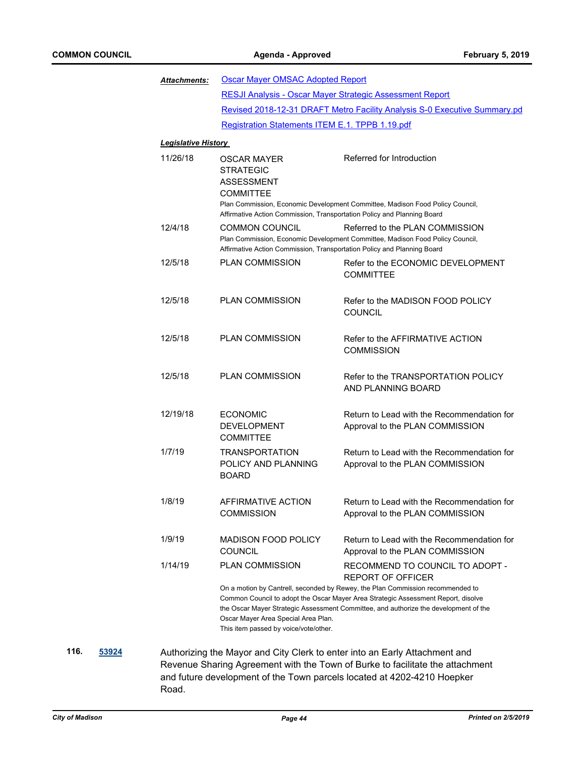***Attachments:*** [Oscar Mayer OMSAC Adopted Report]()
[RESJI Analysis - Oscar Mayer Strategic Assessment Report]()
[Revised 2018-12-31 DRAFT Metro Facility Analysis S-0 Executive Summary.pd]()
[Registration Statements ITEM E.1. TPPB 1.19.pdf]()

***Legislative History***

| Date | Body | Action |
|---|---|---|
| 11/26/18 | OSCAR MAYER STRATEGIC ASSESSMENT COMMITTEE | Referred for Introduction |
| | Plan Commission, Economic Development Committee, Madison Food Policy Council, Affirmative Action Commission, Transportation Policy and Planning Board | |
| 12/4/18 | COMMON COUNCIL | Referred to the PLAN COMMISSION |
| | Plan Commission, Economic Development Committee, Madison Food Policy Council, Affirmative Action Commission, Transportation Policy and Planning Board | |
| 12/5/18 | PLAN COMMISSION | Refer to the ECONOMIC DEVELOPMENT COMMITTEE |
| 12/5/18 | PLAN COMMISSION | Refer to the MADISON FOOD POLICY COUNCIL |
| 12/5/18 | PLAN COMMISSION | Refer to the AFFIRMATIVE ACTION COMMISSION |
| 12/5/18 | PLAN COMMISSION | Refer to the TRANSPORTATION POLICY AND PLANNING BOARD |
| 12/19/18 | ECONOMIC DEVELOPMENT COMMITTEE | Return to Lead with the Recommendation for Approval to the PLAN COMMISSION |
| 1/7/19 | TRANSPORTATION POLICY AND PLANNING BOARD | Return to Lead with the Recommendation for Approval to the PLAN COMMISSION |
| 1/8/19 | AFFIRMATIVE ACTION COMMISSION | Return to Lead with the Recommendation for Approval to the PLAN COMMISSION |
| 1/9/19 | MADISON FOOD POLICY COUNCIL | Return to Lead with the Recommendation for Approval to the PLAN COMMISSION |
| 1/14/19 | PLAN COMMISSION | RECOMMEND TO COUNCIL TO ADOPT - REPORT OF OFFICER |
| | On a motion by Cantrell, seconded by Rewey, the Plan Commission recommended to Common Council to adopt the Oscar Mayer Area Strategic Assessment Report, disolve the Oscar Mayer Strategic Assessment Committee, and authorize the development of the Oscar Mayer Area Special Area Plan. This item passed by voice/vote/other. | |

**116.** [**53924**]() Authorizing the Mayor and City Clerk to enter into an Early Attachment and Revenue Sharing Agreement with the Town of Burke to facilitate the attachment and future development of the Town parcels located at 4202-4210 Hoepker Road.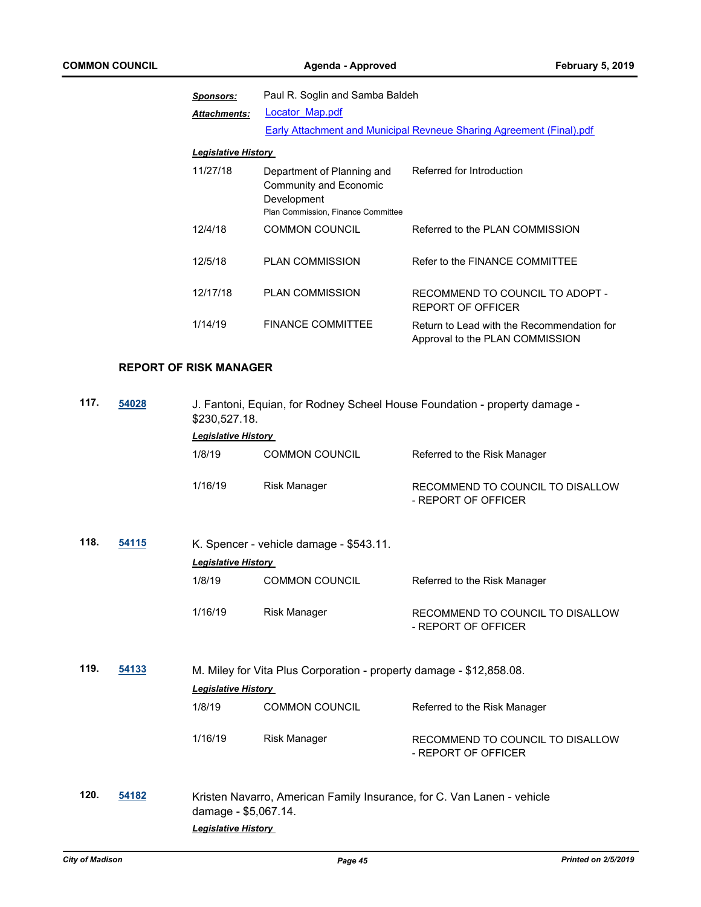**Sponsors:** Paul R. Soglin and Samba Baldeh

**Attachments:** Locator_Map.pdf
Early Attachment and Municipal Revneue Sharing Agreement (Final).pdf

***Legislative History***

| | | |
|---|---|---|
| 11/27/18 | Department of Planning and Community and Economic Development<br>Plan Commission, Finance Committee | Referred for Introduction |
| 12/4/18 | COMMON COUNCIL | Referred to the PLAN COMMISSION |
| 12/5/18 | PLAN COMMISSION | Refer to the FINANCE COMMITTEE |
| 12/17/18 | PLAN COMMISSION | RECOMMEND TO COUNCIL TO ADOPT - REPORT OF OFFICER |
| 1/14/19 | FINANCE COMMITTEE | Return to Lead with the Recommendation for Approval to the PLAN COMMISSION |

### REPORT OF RISK MANAGER

**117.** **54028** J. Fantoni, Equian, for Rodney Scheel House Foundation - property damage - $230,527.18.

***Legislative History***

| | | |
|---|---|---|
| 1/8/19 | COMMON COUNCIL | Referred to the Risk Manager |
| 1/16/19 | Risk Manager | RECOMMEND TO COUNCIL TO DISALLOW - REPORT OF OFFICER |

**118.** **54115** K. Spencer - vehicle damage - $543.11.

***Legislative History***

| | | |
|---|---|---|
| 1/8/19 | COMMON COUNCIL | Referred to the Risk Manager |
| 1/16/19 | Risk Manager | RECOMMEND TO COUNCIL TO DISALLOW - REPORT OF OFFICER |

**119.** **54133** M. Miley for Vita Plus Corporation - property damage - $12,858.08.

***Legislative History***

| | | |
|---|---|---|
| 1/8/19 | COMMON COUNCIL | Referred to the Risk Manager |
| 1/16/19 | Risk Manager | RECOMMEND TO COUNCIL TO DISALLOW - REPORT OF OFFICER |

**120.** **54182** Kristen Navarro, American Family Insurance, for C. Van Lanen - vehicle damage - $5,067.14.

***Legislative History***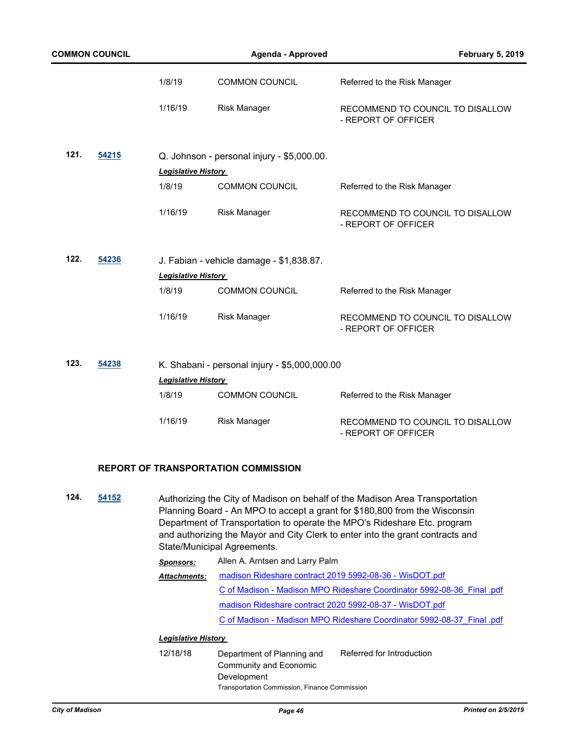| | | |
|---|---|---|
| 1/8/19 | COMMON COUNCIL | Referred to the Risk Manager |
| 1/16/19 | Risk Manager | RECOMMEND TO COUNCIL TO DISALLOW - REPORT OF OFFICER |

**121.** **54215** Q. Johnson - personal injury - $5,000.00.

***Legislative History***

| | | |
|---|---|---|
| 1/8/19 | COMMON COUNCIL | Referred to the Risk Manager |
| 1/16/19 | Risk Manager | RECOMMEND TO COUNCIL TO DISALLOW - REPORT OF OFFICER |

**122.** **54236** J. Fabian - vehicle damage - $1,838.87.

***Legislative History***

| | | |
|---|---|---|
| 1/8/19 | COMMON COUNCIL | Referred to the Risk Manager |
| 1/16/19 | Risk Manager | RECOMMEND TO COUNCIL TO DISALLOW - REPORT OF OFFICER |

**123.** **54238** K. Shabani - personal injury - $5,000,000.00

***Legislative History***

| | | |
|---|---|---|
| 1/8/19 | COMMON COUNCIL | Referred to the Risk Manager |
| 1/16/19 | Risk Manager | RECOMMEND TO COUNCIL TO DISALLOW - REPORT OF OFFICER |

## REPORT OF TRANSPORTATION COMMISSION

**124.** **54152** Authorizing the City of Madison on behalf of the Madison Area Transportation Planning Board - An MPO to accept a grant for $180,800 from the Wisconsin Department of Transportation to operate the MPO's Rideshare Etc. program and authorizing the Mayor and City Clerk to enter into the grant contracts and State/Municipal Agreements.

***Sponsors:*** Allen A. Arntsen and Larry Palm

***Attachments:*** madison Rideshare contract 2019 5992-08-36 - WisDOT.pdf
C of Madison - Madison MPO Rideshare Coordinator 5992-08-36_Final .pdf
madison Rideshare contract 2020 5992-08-37 - WisDOT.pdf
C of Madison - Madison MPO Rideshare Coordinator 5992-08-37_Final .pdf

***Legislative History***

| | | |
|---|---|---|
| 12/18/18 | Department of Planning and Community and Economic Development<br>Transportation Commission, Finance Commission | Referred for Introduction |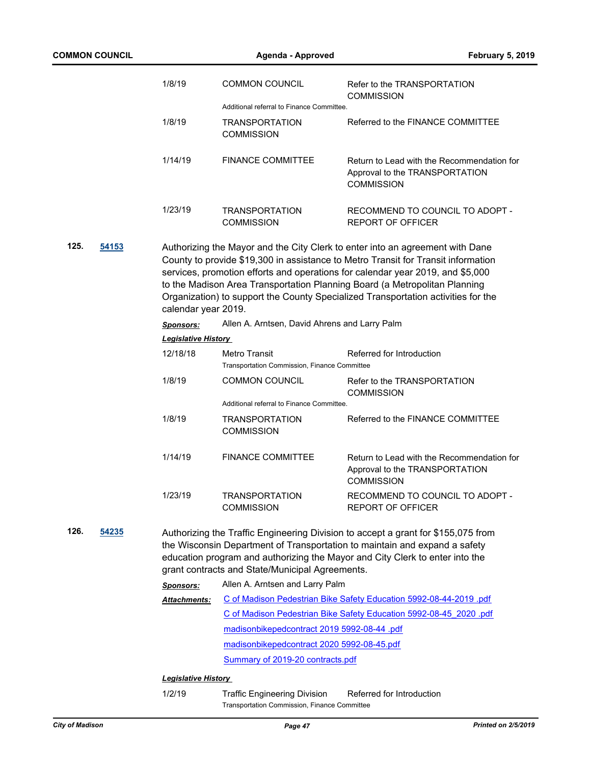| | | |
|---|---|---|
| 1/8/19 | COMMON COUNCIL<br>Additional referral to Finance Committee. | Refer to the TRANSPORTATION COMMISSION |
| 1/8/19 | TRANSPORTATION COMMISSION | Referred to the FINANCE COMMITTEE |
| 1/14/19 | FINANCE COMMITTEE | Return to Lead with the Recommendation for Approval to the TRANSPORTATION COMMISSION |
| 1/23/19 | TRANSPORTATION COMMISSION | RECOMMEND TO COUNCIL TO ADOPT - REPORT OF OFFICER |

**125.** **54153**

Authorizing the Mayor and the City Clerk to enter into an agreement with Dane County to provide $19,300 in assistance to Metro Transit for Transit information services, promotion efforts and operations for calendar year 2019, and $5,000 to the Madison Area Transportation Planning Board (a Metropolitan Planning Organization) to support the County Specialized Transportation activities for the calendar year 2019.

***Sponsors:*** Allen A. Arntsen, David Ahrens and Larry Palm

***Legislative History***

| | | |
|---|---|---|
| 12/18/18 | Metro Transit<br>Transportation Commission, Finance Committee | Referred for Introduction |
| 1/8/19 | COMMON COUNCIL<br>Additional referral to Finance Committee. | Refer to the TRANSPORTATION COMMISSION |
| 1/8/19 | TRANSPORTATION COMMISSION | Referred to the FINANCE COMMITTEE |
| 1/14/19 | FINANCE COMMITTEE | Return to Lead with the Recommendation for Approval to the TRANSPORTATION COMMISSION |
| 1/23/19 | TRANSPORTATION COMMISSION | RECOMMEND TO COUNCIL TO ADOPT - REPORT OF OFFICER |

**126.** **54235**

Authorizing the Traffic Engineering Division to accept a grant for $155,075 from the Wisconsin Department of Transportation to maintain and expand a safety education program and authorizing the Mayor and City Clerk to enter into the grant contracts and State/Municipal Agreements.

***Sponsors:*** Allen A. Arntsen and Larry Palm

***Attachments:*** C of Madison Pedestrian Bike Safety Education 5992-08-44-2019 .pdf
C of Madison Pedestrian Bike Safety Education 5992-08-45_2020 .pdf
madisonbikepedcontract 2019 5992-08-44 .pdf
madisonbikepedcontract 2020 5992-08-45.pdf
Summary of 2019-20 contracts.pdf

***Legislative History***

| | | |
|---|---|---|
| 1/2/19 | Traffic Engineering Division<br>Transportation Commission, Finance Committee | Referred for Introduction |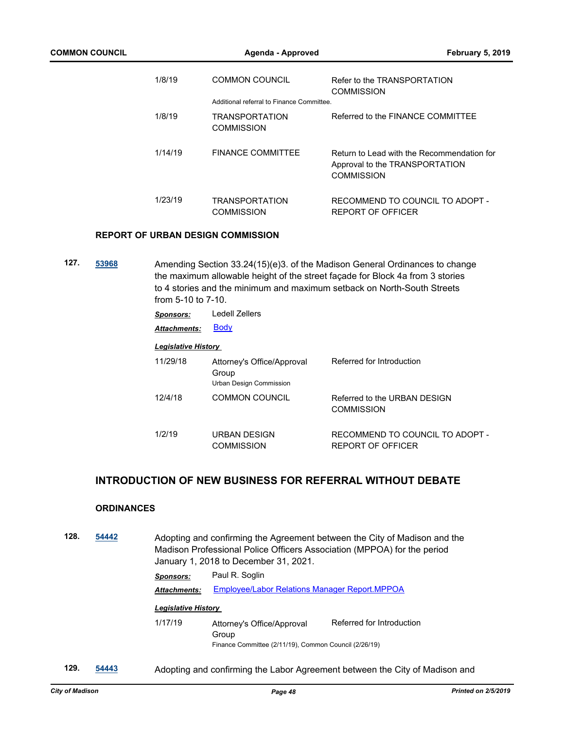| | | |
|---|---|---|
| 1/8/19 | COMMON COUNCIL | Refer to the TRANSPORTATION COMMISSION |
| | Additional referral to Finance Committee. | |
| 1/8/19 | TRANSPORTATION COMMISSION | Referred to the FINANCE COMMITTEE |
| 1/14/19 | FINANCE COMMITTEE | Return to Lead with the Recommendation for Approval to the TRANSPORTATION COMMISSION |
| 1/23/19 | TRANSPORTATION COMMISSION | RECOMMEND TO COUNCIL TO ADOPT - REPORT OF OFFICER |

### REPORT OF URBAN DESIGN COMMISSION

**127.** **53968** Amending Section 33.24(15)(e)3. of the Madison General Ordinances to change the maximum allowable height of the street façade for Block 4a from 3 stories to 4 stories and the minimum and maximum setback on North-South Streets from 5-10 to 7-10.

***Sponsors:*** Ledell Zellers

***Attachments:*** Body

***Legislative History***

| | | |
|---|---|---|
| 11/29/18 | Attorney's Office/Approval Group<br>Urban Design Commission | Referred for Introduction |
| 12/4/18 | COMMON COUNCIL | Referred to the URBAN DESIGN COMMISSION |
| 1/2/19 | URBAN DESIGN COMMISSION | RECOMMEND TO COUNCIL TO ADOPT - REPORT OF OFFICER |

## INTRODUCTION OF NEW BUSINESS FOR REFERRAL WITHOUT DEBATE

### ORDINANCES

**128.** **54442** Adopting and confirming the Agreement between the City of Madison and the Madison Professional Police Officers Association (MPPOA) for the period January 1, 2018 to December 31, 2021.

***Sponsors:*** Paul R. Soglin

***Attachments:*** Employee/Labor Relations Manager Report.MPPOA

***Legislative History***

| | | |
|---|---|---|
| 1/17/19 | Attorney's Office/Approval Group<br>Finance Committee (2/11/19), Common Council (2/26/19) | Referred for Introduction |

**129.** **54443** Adopting and confirming the Labor Agreement between the City of Madison and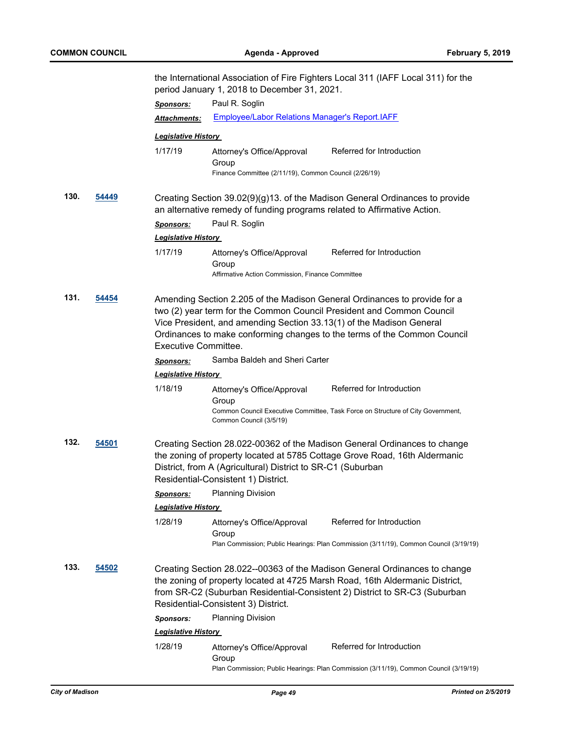the International Association of Fire Fighters Local 311 (IAFF Local 311) for the period January 1, 2018 to December 31, 2021.

***Sponsors:*** Paul R. Soglin

***Attachments:*** Employee/Labor Relations Manager's Report.IAFF

***Legislative History***

1/17/19 Attorney's Office/Approval Group — Referred for Introduction
Finance Committee (2/11/19), Common Council (2/26/19)

**130.** **54449**

Creating Section 39.02(9)(g)13. of the Madison General Ordinances to provide an alternative remedy of funding programs related to Affirmative Action.

***Sponsors:*** Paul R. Soglin

***Legislative History***

1/17/19 Attorney's Office/Approval Group — Referred for Introduction
Affirmative Action Commission, Finance Committee

**131.** **54454**

Amending Section 2.205 of the Madison General Ordinances to provide for a two (2) year term for the Common Council President and Common Council Vice President, and amending Section 33.13(1) of the Madison General Ordinances to make conforming changes to the terms of the Common Council Executive Committee.

***Sponsors:*** Samba Baldeh and Sheri Carter

***Legislative History***

1/18/19 Attorney's Office/Approval Group — Referred for Introduction
Common Council Executive Committee, Task Force on Structure of City Government, Common Council (3/5/19)

**132.** **54501**

Creating Section 28.022-00362 of the Madison General Ordinances to change the zoning of property located at 5785 Cottage Grove Road, 16th Aldermanic District, from A (Agricultural) District to SR-C1 (Suburban Residential-Consistent 1) District.

***Sponsors:*** Planning Division

***Legislative History***

1/28/19 Attorney's Office/Approval Group — Referred for Introduction
Plan Commission; Public Hearings: Plan Commission (3/11/19), Common Council (3/19/19)

**133.** **54502**

Creating Section 28.022--00363 of the Madison General Ordinances to change the zoning of property located at 4725 Marsh Road, 16th Aldermanic District, from SR-C2 (Suburban Residential-Consistent 2) District to SR-C3 (Suburban Residential-Consistent 3) District.

***Sponsors:*** Planning Division

***Legislative History***

1/28/19 Attorney's Office/Approval Group — Referred for Introduction
Plan Commission; Public Hearings: Plan Commission (3/11/19), Common Council (3/19/19)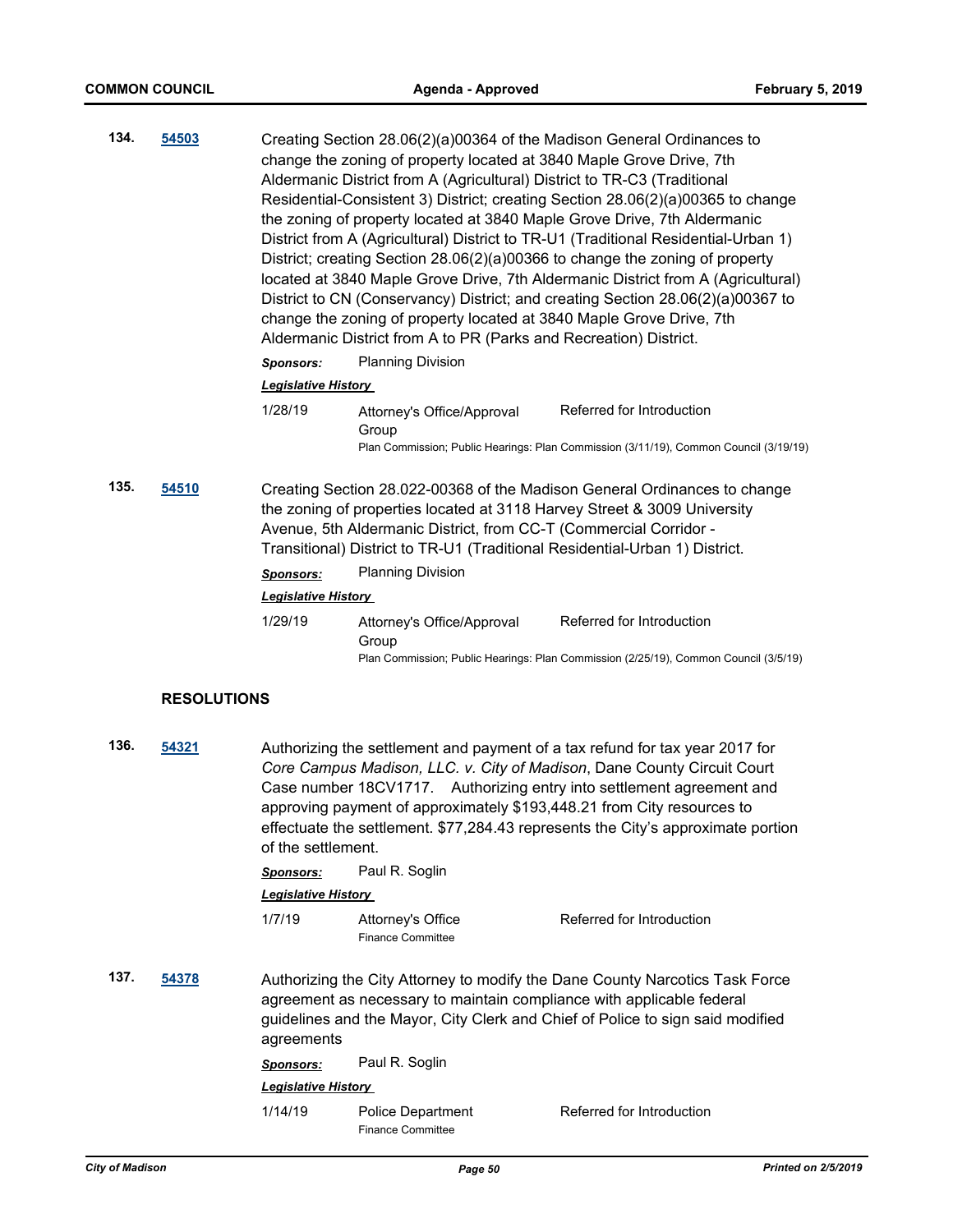**134.** **54503**

Creating Section 28.06(2)(a)00364 of the Madison General Ordinances to change the zoning of property located at 3840 Maple Grove Drive, 7th Aldermanic District from A (Agricultural) District to TR-C3 (Traditional Residential-Consistent 3) District; creating Section 28.06(2)(a)00365 to change the zoning of property located at 3840 Maple Grove Drive, 7th Aldermanic District from A (Agricultural) District to TR-U1 (Traditional Residential-Urban 1) District; creating Section 28.06(2)(a)00366 to change the zoning of property located at 3840 Maple Grove Drive, 7th Aldermanic District from A (Agricultural) District to CN (Conservancy) District; and creating Section 28.06(2)(a)00367 to change the zoning of property located at 3840 Maple Grove Drive, 7th Aldermanic District from A to PR (Parks and Recreation) District.

***Sponsors:*** Planning Division

***Legislative History***

| | | |
|---|---|---|
| 1/28/19 | Attorney's Office/Approval Group | Referred for Introduction |

Plan Commission; Public Hearings: Plan Commission (3/11/19), Common Council (3/19/19)

**135.** **54510**

Creating Section 28.022-00368 of the Madison General Ordinances to change the zoning of properties located at 3118 Harvey Street & 3009 University Avenue, 5th Aldermanic District, from CC-T (Commercial Corridor - Transitional) District to TR-U1 (Traditional Residential-Urban 1) District.

***Sponsors:*** Planning Division

***Legislative History***

| | | |
|---|---|---|
| 1/29/19 | Attorney's Office/Approval Group | Referred for Introduction |

Plan Commission; Public Hearings: Plan Commission (2/25/19), Common Council (3/5/19)

## RESOLUTIONS

**136.** **54321**

Authorizing the settlement and payment of a tax refund for tax year 2017 for *Core Campus Madison, LLC. v. City of Madison*, Dane County Circuit Court Case number 18CV1717. Authorizing entry into settlement agreement and approving payment of approximately $193,448.21 from City resources to effectuate the settlement. $77,284.43 represents the City's approximate portion of the settlement.

***Sponsors:*** Paul R. Soglin

***Legislative History***

| | | |
|---|---|---|
| 1/7/19 | Attorney's Office | Referred for Introduction |

Finance Committee

**137.** **54378**

Authorizing the City Attorney to modify the Dane County Narcotics Task Force agreement as necessary to maintain compliance with applicable federal guidelines and the Mayor, City Clerk and Chief of Police to sign said modified agreements

***Sponsors:*** Paul R. Soglin

***Legislative History***

| | | |
|---|---|---|
| 1/14/19 | Police Department | Referred for Introduction |

Finance Committee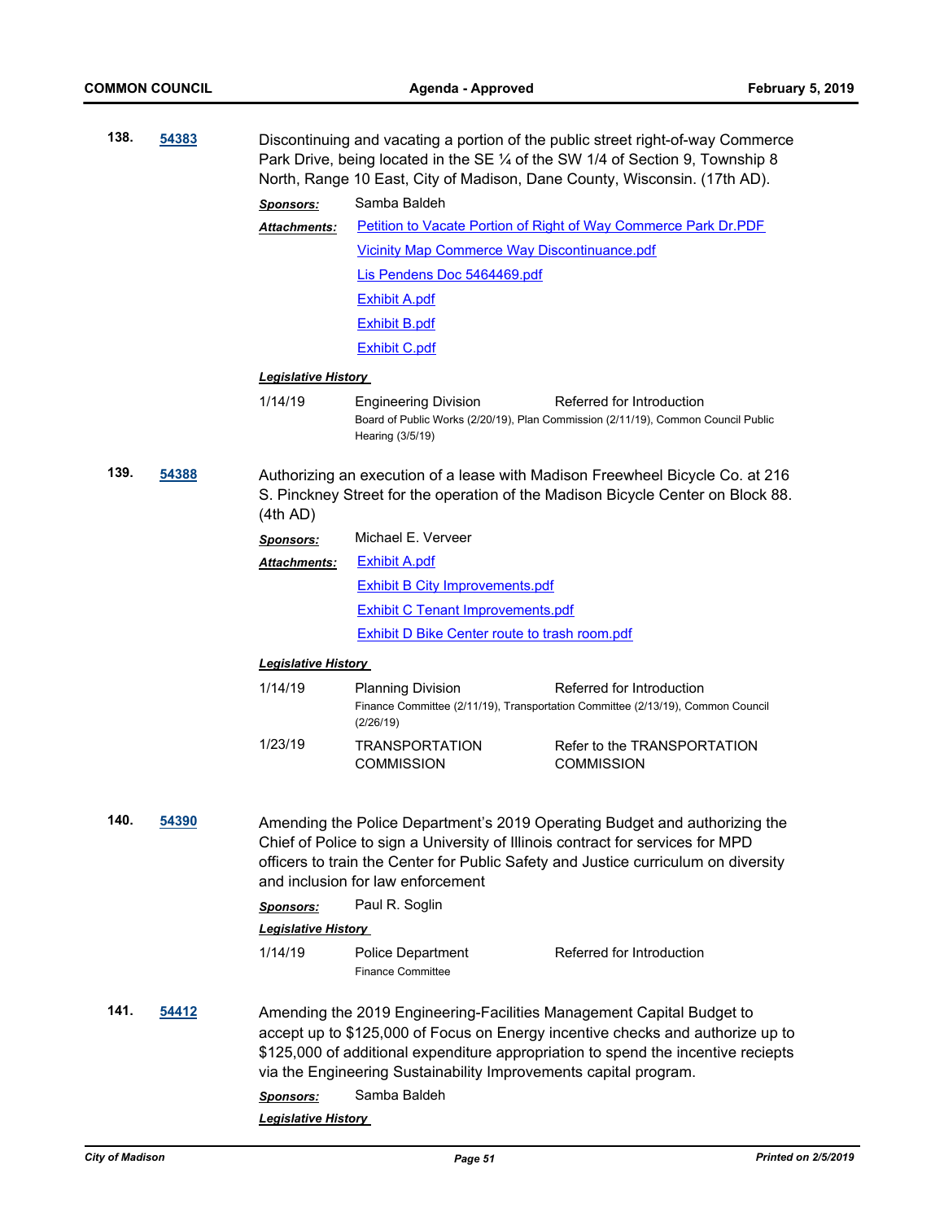**138.** **54383**

Discontinuing and vacating a portion of the public street right-of-way Commerce Park Drive, being located in the SE ¼ of the SW 1/4 of Section 9, Township 8 North, Range 10 East, City of Madison, Dane County, Wisconsin. (17th AD).

***Sponsors:*** Samba Baldeh

***Attachments:*** Petition to Vacate Portion of Right of Way Commerce Park Dr.PDF
Vicinity Map Commerce Way Discontinuance.pdf
Lis Pendens Doc 5464469.pdf
Exhibit A.pdf
Exhibit B.pdf
Exhibit C.pdf

***Legislative History***

| | | |
|---|---|---|
| 1/14/19 | Engineering Division<br>Board of Public Works (2/20/19), Plan Commission (2/11/19), Common Council Public Hearing (3/5/19) | Referred for Introduction |

**139.** **54388**

Authorizing an execution of a lease with Madison Freewheel Bicycle Co. at 216 S. Pinckney Street for the operation of the Madison Bicycle Center on Block 88. (4th AD)

***Sponsors:*** Michael E. Verveer

***Attachments:*** Exhibit A.pdf
Exhibit B City Improvements.pdf
Exhibit C Tenant Improvements.pdf
Exhibit D Bike Center route to trash room.pdf

***Legislative History***

| | | |
|---|---|---|
| 1/14/19 | Planning Division<br>Finance Committee (2/11/19), Transportation Committee (2/13/19), Common Council (2/26/19) | Referred for Introduction |
| 1/23/19 | TRANSPORTATION COMMISSION | Refer to the TRANSPORTATION COMMISSION |

**140.** **54390**

Amending the Police Department's 2019 Operating Budget and authorizing the Chief of Police to sign a University of Illinois contract for services for MPD officers to train the Center for Public Safety and Justice curriculum on diversity and inclusion for law enforcement

***Sponsors:*** Paul R. Soglin

***Legislative History***

| | | |
|---|---|---|
| 1/14/19 | Police Department<br>Finance Committee | Referred for Introduction |

**141.** **54412**

Amending the 2019 Engineering-Facilities Management Capital Budget to accept up to $125,000 of Focus on Energy incentive checks and authorize up to $125,000 of additional expenditure appropriation to spend the incentive reciepts via the Engineering Sustainability Improvements capital program.

***Sponsors:*** Samba Baldeh

***Legislative History***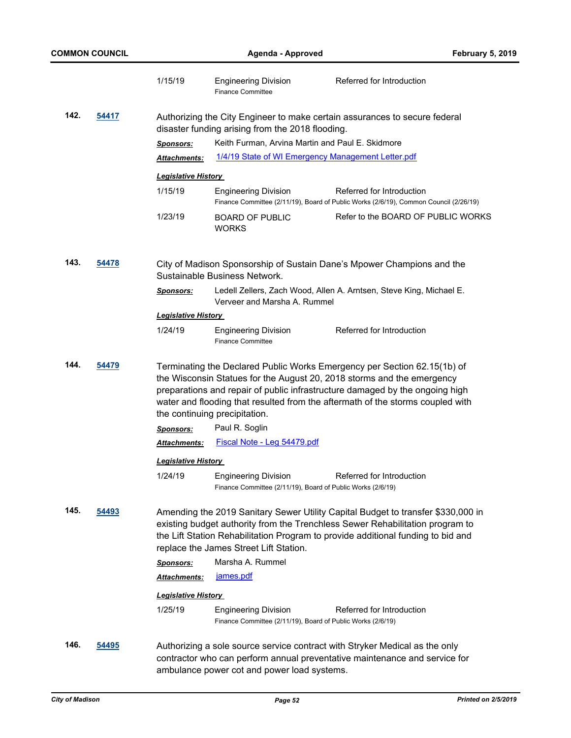| | | |
|---|---|---|
| 1/15/19 | Engineering Division<br>Finance Committee | Referred for Introduction |

**142.** **54417**

Authorizing the City Engineer to make certain assurances to secure federal disaster funding arising from the 2018 flooding.

***Sponsors:*** Keith Furman, Arvina Martin and Paul E. Skidmore

***Attachments:*** 1/4/19 State of WI Emergency Management Letter.pdf

***Legislative History***

| | | |
|---|---|---|
| 1/15/19 | Engineering Division<br>Finance Committee (2/11/19), Board of Public Works (2/6/19), Common Council (2/26/19) | Referred for Introduction |
| 1/23/19 | BOARD OF PUBLIC WORKS | Refer to the BOARD OF PUBLIC WORKS |

**143.** **54478**

City of Madison Sponsorship of Sustain Dane's Mpower Champions and the Sustainable Business Network.

***Sponsors:*** Ledell Zellers, Zach Wood, Allen A. Arntsen, Steve King, Michael E. Verveer and Marsha A. Rummel

***Legislative History***

| | | |
|---|---|---|
| 1/24/19 | Engineering Division<br>Finance Committee | Referred for Introduction |

**144.** **54479**

Terminating the Declared Public Works Emergency per Section 62.15(1b) of the Wisconsin Statues for the August 20, 2018 storms and the emergency preparations and repair of public infrastructure damaged by the ongoing high water and flooding that resulted from the aftermath of the storms coupled with the continuing precipitation.

***Sponsors:*** Paul R. Soglin

***Attachments:*** Fiscal Note - Leg 54479.pdf

***Legislative History***

| | | |
|---|---|---|
| 1/24/19 | Engineering Division<br>Finance Committee (2/11/19), Board of Public Works (2/6/19) | Referred for Introduction |

**145.** **54493**

Amending the 2019 Sanitary Sewer Utility Capital Budget to transfer $330,000 in existing budget authority from the Trenchless Sewer Rehabilitation program to the Lift Station Rehabilitation Program to provide additional funding to bid and replace the James Street Lift Station.

***Sponsors:*** Marsha A. Rummel

***Attachments:*** james.pdf

***Legislative History***

| | | |
|---|---|---|
| 1/25/19 | Engineering Division<br>Finance Committee (2/11/19), Board of Public Works (2/6/19) | Referred for Introduction |

**146.** **54495**

Authorizing a sole source service contract with Stryker Medical as the only contractor who can perform annual preventative maintenance and service for ambulance power cot and power load systems.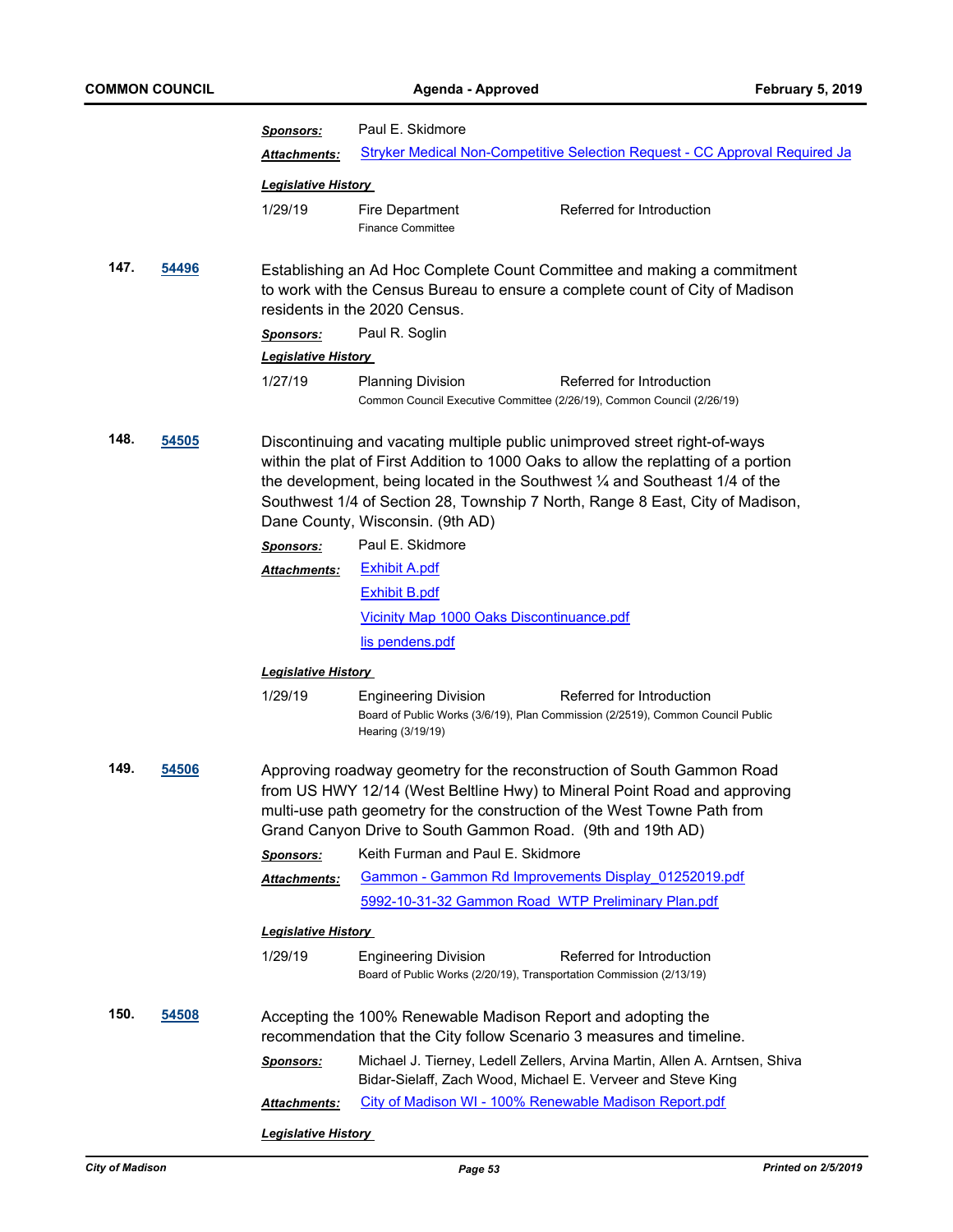***Sponsors:*** Paul E. Skidmore

***Attachments:*** [Stryker Medical Non-Competitive Selection Request - CC Approval Required Ja]

***Legislative History***

| | | |
|---|---|---|
| 1/29/19 | Fire Department<br>Finance Committee | Referred for Introduction |

**147.** **54496**

Establishing an Ad Hoc Complete Count Committee and making a commitment to work with the Census Bureau to ensure a complete count of City of Madison residents in the 2020 Census.

***Sponsors:*** Paul R. Soglin

***Legislative History***

| | | |
|---|---|---|
| 1/27/19 | Planning Division<br>Common Council Executive Committee (2/26/19), Common Council (2/26/19) | Referred for Introduction |

**148.** **54505**

Discontinuing and vacating multiple public unimproved street right-of-ways within the plat of First Addition to 1000 Oaks to allow the replatting of a portion the development, being located in the Southwest ¼ and Southeast 1/4 of the Southwest 1/4 of Section 28, Township 7 North, Range 8 East, City of Madison, Dane County, Wisconsin. (9th AD)

***Sponsors:*** Paul E. Skidmore

***Attachments:*** [Exhibit A.pdf]
[Exhibit B.pdf]
[Vicinity Map 1000 Oaks Discontinuance.pdf]
[lis pendens.pdf]

***Legislative History***

| | | |
|---|---|---|
| 1/29/19 | Engineering Division<br>Board of Public Works (3/6/19), Plan Commission (2/2519), Common Council Public Hearing (3/19/19) | Referred for Introduction |

**149.** **54506**

Approving roadway geometry for the reconstruction of South Gammon Road from US HWY 12/14 (West Beltline Hwy) to Mineral Point Road and approving multi-use path geometry for the construction of the West Towne Path from Grand Canyon Drive to South Gammon Road. (9th and 19th AD)

***Sponsors:*** Keith Furman and Paul E. Skidmore

***Attachments:*** [Gammon - Gammon Rd Improvements Display_01252019.pdf]
[5992-10-31-32 Gammon Road WTP Preliminary Plan.pdf]

***Legislative History***

| | | |
|---|---|---|
| 1/29/19 | Engineering Division<br>Board of Public Works (2/20/19), Transportation Commission (2/13/19) | Referred for Introduction |

**150.** **54508**

Accepting the 100% Renewable Madison Report and adopting the recommendation that the City follow Scenario 3 measures and timeline.

***Sponsors:*** Michael J. Tierney, Ledell Zellers, Arvina Martin, Allen A. Arntsen, Shiva Bidar-Sielaff, Zach Wood, Michael E. Verveer and Steve King

***Attachments:*** [City of Madison WI - 100% Renewable Madison Report.pdf]

***Legislative History***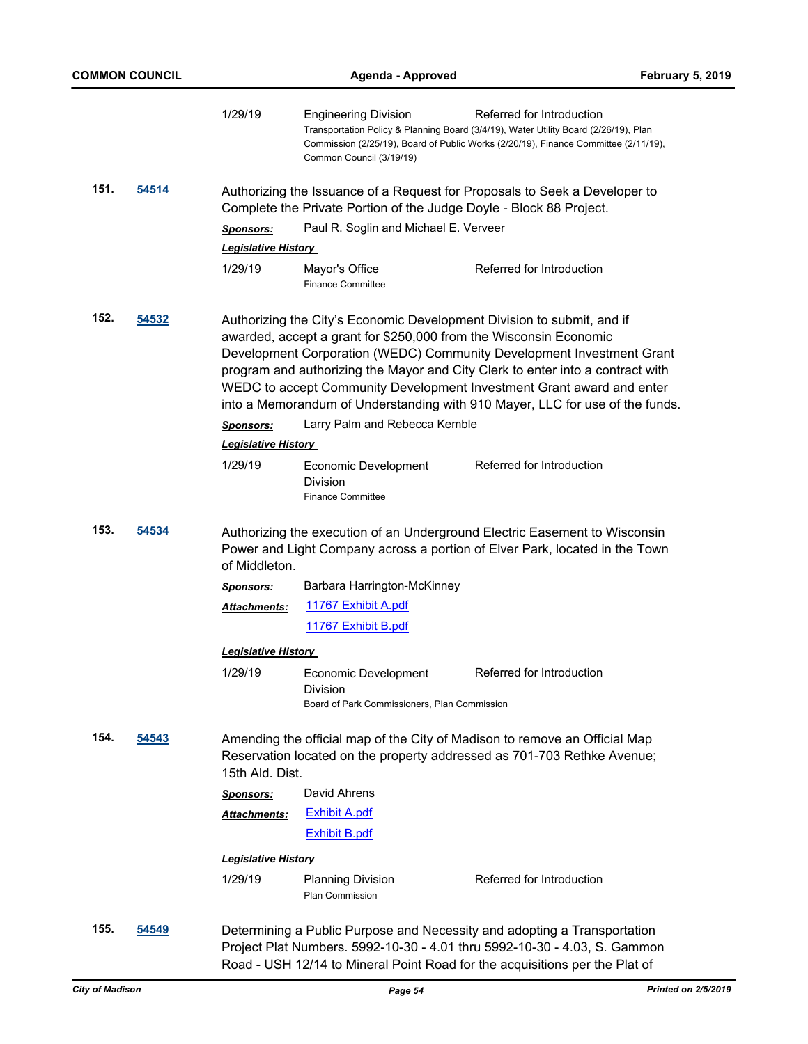| | |
|---|---|
| 1/29/19 | Engineering Division — Referred for Introduction<br>Transportation Policy & Planning Board (3/4/19), Water Utility Board (2/26/19), Plan Commission (2/25/19), Board of Public Works (2/20/19), Finance Committee (2/11/19), Common Council (3/19/19) |

**151. [54514](54514)**

Authorizing the Issuance of a Request for Proposals to Seek a Developer to Complete the Private Portion of the Judge Doyle - Block 88 Project.

***Sponsors:*** Paul R. Soglin and Michael E. Verveer

***Legislative History***

| Date | Action By | Action |
|---|---|---|
| 1/29/19 | Mayor's Office<br>Finance Committee | Referred for Introduction |

**152. [54532](54532)**

Authorizing the City's Economic Development Division to submit, and if awarded, accept a grant for $250,000 from the Wisconsin Economic Development Corporation (WEDC) Community Development Investment Grant program and authorizing the Mayor and City Clerk to enter into a contract with WEDC to accept Community Development Investment Grant award and enter into a Memorandum of Understanding with 910 Mayer, LLC for use of the funds.

***Sponsors:*** Larry Palm and Rebecca Kemble

***Legislative History***

| Date | Action By | Action |
|---|---|---|
| 1/29/19 | Economic Development Division<br>Finance Committee | Referred for Introduction |

**153. [54534](54534)**

Authorizing the execution of an Underground Electric Easement to Wisconsin Power and Light Company across a portion of Elver Park, located in the Town of Middleton.

***Sponsors:*** Barbara Harrington-McKinney

***Attachments:*** [11767 Exhibit A.pdf](11767 Exhibit A.pdf)
[11767 Exhibit B.pdf](11767 Exhibit B.pdf)

***Legislative History***

| Date | Action By | Action |
|---|---|---|
| 1/29/19 | Economic Development Division<br>Board of Park Commissioners, Plan Commission | Referred for Introduction |

**154. [54543](54543)**

Amending the official map of the City of Madison to remove an Official Map Reservation located on the property addressed as 701-703 Rethke Avenue; 15th Ald. Dist.

***Sponsors:*** David Ahrens

***Attachments:*** [Exhibit A.pdf](Exhibit A.pdf)
[Exhibit B.pdf](Exhibit B.pdf)

***Legislative History***

| Date | Action By | Action |
|---|---|---|
| 1/29/19 | Planning Division<br>Plan Commission | Referred for Introduction |

**155. [54549](54549)**

Determining a Public Purpose and Necessity and adopting a Transportation Project Plat Numbers. 5992-10-30 - 4.01 thru 5992-10-30 - 4.03, S. Gammon Road - USH 12/14 to Mineral Point Road for the acquisitions per the Plat of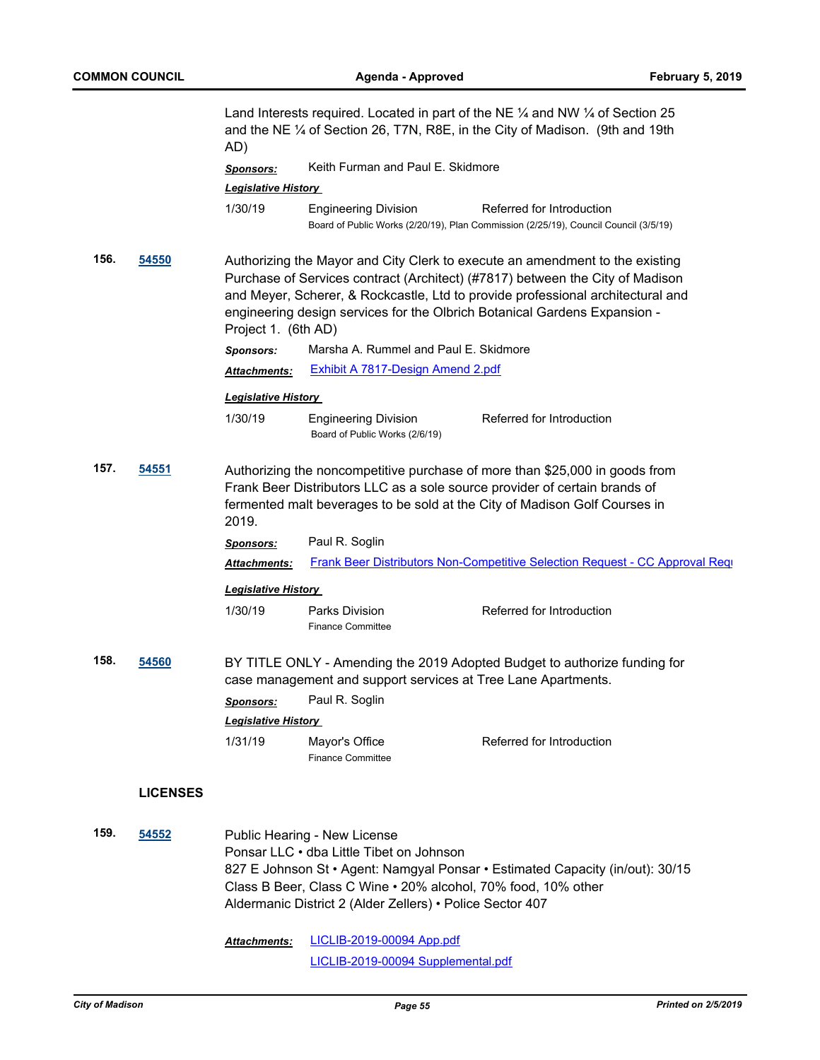Land Interests required. Located in part of the NE ¼ and NW ¼ of Section 25 and the NE ¼ of Section 26, T7N, R8E, in the City of Madison. (9th and 19th AD)

***Sponsors:*** Keith Furman and Paul E. Skidmore

***Legislative History***

1/30/19 Engineering Division Referred for Introduction
Board of Public Works (2/20/19), Plan Commission (2/25/19), Council Council (3/5/19)

**156.** **54550**

Authorizing the Mayor and City Clerk to execute an amendment to the existing Purchase of Services contract (Architect) (#7817) between the City of Madison and Meyer, Scherer, & Rockcastle, Ltd to provide professional architectural and engineering design services for the Olbrich Botanical Gardens Expansion - Project 1. (6th AD)

***Sponsors:*** Marsha A. Rummel and Paul E. Skidmore

***Attachments:*** Exhibit A 7817-Design Amend 2.pdf

***Legislative History***

1/30/19 Engineering Division Referred for Introduction
Board of Public Works (2/6/19)

**157.** **54551**

Authorizing the noncompetitive purchase of more than $25,000 in goods from Frank Beer Distributors LLC as a sole source provider of certain brands of fermented malt beverages to be sold at the City of Madison Golf Courses in 2019.

***Sponsors:*** Paul R. Soglin

***Attachments:*** Frank Beer Distributors Non-Competitive Selection Request - CC Approval Req

***Legislative History***

1/30/19 Parks Division Referred for Introduction
Finance Committee

**158.** **54560**

BY TITLE ONLY - Amending the 2019 Adopted Budget to authorize funding for case management and support services at Tree Lane Apartments.

***Sponsors:*** Paul R. Soglin

***Legislative History***

1/31/19 Mayor's Office Referred for Introduction
Finance Committee

## LICENSES

**159.** **54552**

Public Hearing - New License
Ponsar LLC • dba Little Tibet on Johnson
827 E Johnson St • Agent: Namgyal Ponsar • Estimated Capacity (in/out): 30/15
Class B Beer, Class C Wine • 20% alcohol, 70% food, 10% other
Aldermanic District 2 (Alder Zellers) • Police Sector 407

***Attachments:*** LICLIB-2019-00094 App.pdf
LICLIB-2019-00094 Supplemental.pdf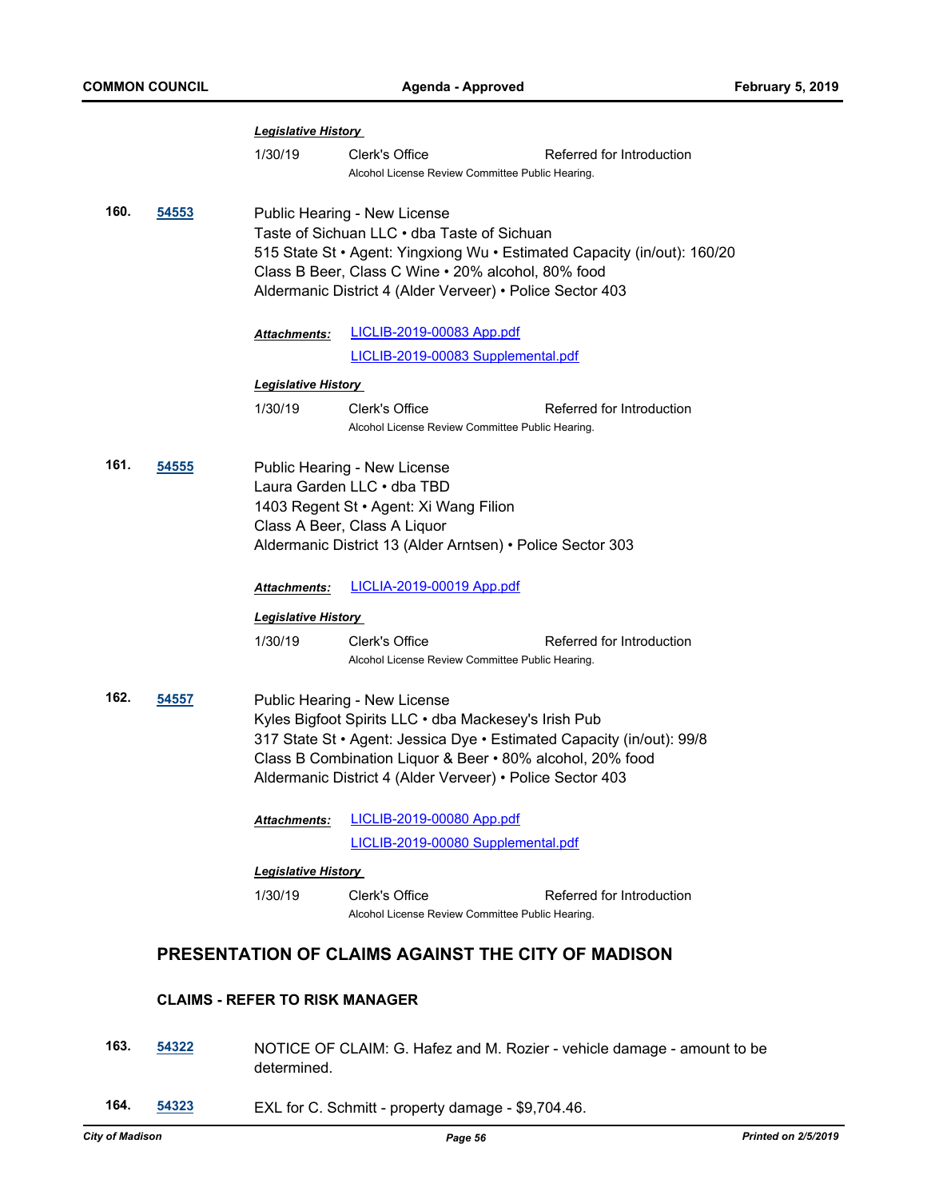***Legislative History***

1/30/19 Clerk's Office Referred for Introduction

Alcohol License Review Committee Public Hearing.

**160.** **54553** Public Hearing - New License

Taste of Sichuan LLC • dba Taste of Sichuan

515 State St • Agent: Yingxiong Wu • Estimated Capacity (in/out): 160/20

Class B Beer, Class C Wine • 20% alcohol, 80% food

Aldermanic District 4 (Alder Verveer) • Police Sector 403

***Attachments:*** LICLIB-2019-00083 App.pdf

LICLIB-2019-00083 Supplemental.pdf

***Legislative History***

1/30/19 Clerk's Office Referred for Introduction

Alcohol License Review Committee Public Hearing.

**161.** **54555** Public Hearing - New License

Laura Garden LLC • dba TBD

1403 Regent St • Agent: Xi Wang Filion

Class A Beer, Class A Liquor

Aldermanic District 13 (Alder Arntsen) • Police Sector 303

***Attachments:*** LICLIA-2019-00019 App.pdf

***Legislative History***

1/30/19 Clerk's Office Referred for Introduction

Alcohol License Review Committee Public Hearing.

**162.** **54557** Public Hearing - New License

Kyles Bigfoot Spirits LLC • dba Mackesey's Irish Pub

317 State St • Agent: Jessica Dye • Estimated Capacity (in/out): 99/8

Class B Combination Liquor & Beer • 80% alcohol, 20% food

Aldermanic District 4 (Alder Verveer) • Police Sector 403

***Attachments:*** LICLIB-2019-00080 App.pdf

LICLIB-2019-00080 Supplemental.pdf

***Legislative History***

1/30/19 Clerk's Office Referred for Introduction

Alcohol License Review Committee Public Hearing.

## PRESENTATION OF CLAIMS AGAINST THE CITY OF MADISON

### CLAIMS - REFER TO RISK MANAGER

**163.** **54322** NOTICE OF CLAIM: G. Hafez and M. Rozier - vehicle damage - amount to be determined.

**164.** **54323** EXL for C. Schmitt - property damage - $9,704.46.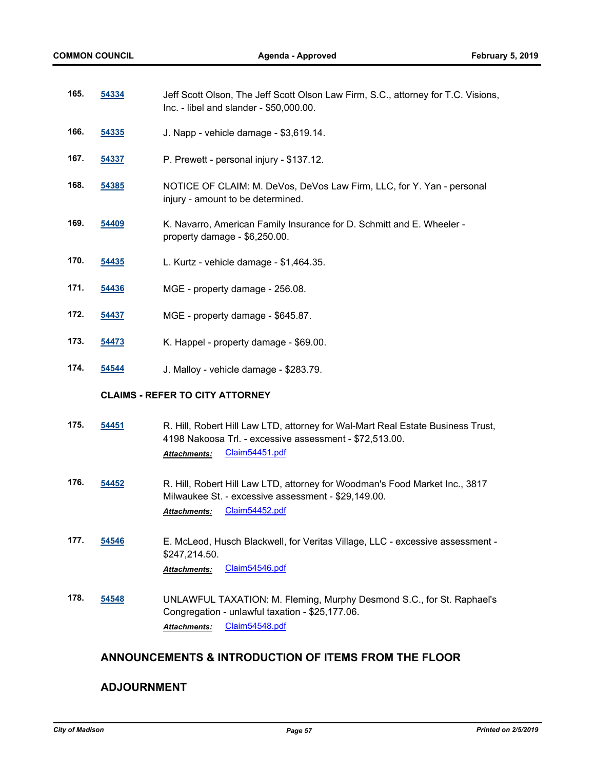165. **54334** Jeff Scott Olson, The Jeff Scott Olson Law Firm, S.C., attorney for T.C. Visions, Inc. - libel and slander - $50,000.00.

166. **54335** J. Napp - vehicle damage - $3,619.14.

167. **54337** P. Prewett - personal injury - $137.12.

168. **54385** NOTICE OF CLAIM: M. DeVos, DeVos Law Firm, LLC, for Y. Yan - personal injury - amount to be determined.

169. **54409** K. Navarro, American Family Insurance for D. Schmitt and E. Wheeler - property damage - $6,250.00.

170. **54435** L. Kurtz - vehicle damage - $1,464.35.

171. **54436** MGE - property damage - 256.08.

172. **54437** MGE - property damage - $645.87.

173. **54473** K. Happel - property damage - $69.00.

174. **54544** J. Malloy - vehicle damage - $283.79.

**CLAIMS - REFER TO CITY ATTORNEY**

175. **54451** R. Hill, Robert Hill Law LTD, attorney for Wal-Mart Real Estate Business Trust, 4198 Nakoosa Trl. - excessive assessment - $72,513.00.

   ***Attachments:*** Claim54451.pdf

176. **54452** R. Hill, Robert Hill Law LTD, attorney for Woodman's Food Market Inc., 3817 Milwaukee St. - excessive assessment - $29,149.00.

   ***Attachments:*** Claim54452.pdf

177. **54546** E. McLeod, Husch Blackwell, for Veritas Village, LLC - excessive assessment - $247,214.50.

   ***Attachments:*** Claim54546.pdf

178. **54548** UNLAWFUL TAXATION: M. Fleming, Murphy Desmond S.C., for St. Raphael's Congregation - unlawful taxation - $25,177.06.

   ***Attachments:*** Claim54548.pdf

## ANNOUNCEMENTS & INTRODUCTION OF ITEMS FROM THE FLOOR

## ADJOURNMENT